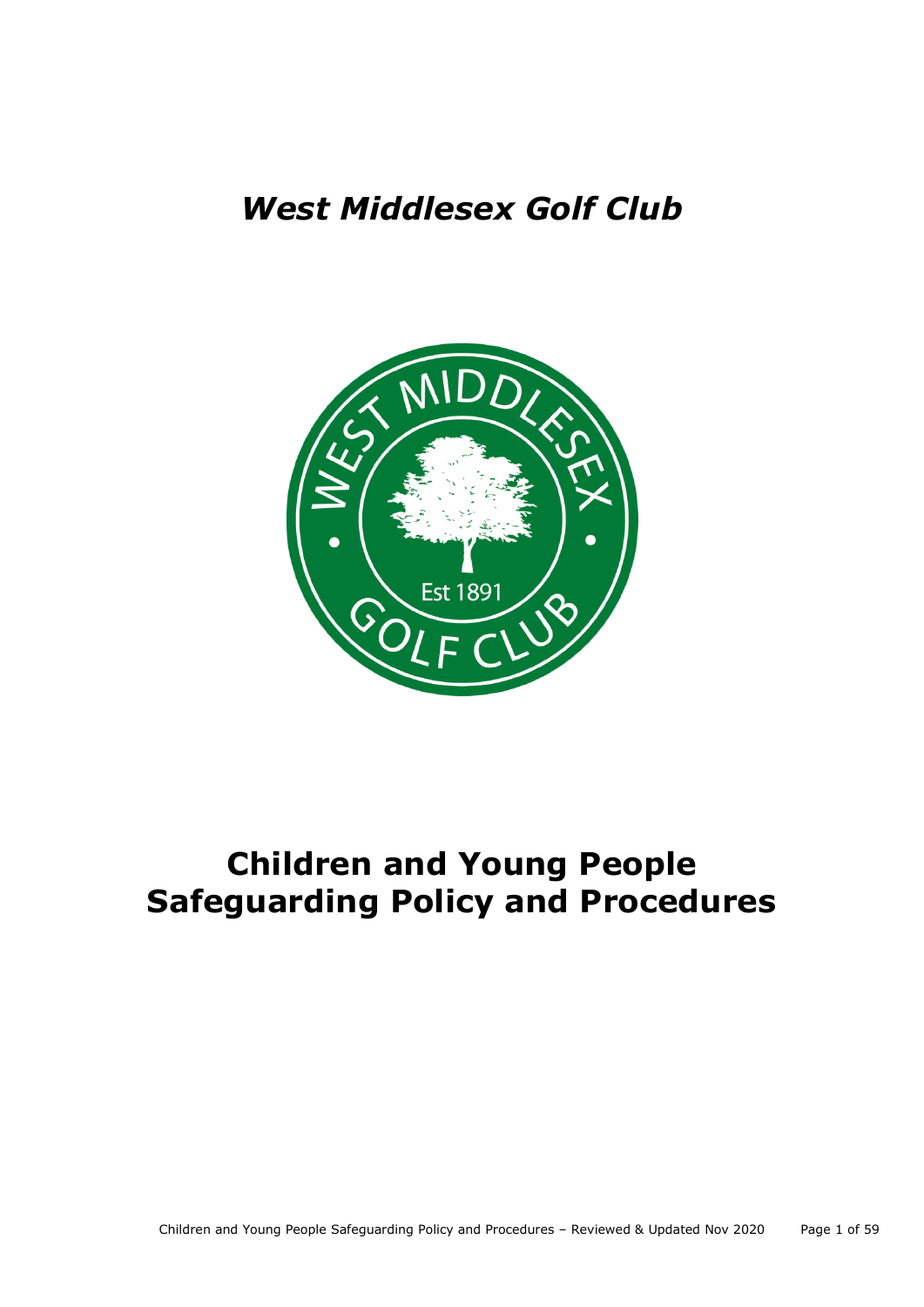# *West Middlesex Golf Club*

# Children and Young People Safeguarding Policy and Procedures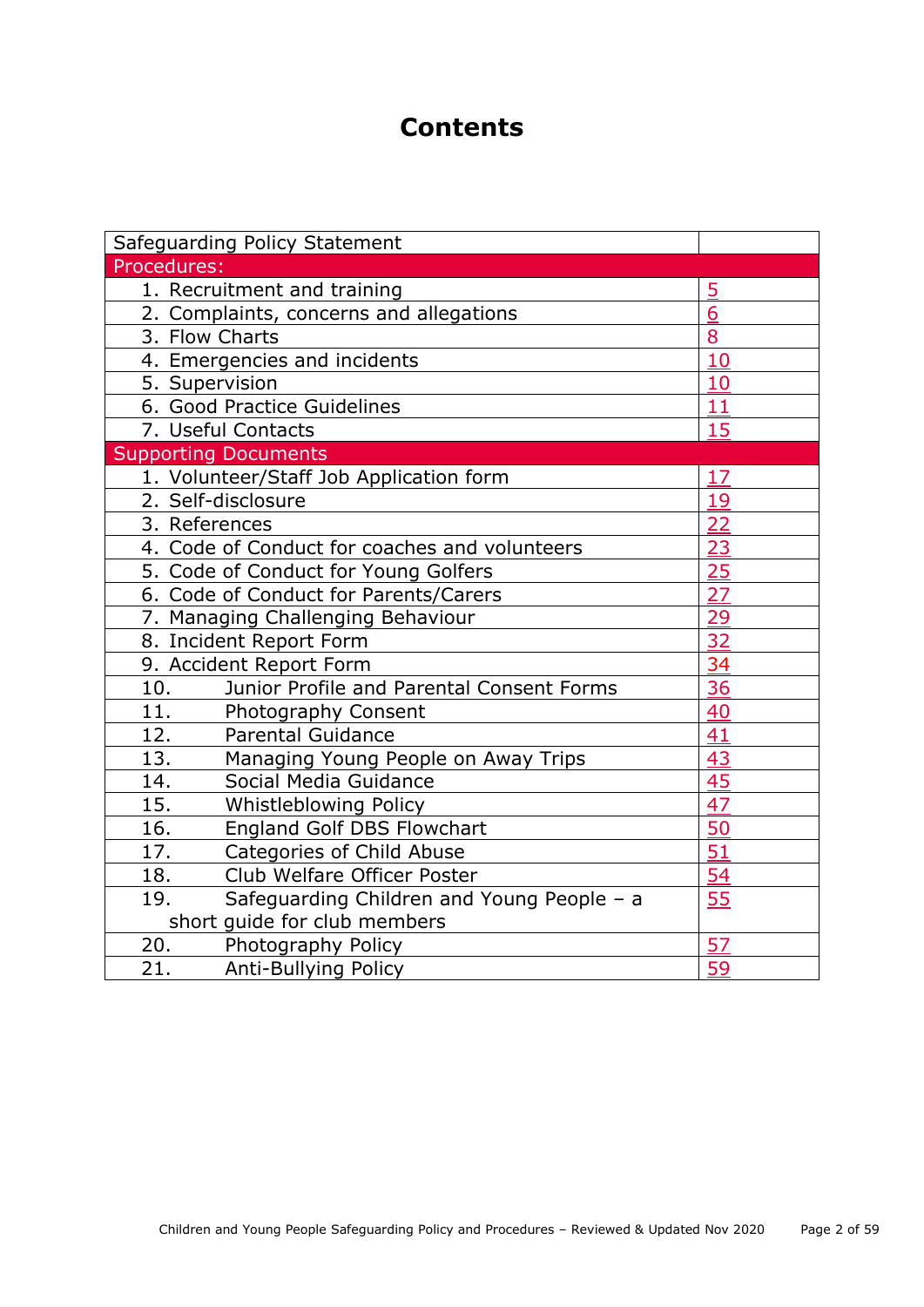# Contents

| Safeguarding Policy Statement | |
|---|---|
| **Procedures:** | |
| 1. Recruitment and training | 5 |
| 2. Complaints, concerns and allegations | 6 |
| 3. Flow Charts | 8 |
| 4. Emergencies and incidents | 10 |
| 5. Supervision | 10 |
| 6. Good Practice Guidelines | 11 |
| 7. Useful Contacts | 15 |
| **Supporting Documents** | |
| 1. Volunteer/Staff Job Application form | 17 |
| 2. Self-disclosure | 19 |
| 3. References | 22 |
| 4. Code of Conduct for coaches and volunteers | 23 |
| 5. Code of Conduct for Young Golfers | 25 |
| 6. Code of Conduct for Parents/Carers | 27 |
| 7. Managing Challenging Behaviour | 29 |
| 8. Incident Report Form | 32 |
| 9. Accident Report Form | 34 |
| 10. Junior Profile and Parental Consent Forms | 36 |
| 11. Photography Consent | 40 |
| 12. Parental Guidance | 41 |
| 13. Managing Young People on Away Trips | 43 |
| 14. Social Media Guidance | 45 |
| 15. Whistleblowing Policy | 47 |
| 16. England Golf DBS Flowchart | 50 |
| 17. Categories of Child Abuse | 51 |
| 18. Club Welfare Officer Poster | 54 |
| 19. Safeguarding Children and Young People – a short guide for club members | 55 |
| 20. Photography Policy | 57 |
| 21. Anti-Bullying Policy | 59 |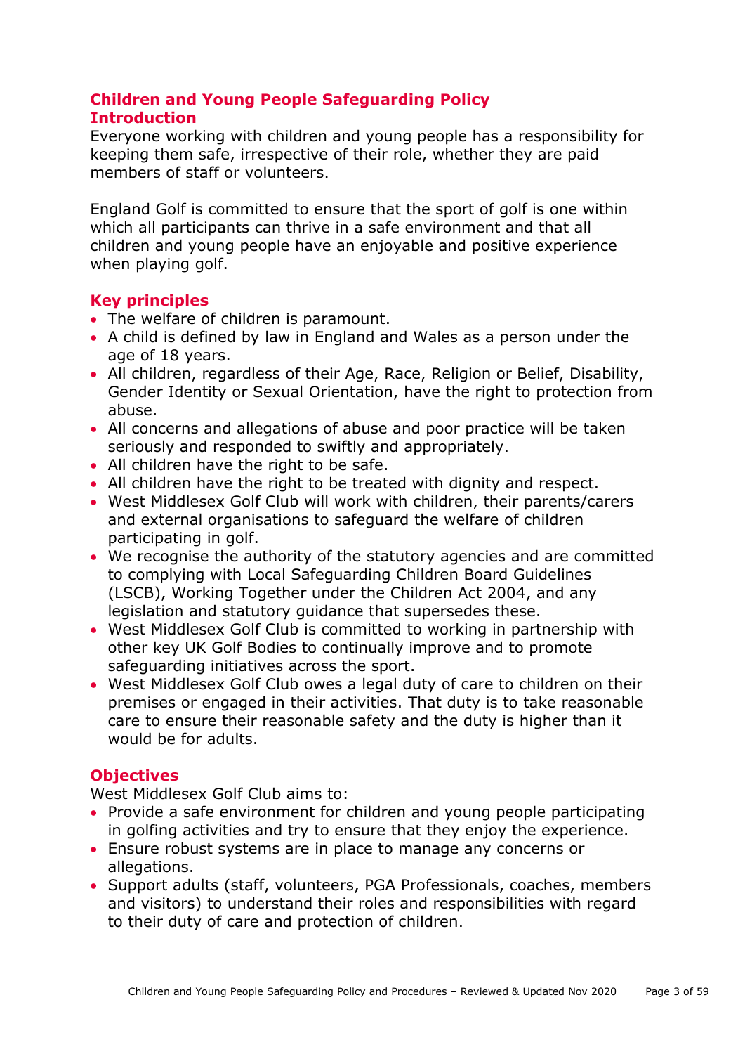## Children and Young People Safeguarding Policy

## Introduction

Everyone working with children and young people has a responsibility for keeping them safe, irrespective of their role, whether they are paid members of staff or volunteers.

England Golf is committed to ensure that the sport of golf is one within which all participants can thrive in a safe environment and that all children and young people have an enjoyable and positive experience when playing golf.

## Key principles

- The welfare of children is paramount.
- A child is defined by law in England and Wales as a person under the age of 18 years.
- All children, regardless of their Age, Race, Religion or Belief, Disability, Gender Identity or Sexual Orientation, have the right to protection from abuse.
- All concerns and allegations of abuse and poor practice will be taken seriously and responded to swiftly and appropriately.
- All children have the right to be safe.
- All children have the right to be treated with dignity and respect.
- West Middlesex Golf Club will work with children, their parents/carers and external organisations to safeguard the welfare of children participating in golf.
- We recognise the authority of the statutory agencies and are committed to complying with Local Safeguarding Children Board Guidelines (LSCB), Working Together under the Children Act 2004, and any legislation and statutory guidance that supersedes these.
- West Middlesex Golf Club is committed to working in partnership with other key UK Golf Bodies to continually improve and to promote safeguarding initiatives across the sport.
- West Middlesex Golf Club owes a legal duty of care to children on their premises or engaged in their activities. That duty is to take reasonable care to ensure their reasonable safety and the duty is higher than it would be for adults.

## Objectives

West Middlesex Golf Club aims to:

- Provide a safe environment for children and young people participating in golfing activities and try to ensure that they enjoy the experience.
- Ensure robust systems are in place to manage any concerns or allegations.
- Support adults (staff, volunteers, PGA Professionals, coaches, members and visitors) to understand their roles and responsibilities with regard to their duty of care and protection of children.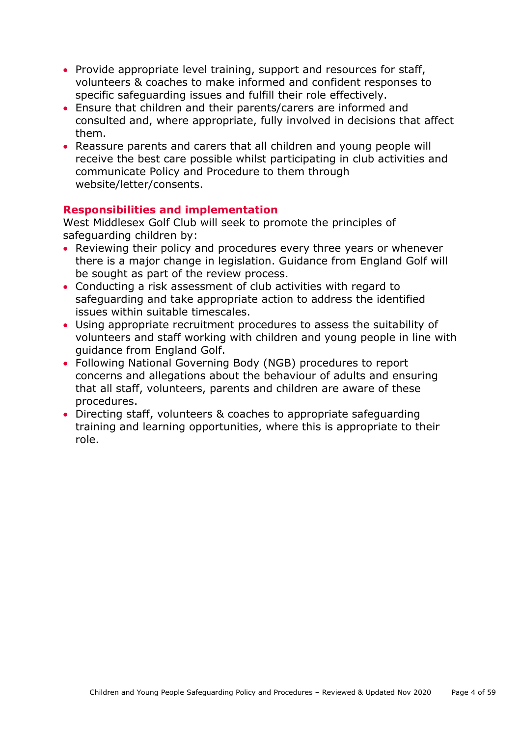- Provide appropriate level training, support and resources for staff, volunteers & coaches to make informed and confident responses to specific safeguarding issues and fulfill their role effectively.
- Ensure that children and their parents/carers are informed and consulted and, where appropriate, fully involved in decisions that affect them.
- Reassure parents and carers that all children and young people will receive the best care possible whilst participating in club activities and communicate Policy and Procedure to them through website/letter/consents.

## Responsibilities and implementation

West Middlesex Golf Club will seek to promote the principles of safeguarding children by:

- Reviewing their policy and procedures every three years or whenever there is a major change in legislation. Guidance from England Golf will be sought as part of the review process.
- Conducting a risk assessment of club activities with regard to safeguarding and take appropriate action to address the identified issues within suitable timescales.
- Using appropriate recruitment procedures to assess the suitability of volunteers and staff working with children and young people in line with guidance from England Golf.
- Following National Governing Body (NGB) procedures to report concerns and allegations about the behaviour of adults and ensuring that all staff, volunteers, parents and children are aware of these procedures.
- Directing staff, volunteers & coaches to appropriate safeguarding training and learning opportunities, where this is appropriate to their role.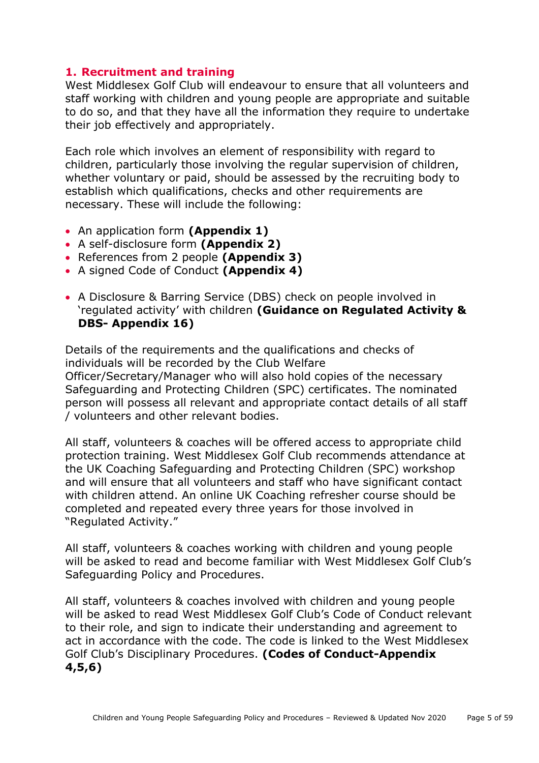## 1. Recruitment and training

West Middlesex Golf Club will endeavour to ensure that all volunteers and staff working with children and young people are appropriate and suitable to do so, and that they have all the information they require to undertake their job effectively and appropriately.

Each role which involves an element of responsibility with regard to children, particularly those involving the regular supervision of children, whether voluntary or paid, should be assessed by the recruiting body to establish which qualifications, checks and other requirements are necessary. These will include the following:

- An application form **(Appendix 1)**
- A self-disclosure form **(Appendix 2)**
- References from 2 people **(Appendix 3)**
- A signed Code of Conduct **(Appendix 4)**

- A Disclosure & Barring Service (DBS) check on people involved in 'regulated activity' with children **(Guidance on Regulated Activity & DBS- Appendix 16)**

Details of the requirements and the qualifications and checks of individuals will be recorded by the Club Welfare Officer/Secretary/Manager who will also hold copies of the necessary Safeguarding and Protecting Children (SPC) certificates. The nominated person will possess all relevant and appropriate contact details of all staff / volunteers and other relevant bodies.

All staff, volunteers & coaches will be offered access to appropriate child protection training. West Middlesex Golf Club recommends attendance at the UK Coaching Safeguarding and Protecting Children (SPC) workshop and will ensure that all volunteers and staff who have significant contact with children attend. An online UK Coaching refresher course should be completed and repeated every three years for those involved in "Regulated Activity."

All staff, volunteers & coaches working with children and young people will be asked to read and become familiar with West Middlesex Golf Club's Safeguarding Policy and Procedures.

All staff, volunteers & coaches involved with children and young people will be asked to read West Middlesex Golf Club's Code of Conduct relevant to their role, and sign to indicate their understanding and agreement to act in accordance with the code. The code is linked to the West Middlesex Golf Club's Disciplinary Procedures. **(Codes of Conduct-Appendix 4,5,6)**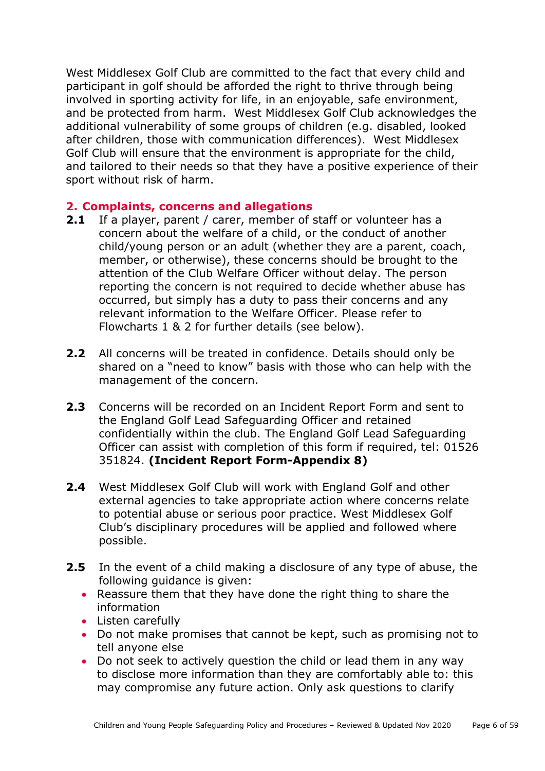West Middlesex Golf Club are committed to the fact that every child and participant in golf should be afforded the right to thrive through being involved in sporting activity for life, in an enjoyable, safe environment, and be protected from harm. West Middlesex Golf Club acknowledges the additional vulnerability of some groups of children (e.g. disabled, looked after children, those with communication differences). West Middlesex Golf Club will ensure that the environment is appropriate for the child, and tailored to their needs so that they have a positive experience of their sport without risk of harm.

## 2. Complaints, concerns and allegations

**2.1** If a player, parent / carer, member of staff or volunteer has a concern about the welfare of a child, or the conduct of another child/young person or an adult (whether they are a parent, coach, member, or otherwise), these concerns should be brought to the attention of the Club Welfare Officer without delay. The person reporting the concern is not required to decide whether abuse has occurred, but simply has a duty to pass their concerns and any relevant information to the Welfare Officer. Please refer to Flowcharts 1 & 2 for further details (see below).

**2.2** All concerns will be treated in confidence. Details should only be shared on a "need to know" basis with those who can help with the management of the concern.

**2.3** Concerns will be recorded on an Incident Report Form and sent to the England Golf Lead Safeguarding Officer and retained confidentially within the club. The England Golf Lead Safeguarding Officer can assist with completion of this form if required, tel: 01526 351824. **(Incident Report Form-Appendix 8)**

**2.4** West Middlesex Golf Club will work with England Golf and other external agencies to take appropriate action where concerns relate to potential abuse or serious poor practice. West Middlesex Golf Club's disciplinary procedures will be applied and followed where possible.

**2.5** In the event of a child making a disclosure of any type of abuse, the following guidance is given:

- Reassure them that they have done the right thing to share the information
- Listen carefully
- Do not make promises that cannot be kept, such as promising not to tell anyone else
- Do not seek to actively question the child or lead them in any way to disclose more information than they are comfortably able to: this may compromise any future action. Only ask questions to clarify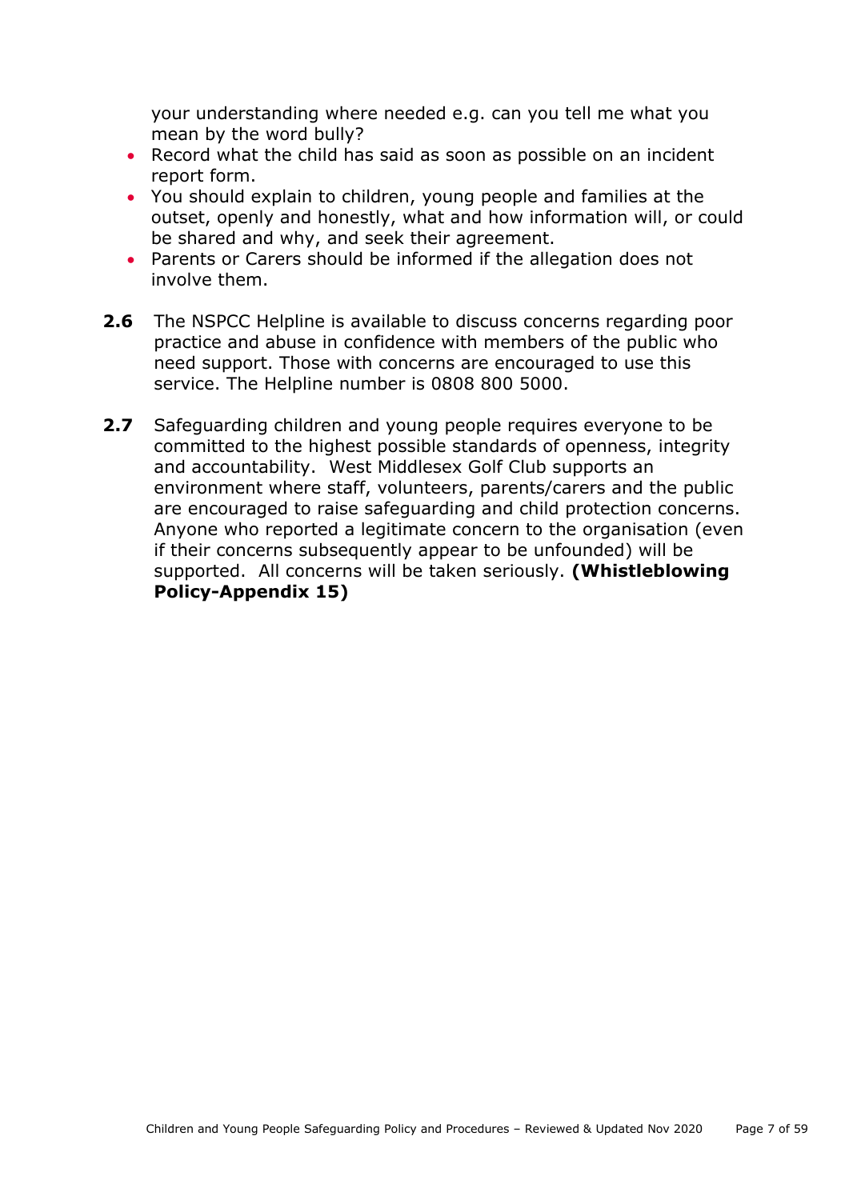your understanding where needed e.g. can you tell me what you mean by the word bully?

- Record what the child has said as soon as possible on an incident report form.
- You should explain to children, young people and families at the outset, openly and honestly, what and how information will, or could be shared and why, and seek their agreement.
- Parents or Carers should be informed if the allegation does not involve them.

**2.6** The NSPCC Helpline is available to discuss concerns regarding poor practice and abuse in confidence with members of the public who need support. Those with concerns are encouraged to use this service. The Helpline number is 0808 800 5000.

**2.7** Safeguarding children and young people requires everyone to be committed to the highest possible standards of openness, integrity and accountability. West Middlesex Golf Club supports an environment where staff, volunteers, parents/carers and the public are encouraged to raise safeguarding and child protection concerns. Anyone who reported a legitimate concern to the organisation (even if their concerns subsequently appear to be unfounded) will be supported. All concerns will be taken seriously. **(Whistleblowing Policy-Appendix 15)**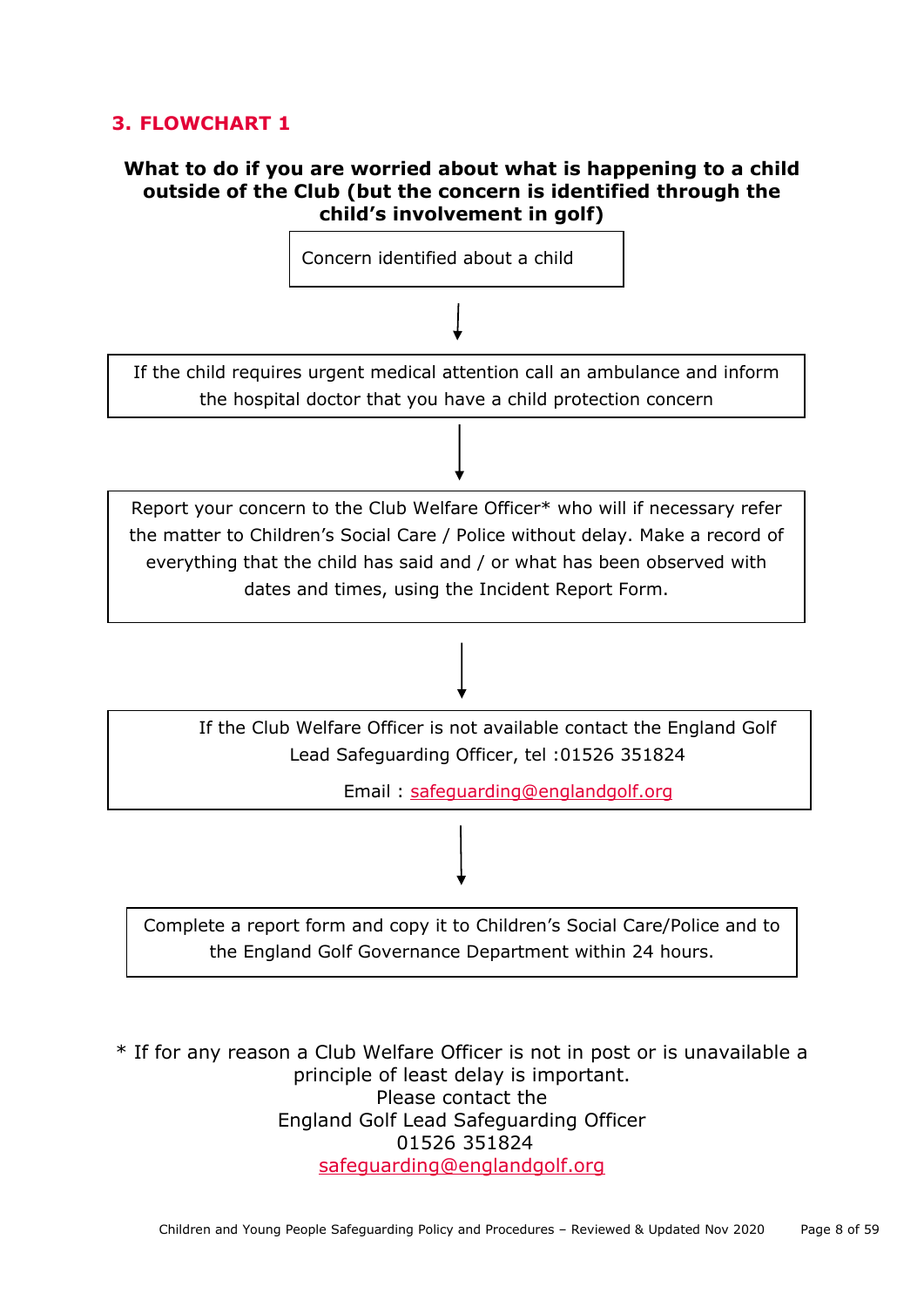## 3. FLOWCHART 1

**What to do if you are worried about what is happening to a child outside of the Club (but the concern is identified through the child's involvement in golf)**

Concern identified about a child

↓

If the child requires urgent medical attention call an ambulance and inform the hospital doctor that you have a child protection concern

↓

Report your concern to the Club Welfare Officer* who will if necessary refer the matter to Children's Social Care / Police without delay. Make a record of everything that the child has said and / or what has been observed with dates and times, using the Incident Report Form.

↓

If the Club Welfare Officer is not available contact the England Golf Lead Safeguarding Officer, tel :01526 351824

Email : safeguarding@englandgolf.org

↓

Complete a report form and copy it to Children's Social Care/Police and to the England Golf Governance Department within 24 hours.

* If for any reason a Club Welfare Officer is not in post or is unavailable a principle of least delay is important.
Please contact the
England Golf Lead Safeguarding Officer
01526 351824
safeguarding@englandgolf.org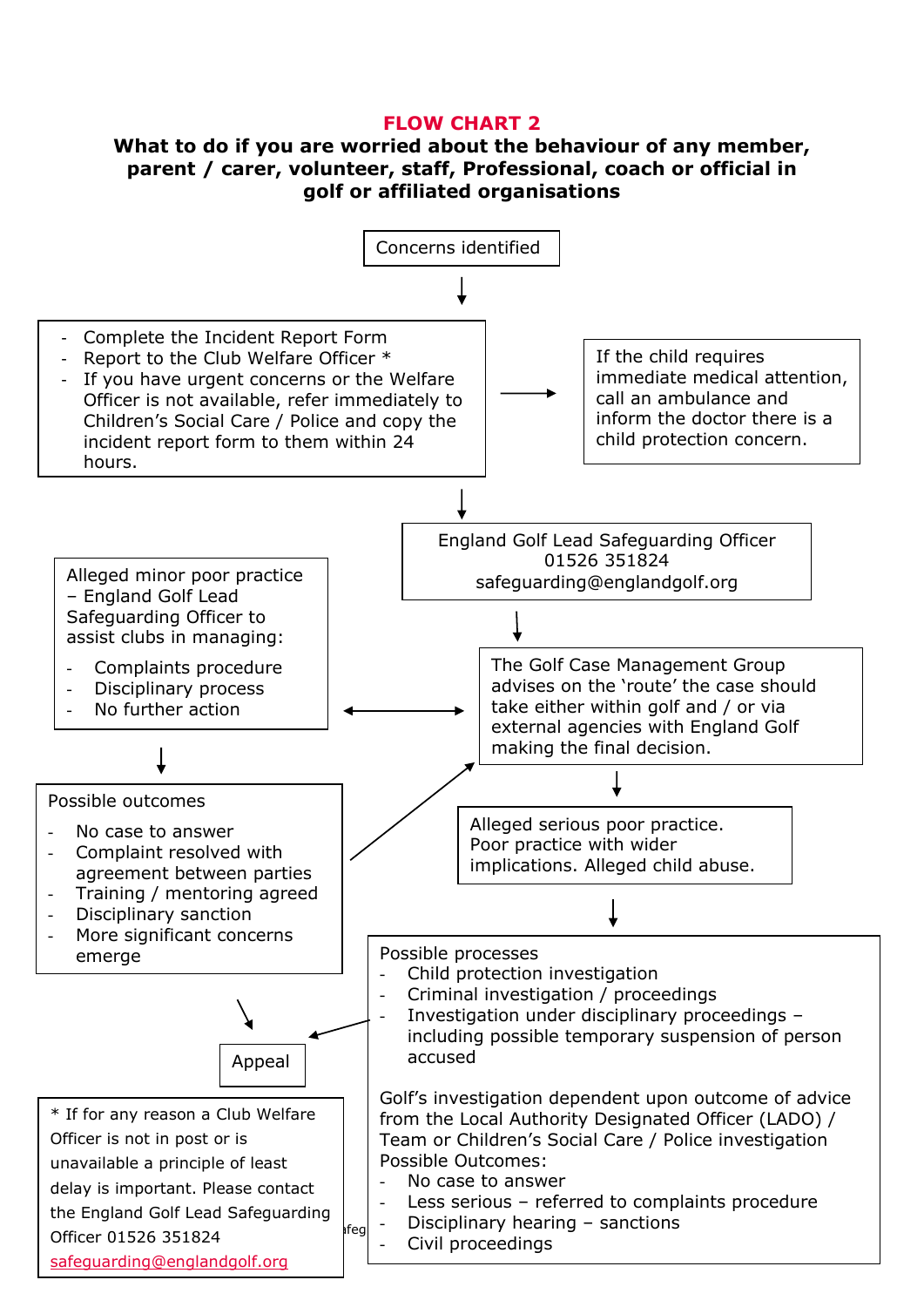## FLOW CHART 2

**What to do if you are worried about the behaviour of any member, parent / carer, volunteer, staff, Professional, coach or official in golf or affiliated organisations**

Concerns identified

- Complete the Incident Report Form
- Report to the Club Welfare Officer *
- If you have urgent concerns or the Welfare Officer is not available, refer immediately to Children's Social Care / Police and copy the incident report form to them within 24 hours.

If the child requires immediate medical attention, call an ambulance and inform the doctor there is a child protection concern.

England Golf Lead Safeguarding Officer
01526 351824
safeguarding@englandgolf.org

The Golf Case Management Group advises on the 'route' the case should take either within golf and / or via external agencies with England Golf making the final decision.

Alleged minor poor practice – England Golf Lead Safeguarding Officer to assist clubs in managing:

- Complaints procedure
- Disciplinary process
- No further action

Possible outcomes

- No case to answer
- Complaint resolved with agreement between parties
- Training / mentoring agreed
- Disciplinary sanction
- More significant concerns emerge

Alleged serious poor practice. Poor practice with wider implications. Alleged child abuse.

Possible processes

- Child protection investigation
- Criminal investigation / proceedings
- Investigation under disciplinary proceedings – including possible temporary suspension of person accused

Golf's investigation dependent upon outcome of advice from the Local Authority Designated Officer (LADO) / Team or Children's Social Care / Police investigation

Possible Outcomes:

- No case to answer
- Less serious – referred to complaints procedure
- Disciplinary hearing – sanctions
- Civil proceedings

Appeal

* If for any reason a Club Welfare Officer is not in post or is unavailable a principle of least delay is important. Please contact the England Golf Lead Safeguarding Officer 01526 351824 safeguarding@englandgolf.org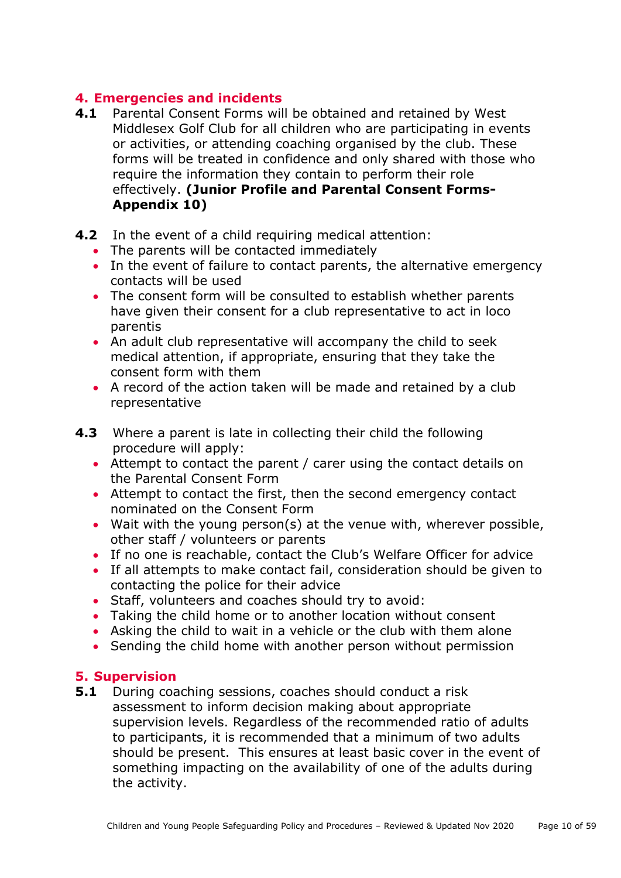## 4. Emergencies and incidents

**4.1** Parental Consent Forms will be obtained and retained by West Middlesex Golf Club for all children who are participating in events or activities, or attending coaching organised by the club. These forms will be treated in confidence and only shared with those who require the information they contain to perform their role effectively. **(Junior Profile and Parental Consent Forms- Appendix 10)**

**4.2** In the event of a child requiring medical attention:

- The parents will be contacted immediately
- In the event of failure to contact parents, the alternative emergency contacts will be used
- The consent form will be consulted to establish whether parents have given their consent for a club representative to act in loco parentis
- An adult club representative will accompany the child to seek medical attention, if appropriate, ensuring that they take the consent form with them
- A record of the action taken will be made and retained by a club representative

**4.3** Where a parent is late in collecting their child the following procedure will apply:

- Attempt to contact the parent / carer using the contact details on the Parental Consent Form
- Attempt to contact the first, then the second emergency contact nominated on the Consent Form
- Wait with the young person(s) at the venue with, wherever possible, other staff / volunteers or parents
- If no one is reachable, contact the Club's Welfare Officer for advice
- If all attempts to make contact fail, consideration should be given to contacting the police for their advice
- Staff, volunteers and coaches should try to avoid:
- Taking the child home or to another location without consent
- Asking the child to wait in a vehicle or the club with them alone
- Sending the child home with another person without permission

## 5. Supervision

**5.1** During coaching sessions, coaches should conduct a risk assessment to inform decision making about appropriate supervision levels. Regardless of the recommended ratio of adults to participants, it is recommended that a minimum of two adults should be present. This ensures at least basic cover in the event of something impacting on the availability of one of the adults during the activity.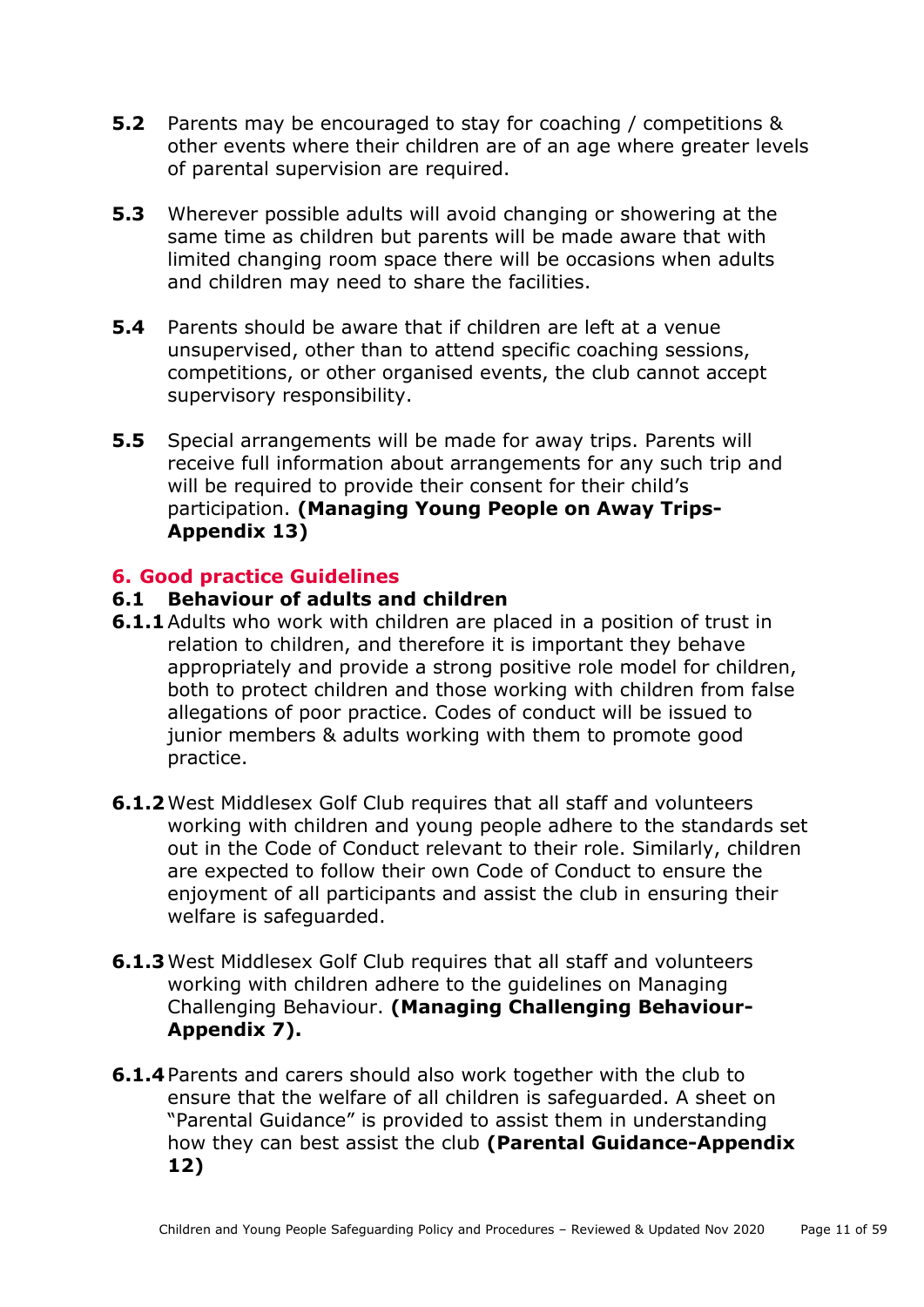**5.2** Parents may be encouraged to stay for coaching / competitions & other events where their children are of an age where greater levels of parental supervision are required.

**5.3** Wherever possible adults will avoid changing or showering at the same time as children but parents will be made aware that with limited changing room space there will be occasions when adults and children may need to share the facilities.

**5.4** Parents should be aware that if children are left at a venue unsupervised, other than to attend specific coaching sessions, competitions, or other organised events, the club cannot accept supervisory responsibility.

**5.5** Special arrangements will be made for away trips. Parents will receive full information about arrangements for any such trip and will be required to provide their consent for their child's participation. **(Managing Young People on Away Trips-Appendix 13)**

## 6. Good practice Guidelines

### 6.1 Behaviour of adults and children

**6.1.1** Adults who work with children are placed in a position of trust in relation to children, and therefore it is important they behave appropriately and provide a strong positive role model for children, both to protect children and those working with children from false allegations of poor practice. Codes of conduct will be issued to junior members & adults working with them to promote good practice.

**6.1.2** West Middlesex Golf Club requires that all staff and volunteers working with children and young people adhere to the standards set out in the Code of Conduct relevant to their role. Similarly, children are expected to follow their own Code of Conduct to ensure the enjoyment of all participants and assist the club in ensuring their welfare is safeguarded.

**6.1.3** West Middlesex Golf Club requires that all staff and volunteers working with children adhere to the guidelines on Managing Challenging Behaviour. **(Managing Challenging Behaviour-Appendix 7).**

**6.1.4** Parents and carers should also work together with the club to ensure that the welfare of all children is safeguarded. A sheet on "Parental Guidance" is provided to assist them in understanding how they can best assist the club **(Parental Guidance-Appendix 12)**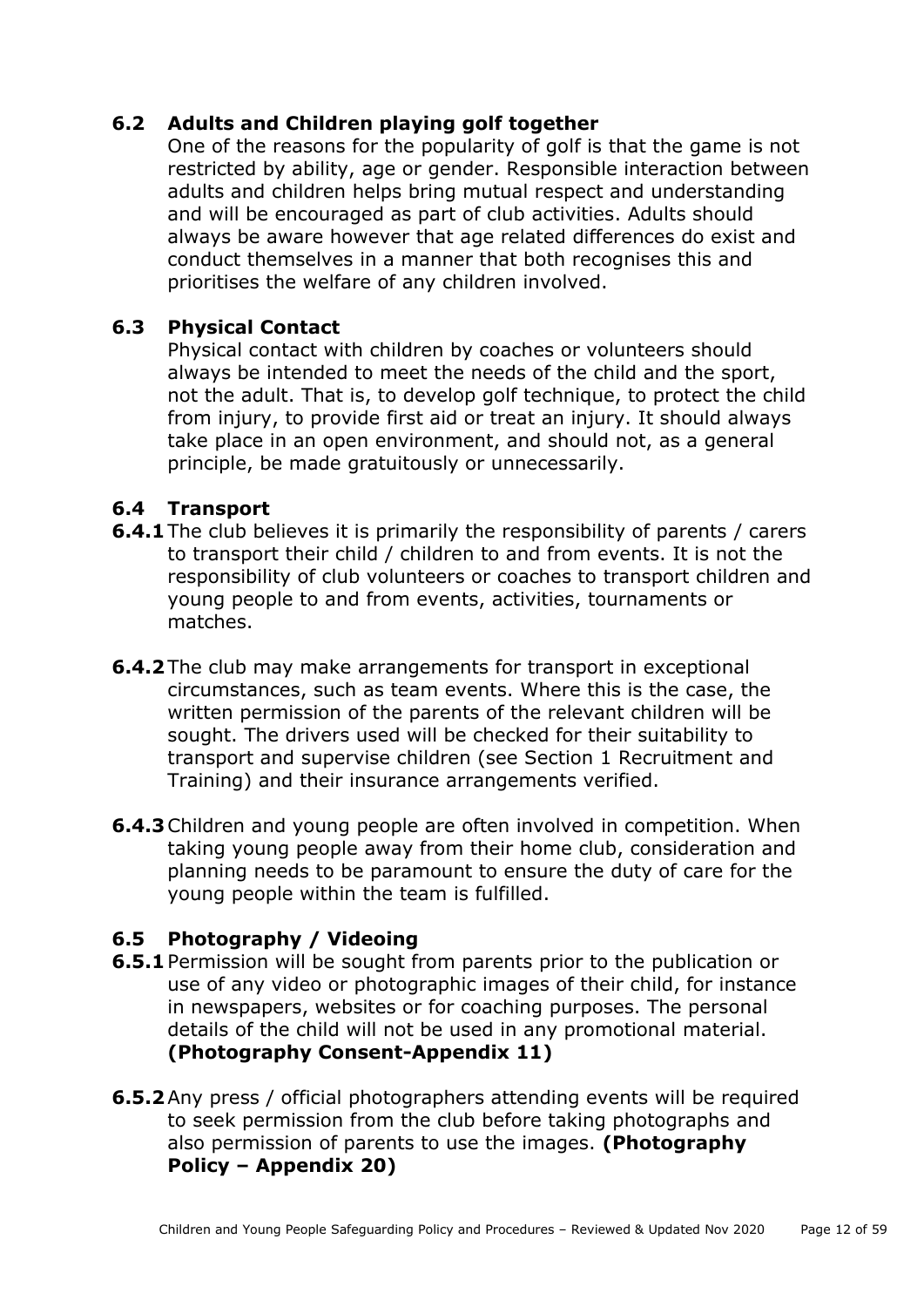## 6.2 Adults and Children playing golf together

One of the reasons for the popularity of golf is that the game is not restricted by ability, age or gender. Responsible interaction between adults and children helps bring mutual respect and understanding and will be encouraged as part of club activities. Adults should always be aware however that age related differences do exist and conduct themselves in a manner that both recognises this and prioritises the welfare of any children involved.

## 6.3 Physical Contact

Physical contact with children by coaches or volunteers should always be intended to meet the needs of the child and the sport, not the adult. That is, to develop golf technique, to protect the child from injury, to provide first aid or treat an injury. It should always take place in an open environment, and should not, as a general principle, be made gratuitously or unnecessarily.

## 6.4 Transport

**6.4.1** The club believes it is primarily the responsibility of parents / carers to transport their child / children to and from events. It is not the responsibility of club volunteers or coaches to transport children and young people to and from events, activities, tournaments or matches.

**6.4.2** The club may make arrangements for transport in exceptional circumstances, such as team events. Where this is the case, the written permission of the parents of the relevant children will be sought. The drivers used will be checked for their suitability to transport and supervise children (see Section 1 Recruitment and Training) and their insurance arrangements verified.

**6.4.3** Children and young people are often involved in competition. When taking young people away from their home club, consideration and planning needs to be paramount to ensure the duty of care for the young people within the team is fulfilled.

## 6.5 Photography / Videoing

**6.5.1** Permission will be sought from parents prior to the publication or use of any video or photographic images of their child, for instance in newspapers, websites or for coaching purposes. The personal details of the child will not be used in any promotional material. **(Photography Consent-Appendix 11)**

**6.5.2** Any press / official photographers attending events will be required to seek permission from the club before taking photographs and also permission of parents to use the images. **(Photography Policy – Appendix 20)**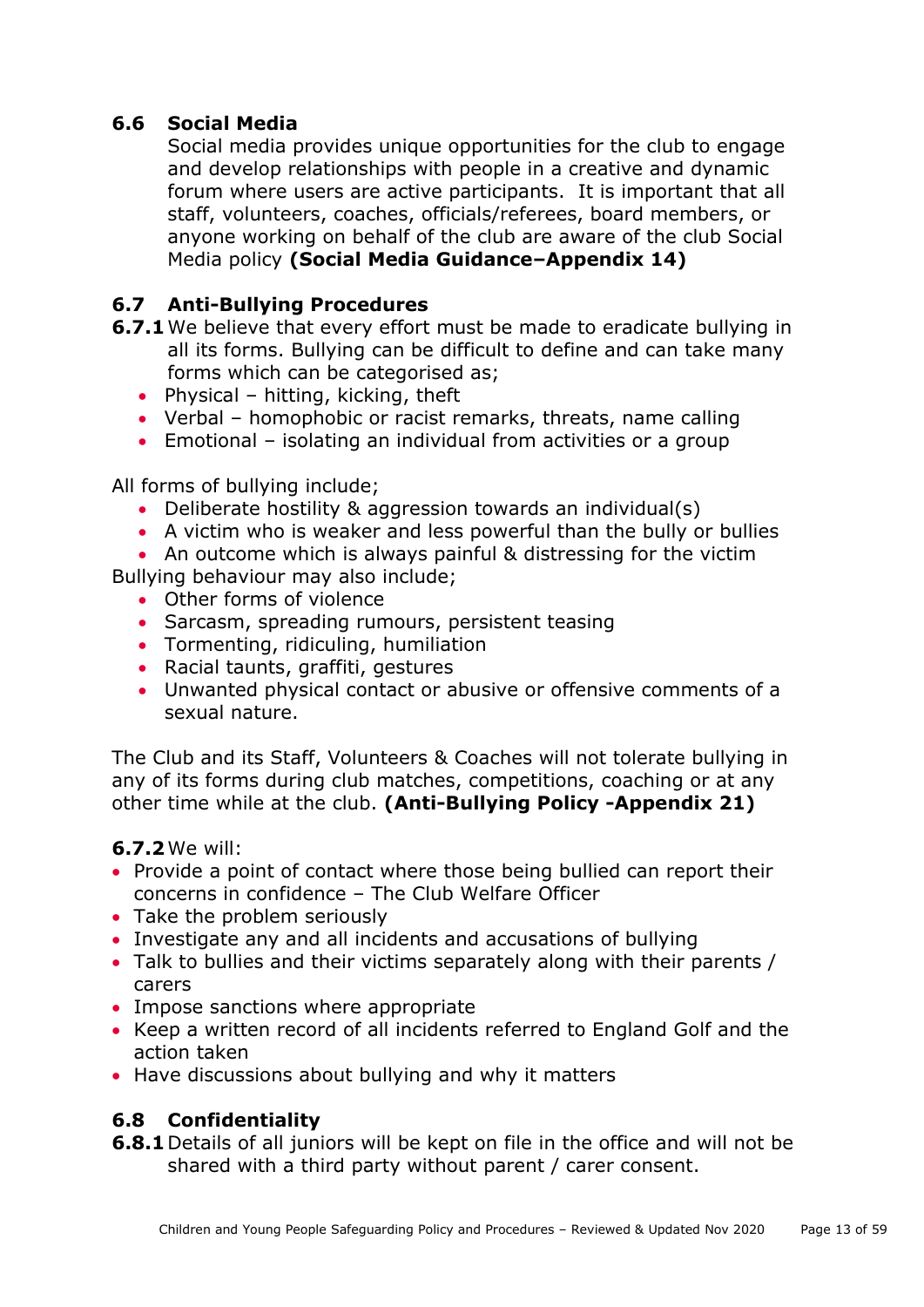## 6.6 Social Media

Social media provides unique opportunities for the club to engage and develop relationships with people in a creative and dynamic forum where users are active participants. It is important that all staff, volunteers, coaches, officials/referees, board members, or anyone working on behalf of the club are aware of the club Social Media policy **(Social Media Guidance–Appendix 14)**

## 6.7 Anti-Bullying Procedures

**6.7.1** We believe that every effort must be made to eradicate bullying in all its forms. Bullying can be difficult to define and can take many forms which can be categorised as;

- Physical – hitting, kicking, theft
- Verbal – homophobic or racist remarks, threats, name calling
- Emotional – isolating an individual from activities or a group

All forms of bullying include;

- Deliberate hostility & aggression towards an individual(s)
- A victim who is weaker and less powerful than the bully or bullies
- An outcome which is always painful & distressing for the victim

Bullying behaviour may also include;

- Other forms of violence
- Sarcasm, spreading rumours, persistent teasing
- Tormenting, ridiculing, humiliation
- Racial taunts, graffiti, gestures
- Unwanted physical contact or abusive or offensive comments of a sexual nature.

The Club and its Staff, Volunteers & Coaches will not tolerate bullying in any of its forms during club matches, competitions, coaching or at any other time while at the club. **(Anti-Bullying Policy -Appendix 21)**

**6.7.2** We will:

- Provide a point of contact where those being bullied can report their concerns in confidence – The Club Welfare Officer
- Take the problem seriously
- Investigate any and all incidents and accusations of bullying
- Talk to bullies and their victims separately along with their parents / carers
- Impose sanctions where appropriate
- Keep a written record of all incidents referred to England Golf and the action taken
- Have discussions about bullying and why it matters

## 6.8 Confidentiality

**6.8.1** Details of all juniors will be kept on file in the office and will not be shared with a third party without parent / carer consent.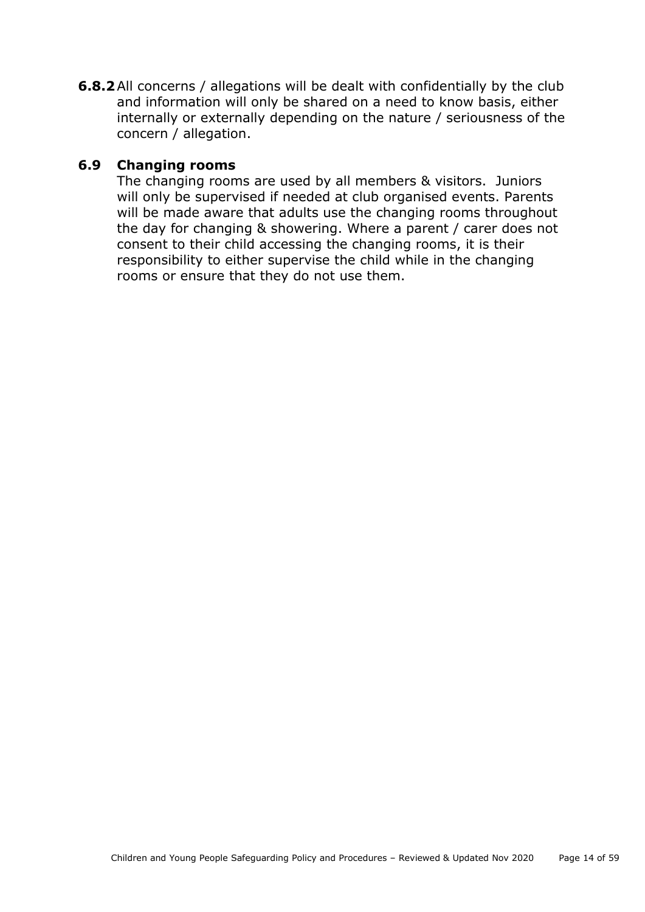**6.8.2** All concerns / allegations will be dealt with confidentially by the club and information will only be shared on a need to know basis, either internally or externally depending on the nature / seriousness of the concern / allegation.

### 6.9 Changing rooms

The changing rooms are used by all members & visitors. Juniors will only be supervised if needed at club organised events. Parents will be made aware that adults use the changing rooms throughout the day for changing & showering. Where a parent / carer does not consent to their child accessing the changing rooms, it is their responsibility to either supervise the child while in the changing rooms or ensure that they do not use them.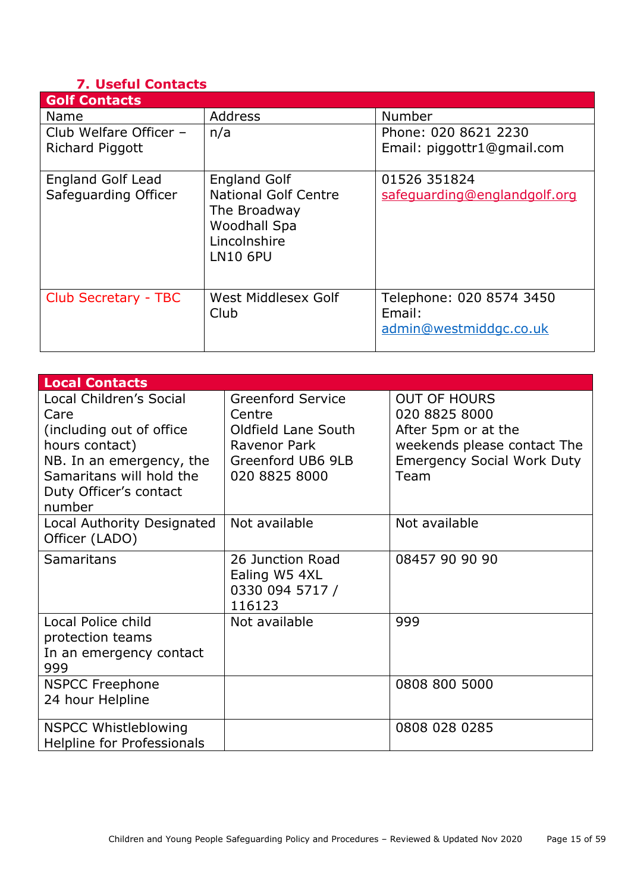## 7. Useful Contacts

| Golf Contacts | | |
|---|---|---|
| Name | Address | Number |
| Club Welfare Officer – Richard Piggott | n/a | Phone: 020 8621 2230<br>Email: piggottr1@gmail.com |
| England Golf Lead Safeguarding Officer | England Golf<br>National Golf Centre<br>The Broadway<br>Woodhall Spa<br>Lincolnshire<br>LN10 6PU | 01526 351824<br>safeguarding@englandgolf.org |
| Club Secretary - TBC | West Middlesex Golf Club | Telephone: 020 8574 3450<br>Email: admin@westmiddgc.co.uk |

| Local Contacts | | |
|---|---|---|
| Local Children's Social Care (including out of office hours contact)<br>NB. In an emergency, the Samaritans will hold the Duty Officer's contact number | Greenford Service Centre<br>Oldfield Lane South<br>Ravenor Park<br>Greenford UB6 9LB<br>020 8825 8000 | OUT OF HOURS<br>020 8825 8000<br>After 5pm or at the weekends please contact The Emergency Social Work Duty Team |
| Local Authority Designated Officer (LADO) | Not available | Not available |
| Samaritans | 26 Junction Road<br>Ealing W5 4XL<br>0330 094 5717 / 116123 | 08457 90 90 90 |
| Local Police child protection teams<br>In an emergency contact 999 | Not available | 999 |
| NSPCC Freephone<br>24 hour Helpline | | 0808 800 5000 |
| NSPCC Whistleblowing Helpline for Professionals | | 0808 028 0285 |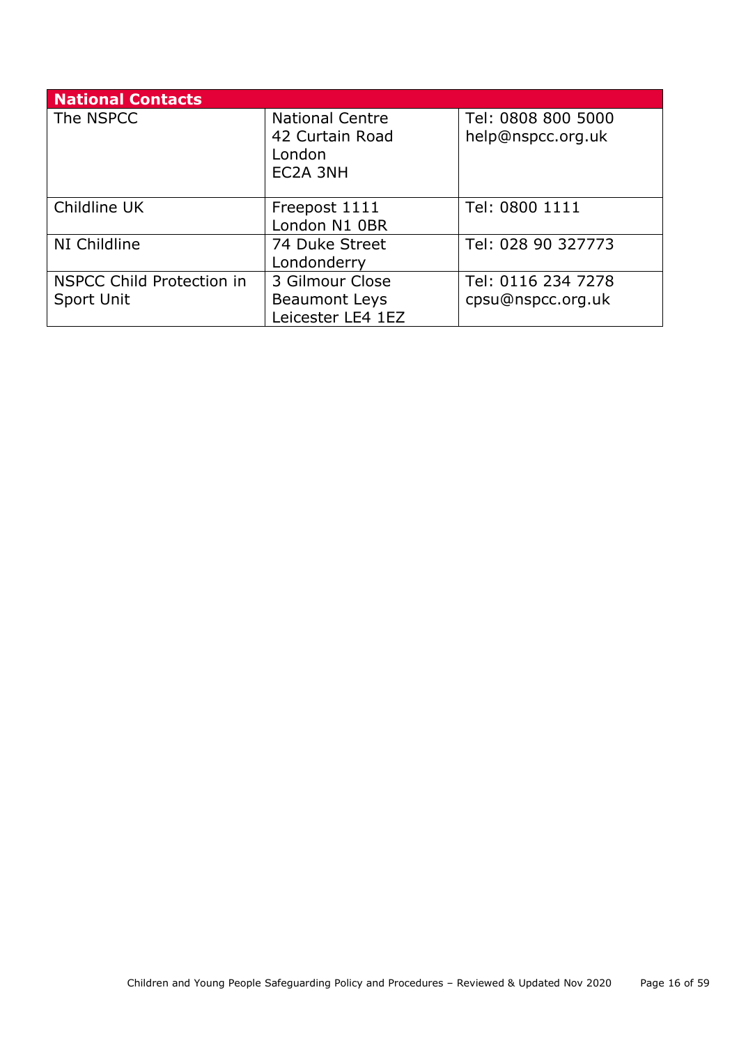| National Contacts | | |
|---|---|---|
| The NSPCC | National Centre<br>42 Curtain Road<br>London<br>EC2A 3NH | Tel: 0808 800 5000<br>help@nspcc.org.uk |
| Childline UK | Freepost 1111<br>London N1 0BR | Tel: 0800 1111 |
| NI Childline | 74 Duke Street<br>Londonderry | Tel: 028 90 327773 |
| NSPCC Child Protection in Sport Unit | 3 Gilmour Close<br>Beaumont Leys<br>Leicester LE4 1EZ | Tel: 0116 234 7278<br>cpsu@nspcc.org.uk |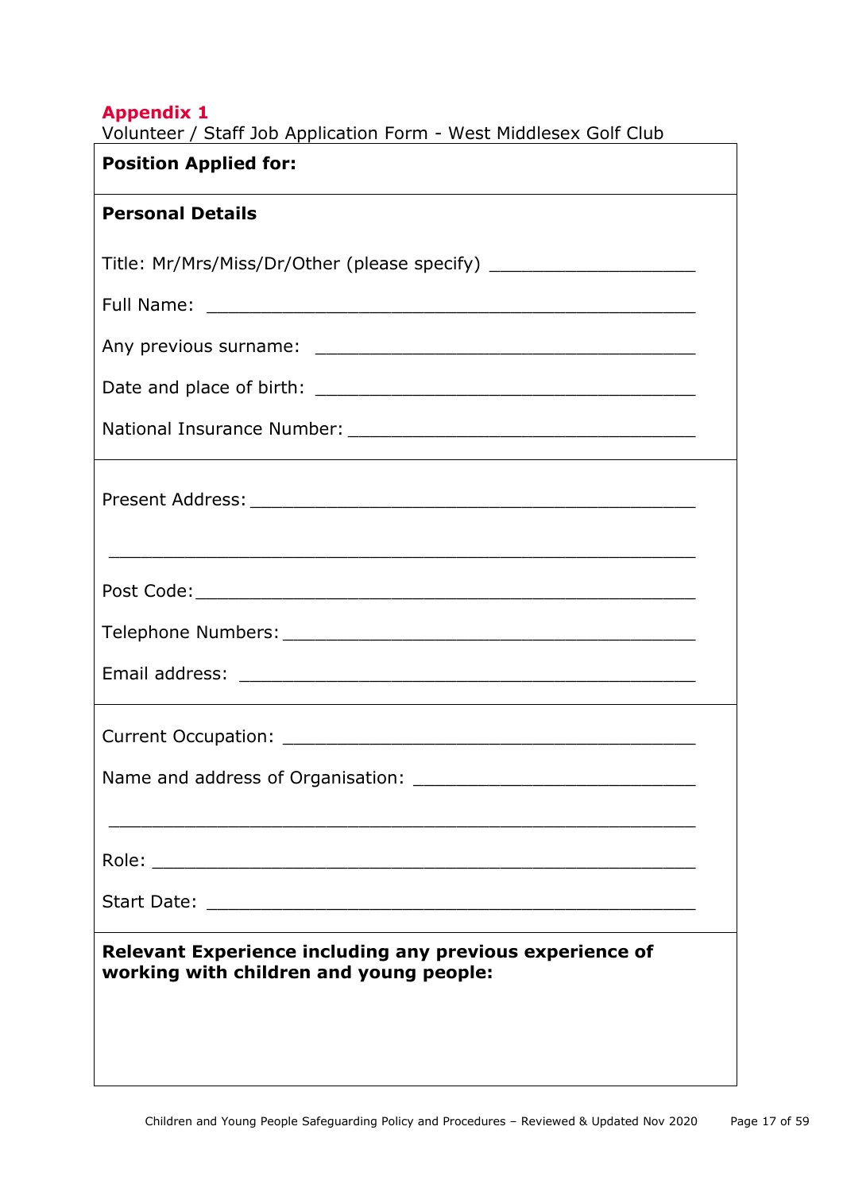## Appendix 1

Volunteer / Staff Job Application Form - West Middlesex Golf Club

**Position Applied for:**

---

**Personal Details**

Title: Mr/Mrs/Miss/Dr/Other (please specify) ____________________

Full Name: ______________________________________________

Any previous surname: ____________________________________

Date and place of birth: ____________________________________

National Insurance Number: _________________________________

---

Present Address: __________________________________________

______________________________________________________

Post Code: _______________________________________________

Telephone Numbers: _______________________________________

Email address: ____________________________________________

---

Current Occupation: ________________________________________

Name and address of Organisation: ___________________________

______________________________________________________

Role: ___________________________________________________

Start Date: _______________________________________________

---

**Relevant Experience including any previous experience of working with children and young people:**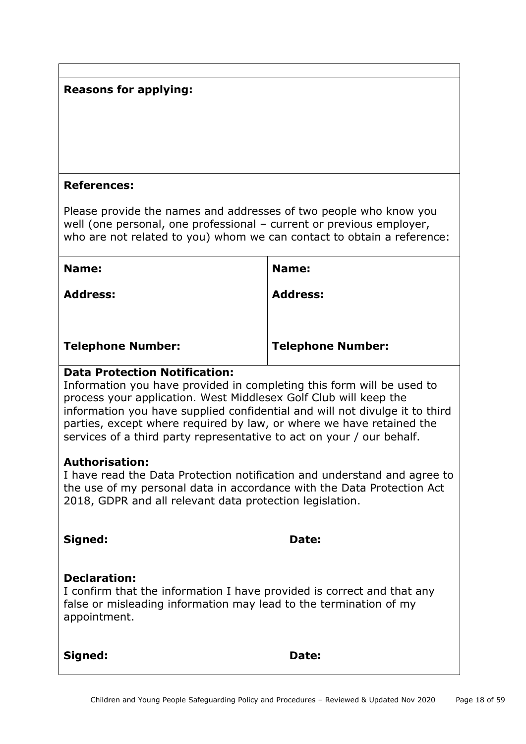**Reasons for applying:**

**References:**

Please provide the names and addresses of two people who know you well (one personal, one professional – current or previous employer, who are not related to you) whom we can contact to obtain a reference:

| **Name:** | **Name:** |
| --- | --- |
| **Address:** | **Address:** |
| **Telephone Number:** | **Telephone Number:** |

**Data Protection Notification:**
Information you have provided in completing this form will be used to process your application. West Middlesex Golf Club will keep the information you have supplied confidential and will not divulge it to third parties, except where required by law, or where we have retained the services of a third party representative to act on your / our behalf.

**Authorisation:**
I have read the Data Protection notification and understand and agree to the use of my personal data in accordance with the Data Protection Act 2018, GDPR and all relevant data protection legislation.

**Signed:** **Date:**

**Declaration:**
I confirm that the information I have provided is correct and that any false or misleading information may lead to the termination of my appointment.

**Signed:** **Date:**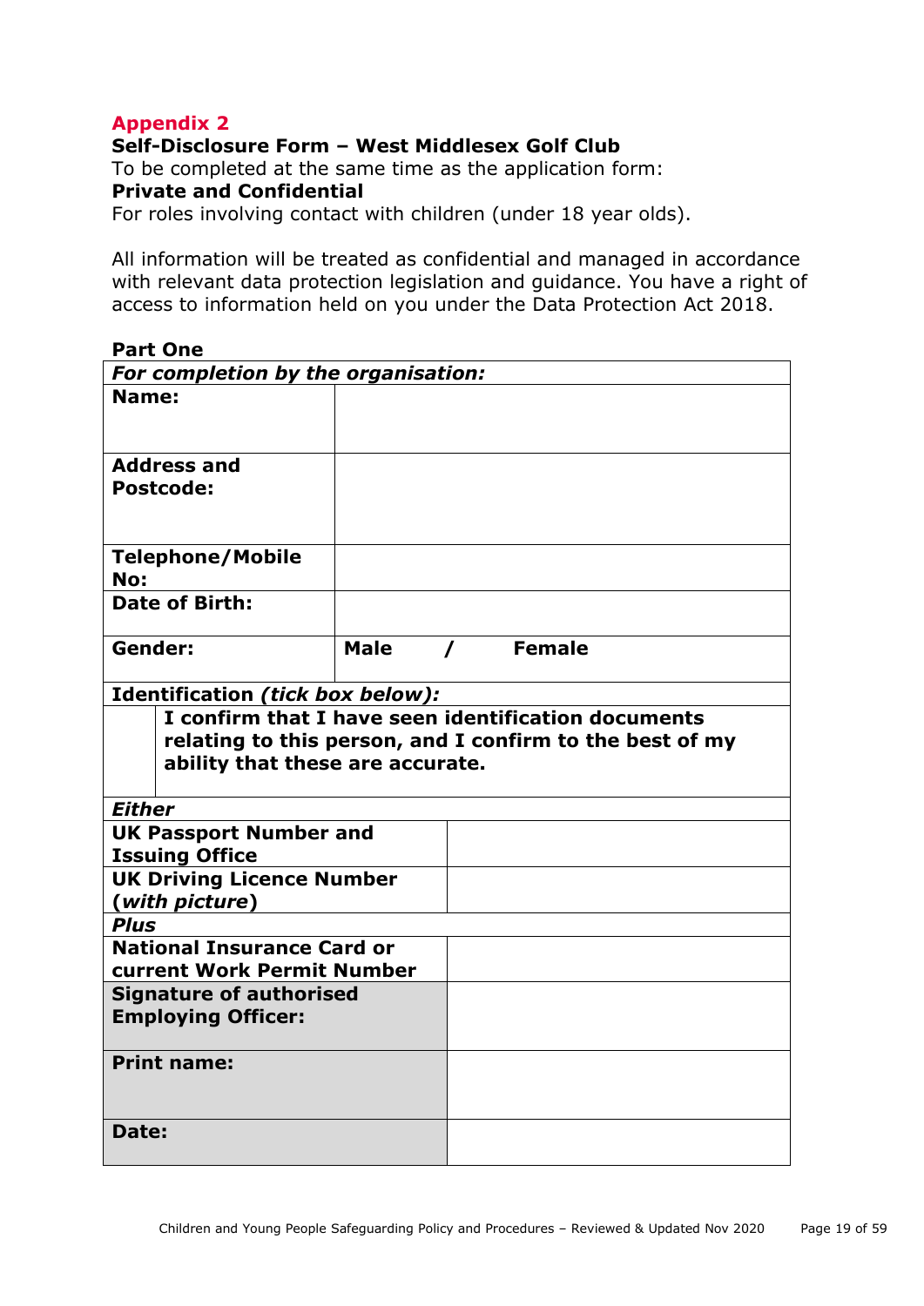## Appendix 2

**Self-Disclosure Form – West Middlesex Golf Club**

To be completed at the same time as the application form:

**Private and Confidential**

For roles involving contact with children (under 18 year olds).

All information will be treated as confidential and managed in accordance with relevant data protection legislation and guidance. You have a right of access to information held on you under the Data Protection Act 2018.

**Part One**

| ***For completion by the organisation:*** | | |
|---|---|---|
| **Name:** | | |
| **Address and Postcode:** | | |
| **Telephone/Mobile No:** | | |
| **Date of Birth:** | | |
| **Gender:** | **Male / Female** | |
| **Identification *(tick box below)*:** | | |
| ☐ | **I confirm that I have seen identification documents relating to this person, and I confirm to the best of my ability that these are accurate.** | |
| ***Either*** | | |
| **UK Passport Number and Issuing Office** | | |
| **UK Driving Licence Number (*with picture*)** | | |
| ***Plus*** | | |
| **National Insurance Card or current Work Permit Number** | | |
| **Signature of authorised Employing Officer:** | | |
| **Print name:** | | |
| **Date:** | | |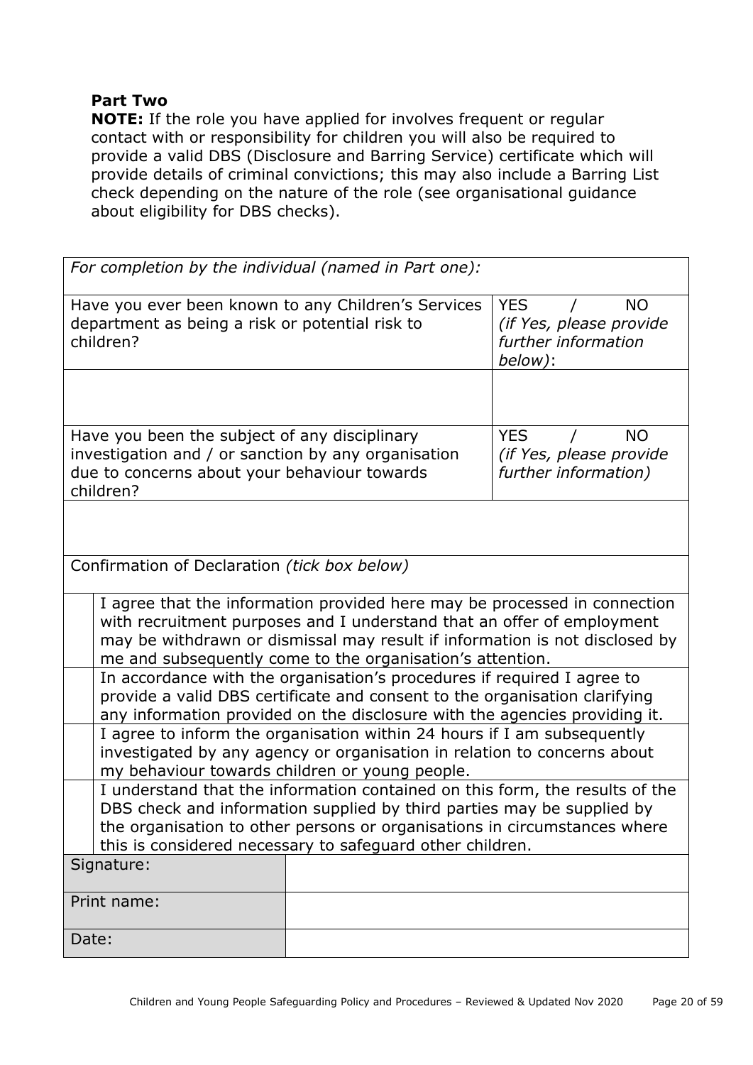**Part Two**

**NOTE:** If the role you have applied for involves frequent or regular contact with or responsibility for children you will also be required to provide a valid DBS (Disclosure and Barring Service) certificate which will provide details of criminal convictions; this may also include a Barring List check depending on the nature of the role (see organisational guidance about eligibility for DBS checks).

| *For completion by the individual (named in Part one):* | |
|---|---|
| Have you ever been known to any Children's Services department as being a risk or potential risk to children? | YES / NO *(if Yes, please provide further information below)*: |
| | |
| Have you been the subject of any disciplinary investigation and / or sanction by any organisation due to concerns about your behaviour towards children? | YES / NO *(if Yes, please provide further information)* |
| | |

| Confirmation of Declaration *(tick box below)* | |
|---|---|
| | I agree that the information provided here may be processed in connection with recruitment purposes and I understand that an offer of employment may be withdrawn or dismissal may result if information is not disclosed by me and subsequently come to the organisation's attention. |
| | In accordance with the organisation's procedures if required I agree to provide a valid DBS certificate and consent to the organisation clarifying any information provided on the disclosure with the agencies providing it. |
| | I agree to inform the organisation within 24 hours if I am subsequently investigated by any agency or organisation in relation to concerns about my behaviour towards children or young people. |
| | I understand that the information contained on this form, the results of the DBS check and information supplied by third parties may be supplied by the organisation to other persons or organisations in circumstances where this is considered necessary to safeguard other children. |

| | |
|---|---|
| Signature: | |
| Print name: | |
| Date: | |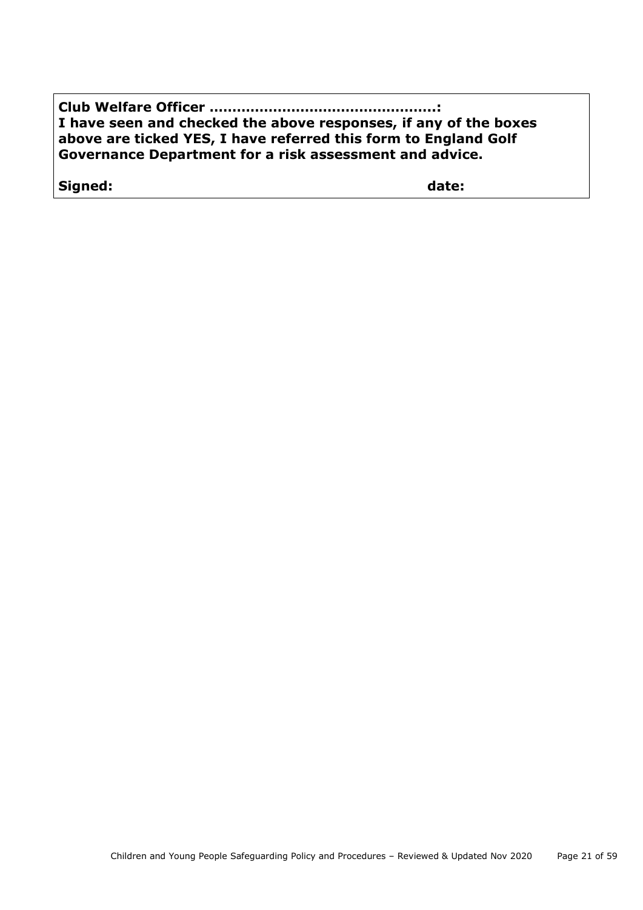**Club Welfare Officer ………………………………………….:**
**I have seen and checked the above responses, if any of the boxes above are ticked YES, I have referred this form to England Golf Governance Department for a risk assessment and advice.**

**Signed:** **date:**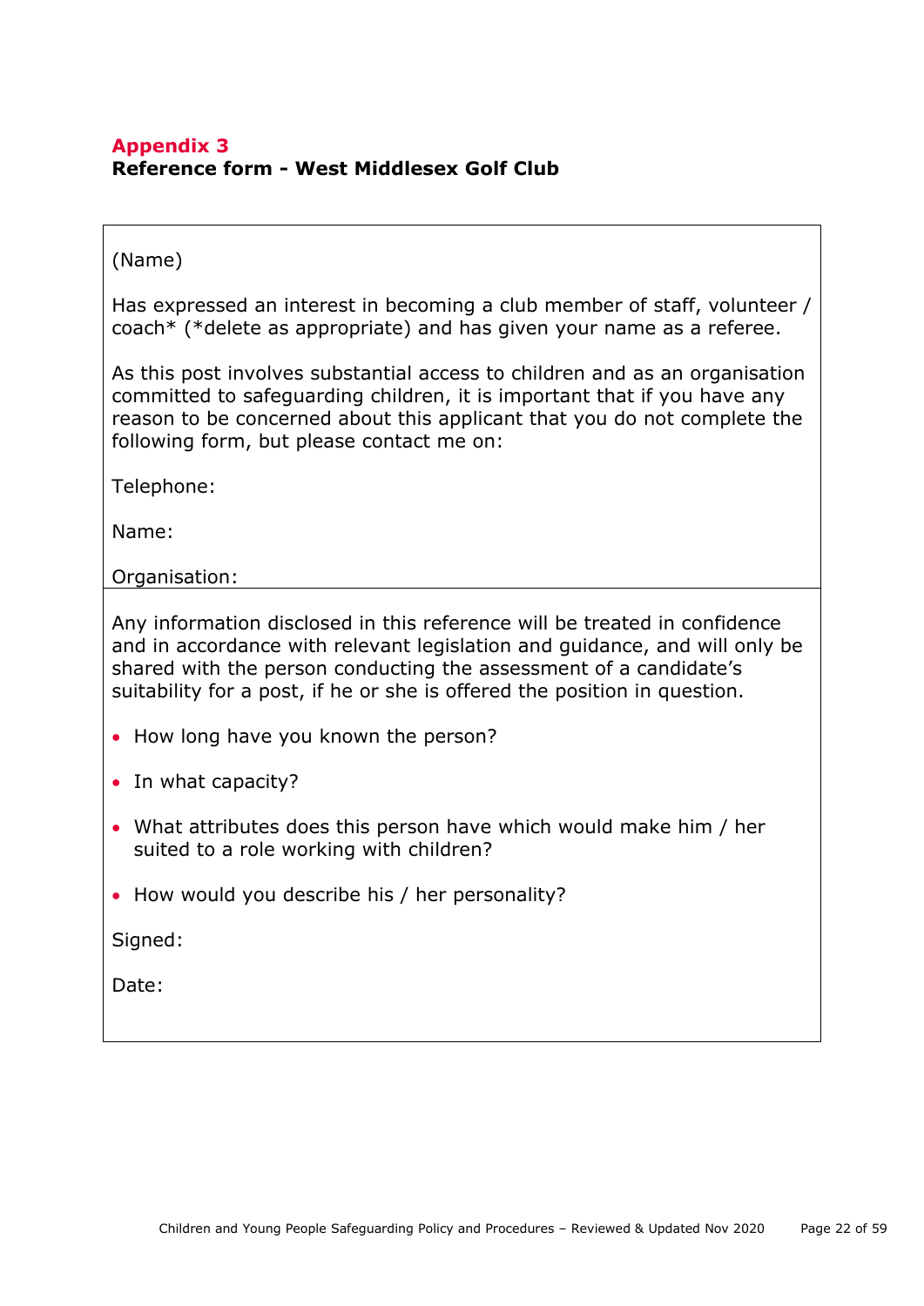## Appendix 3

**Reference form - West Middlesex Golf Club**

(Name)

Has expressed an interest in becoming a club member of staff, volunteer / coach* (*delete as appropriate) and has given your name as a referee.

As this post involves substantial access to children and as an organisation committed to safeguarding children, it is important that if you have any reason to be concerned about this applicant that you do not complete the following form, but please contact me on:

Telephone:

Name:

Organisation:

---

Any information disclosed in this reference will be treated in confidence and in accordance with relevant legislation and guidance, and will only be shared with the person conducting the assessment of a candidate's suitability for a post, if he or she is offered the position in question.

- How long have you known the person?
- In what capacity?
- What attributes does this person have which would make him / her suited to a role working with children?
- How would you describe his / her personality?

Signed:

Date: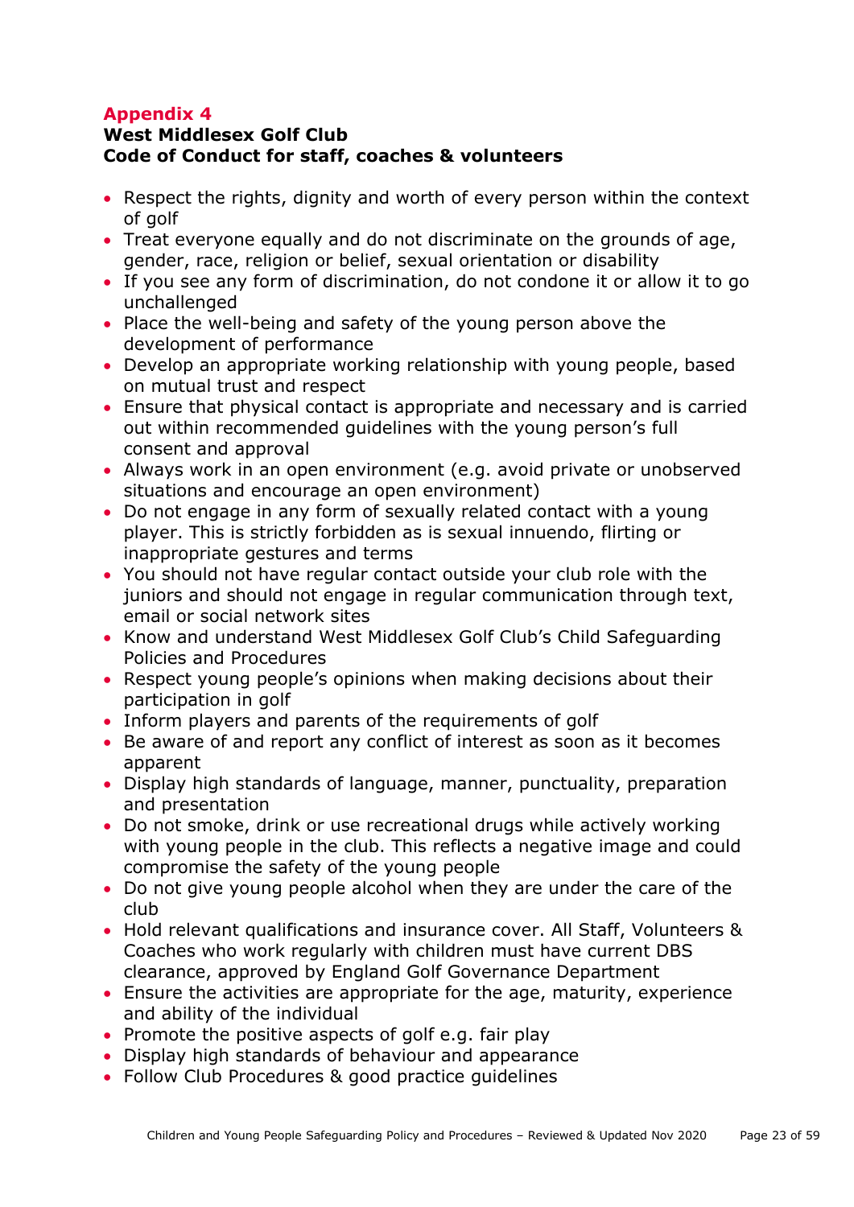## Appendix 4

**West Middlesex Golf Club**
**Code of Conduct for staff, coaches & volunteers**

- Respect the rights, dignity and worth of every person within the context of golf
- Treat everyone equally and do not discriminate on the grounds of age, gender, race, religion or belief, sexual orientation or disability
- If you see any form of discrimination, do not condone it or allow it to go unchallenged
- Place the well-being and safety of the young person above the development of performance
- Develop an appropriate working relationship with young people, based on mutual trust and respect
- Ensure that physical contact is appropriate and necessary and is carried out within recommended guidelines with the young person's full consent and approval
- Always work in an open environment (e.g. avoid private or unobserved situations and encourage an open environment)
- Do not engage in any form of sexually related contact with a young player. This is strictly forbidden as is sexual innuendo, flirting or inappropriate gestures and terms
- You should not have regular contact outside your club role with the juniors and should not engage in regular communication through text, email or social network sites
- Know and understand West Middlesex Golf Club's Child Safeguarding Policies and Procedures
- Respect young people's opinions when making decisions about their participation in golf
- Inform players and parents of the requirements of golf
- Be aware of and report any conflict of interest as soon as it becomes apparent
- Display high standards of language, manner, punctuality, preparation and presentation
- Do not smoke, drink or use recreational drugs while actively working with young people in the club. This reflects a negative image and could compromise the safety of the young people
- Do not give young people alcohol when they are under the care of the club
- Hold relevant qualifications and insurance cover. All Staff, Volunteers & Coaches who work regularly with children must have current DBS clearance, approved by England Golf Governance Department
- Ensure the activities are appropriate for the age, maturity, experience and ability of the individual
- Promote the positive aspects of golf e.g. fair play
- Display high standards of behaviour and appearance
- Follow Club Procedures & good practice guidelines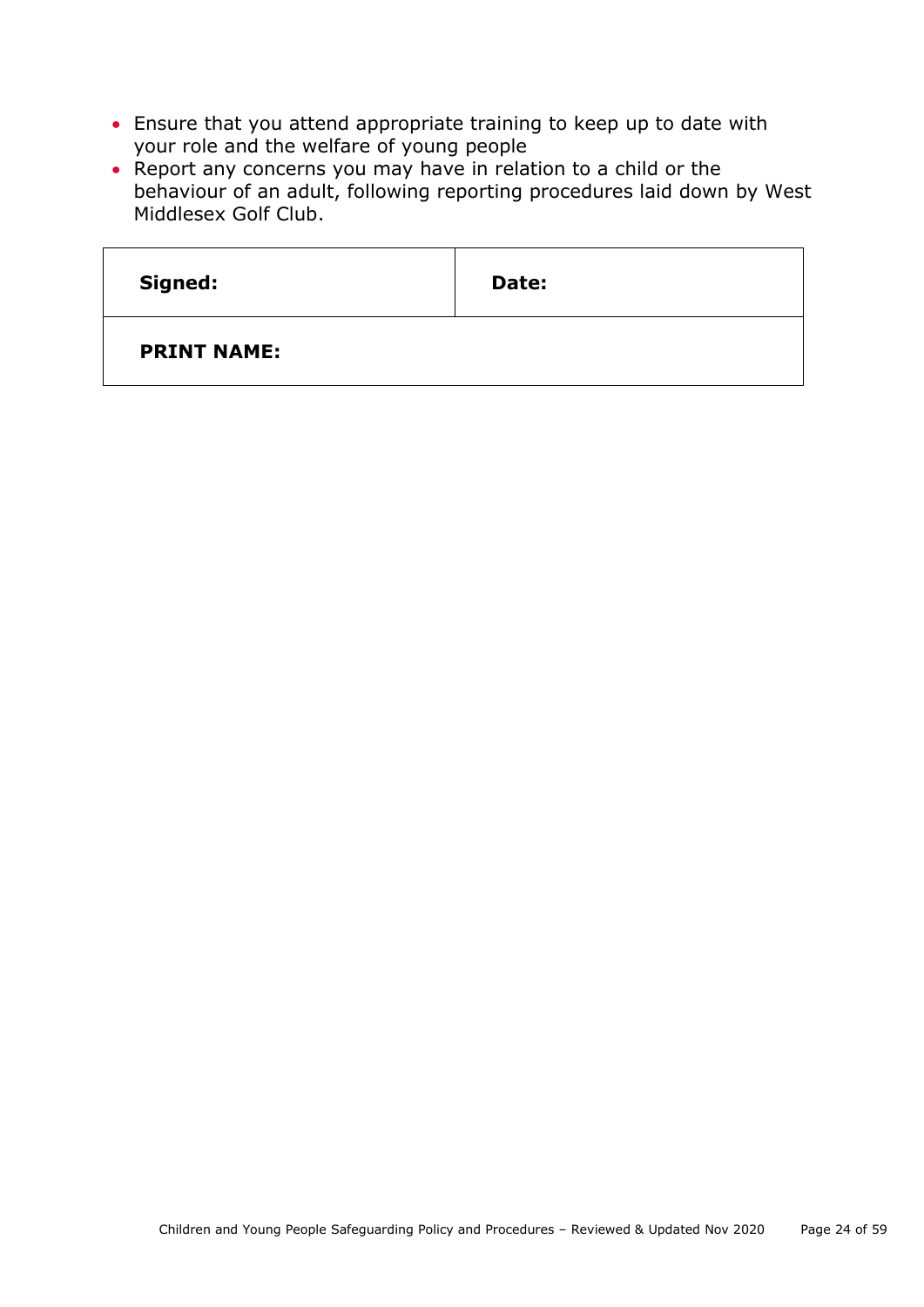- Ensure that you attend appropriate training to keep up to date with your role and the welfare of young people
- Report any concerns you may have in relation to a child or the behaviour of an adult, following reporting procedures laid down by West Middlesex Golf Club.

| **Signed:** | **Date:** |
|---|---|
| **PRINT NAME:** | |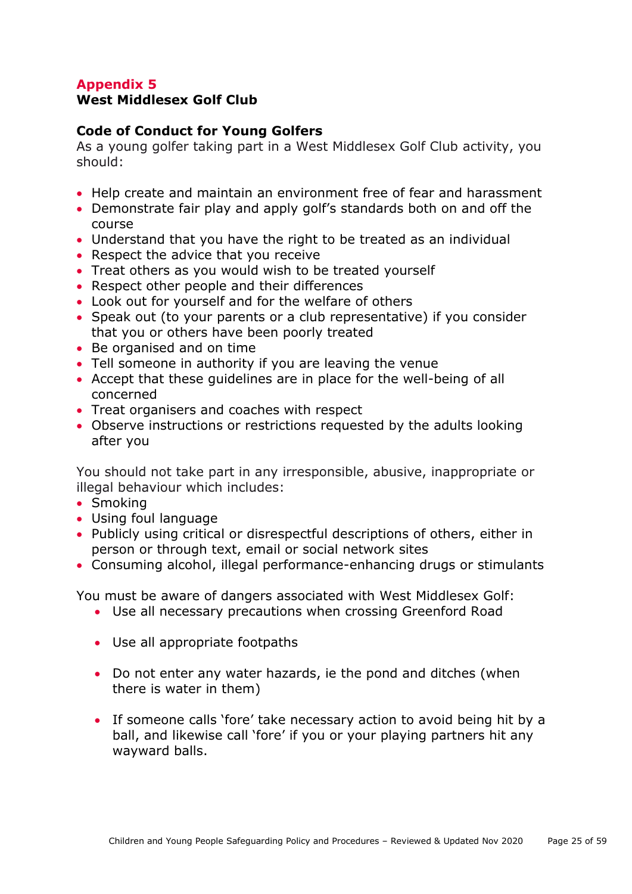## Appendix 5

**West Middlesex Golf Club**

### Code of Conduct for Young Golfers

As a young golfer taking part in a West Middlesex Golf Club activity, you should:

- Help create and maintain an environment free of fear and harassment
- Demonstrate fair play and apply golf's standards both on and off the course
- Understand that you have the right to be treated as an individual
- Respect the advice that you receive
- Treat others as you would wish to be treated yourself
- Respect other people and their differences
- Look out for yourself and for the welfare of others
- Speak out (to your parents or a club representative) if you consider that you or others have been poorly treated
- Be organised and on time
- Tell someone in authority if you are leaving the venue
- Accept that these guidelines are in place for the well-being of all concerned
- Treat organisers and coaches with respect
- Observe instructions or restrictions requested by the adults looking after you

You should not take part in any irresponsible, abusive, inappropriate or illegal behaviour which includes:

- Smoking
- Using foul language
- Publicly using critical or disrespectful descriptions of others, either in person or through text, email or social network sites
- Consuming alcohol, illegal performance-enhancing drugs or stimulants

You must be aware of dangers associated with West Middlesex Golf:

- Use all necessary precautions when crossing Greenford Road
- Use all appropriate footpaths
- Do not enter any water hazards, ie the pond and ditches (when there is water in them)
- If someone calls 'fore' take necessary action to avoid being hit by a ball, and likewise call 'fore' if you or your playing partners hit any wayward balls.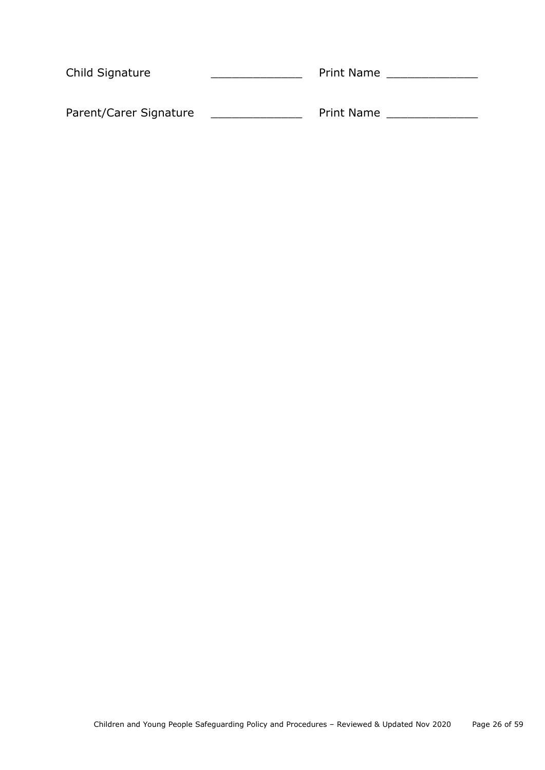Child Signature _____________ Print Name _____________

Parent/Carer Signature _____________ Print Name _____________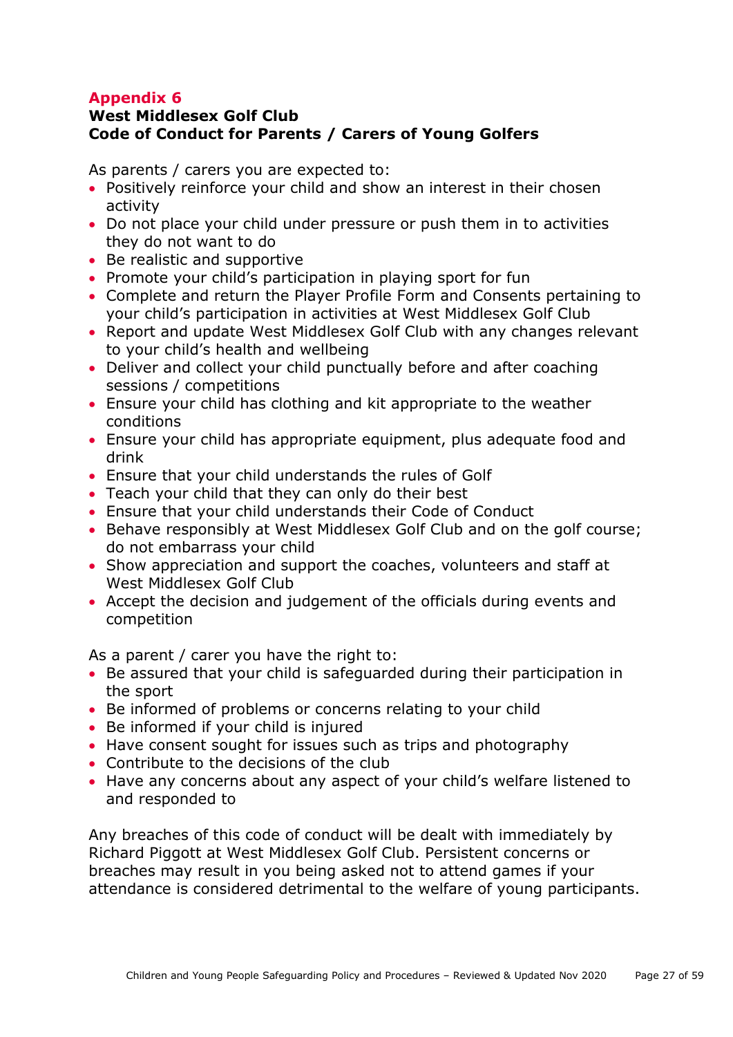## Appendix 6

**West Middlesex Golf Club**
**Code of Conduct for Parents / Carers of Young Golfers**

As parents / carers you are expected to:

- Positively reinforce your child and show an interest in their chosen activity
- Do not place your child under pressure or push them in to activities they do not want to do
- Be realistic and supportive
- Promote your child's participation in playing sport for fun
- Complete and return the Player Profile Form and Consents pertaining to your child's participation in activities at West Middlesex Golf Club
- Report and update West Middlesex Golf Club with any changes relevant to your child's health and wellbeing
- Deliver and collect your child punctually before and after coaching sessions / competitions
- Ensure your child has clothing and kit appropriate to the weather conditions
- Ensure your child has appropriate equipment, plus adequate food and drink
- Ensure that your child understands the rules of Golf
- Teach your child that they can only do their best
- Ensure that your child understands their Code of Conduct
- Behave responsibly at West Middlesex Golf Club and on the golf course; do not embarrass your child
- Show appreciation and support the coaches, volunteers and staff at West Middlesex Golf Club
- Accept the decision and judgement of the officials during events and competition

As a parent / carer you have the right to:

- Be assured that your child is safeguarded during their participation in the sport
- Be informed of problems or concerns relating to your child
- Be informed if your child is injured
- Have consent sought for issues such as trips and photography
- Contribute to the decisions of the club
- Have any concerns about any aspect of your child's welfare listened to and responded to

Any breaches of this code of conduct will be dealt with immediately by Richard Piggott at West Middlesex Golf Club. Persistent concerns or breaches may result in you being asked not to attend games if your attendance is considered detrimental to the welfare of young participants.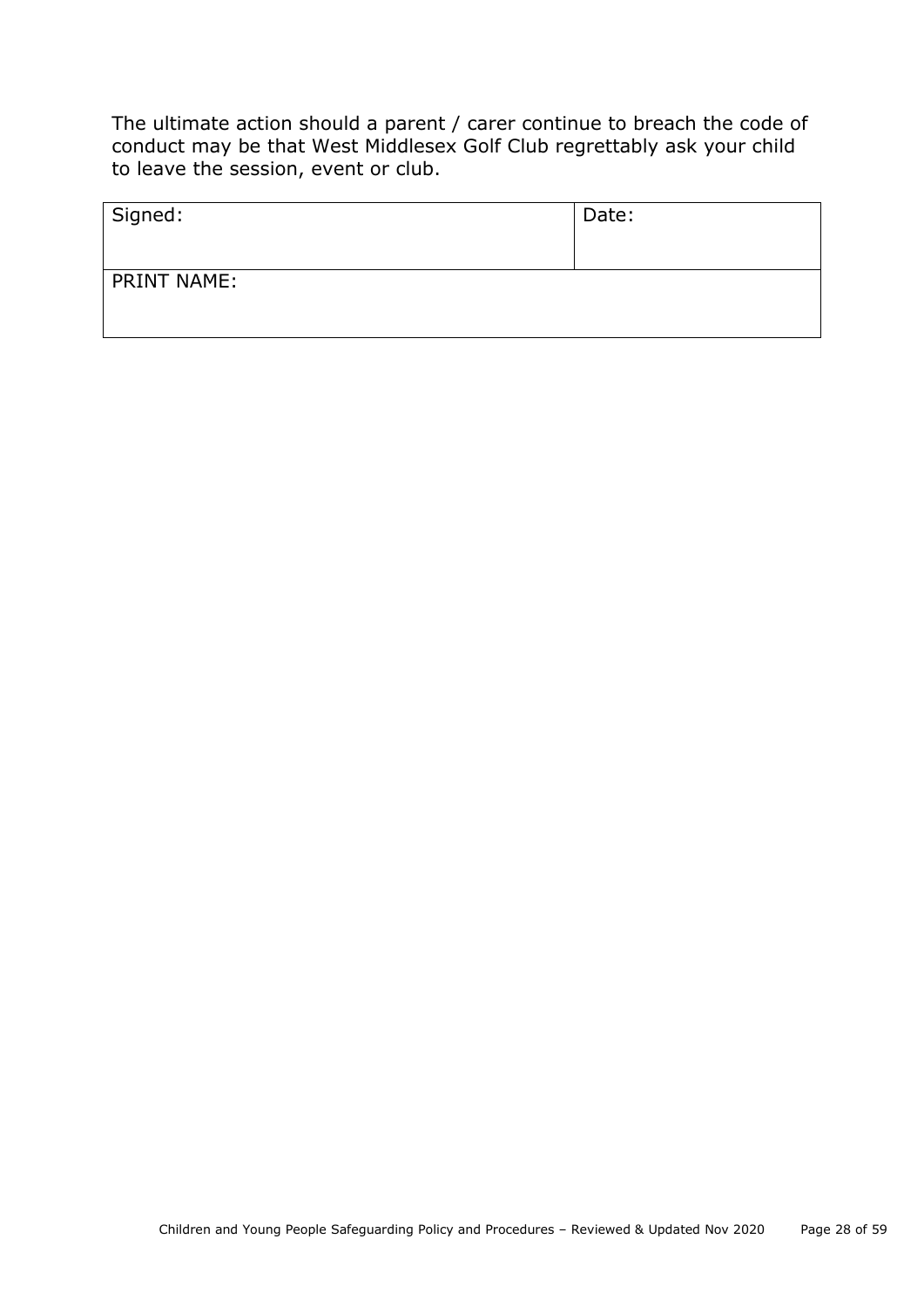The ultimate action should a parent / carer continue to breach the code of conduct may be that West Middlesex Golf Club regrettably ask your child to leave the session, event or club.

| Signed: | Date: |
|---|---|
| PRINT NAME: | |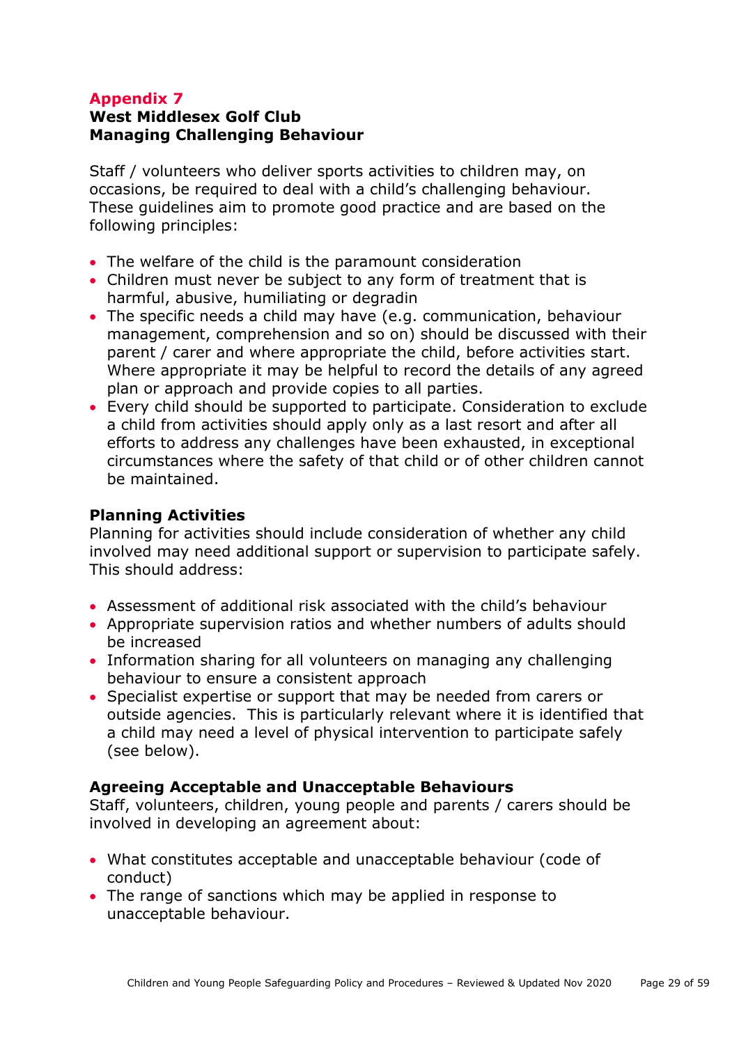## Appendix 7

### West Middlesex Golf Club
### Managing Challenging Behaviour

Staff / volunteers who deliver sports activities to children may, on occasions, be required to deal with a child's challenging behaviour. These guidelines aim to promote good practice and are based on the following principles:

- The welfare of the child is the paramount consideration
- Children must never be subject to any form of treatment that is harmful, abusive, humiliating or degradin
- The specific needs a child may have (e.g. communication, behaviour management, comprehension and so on) should be discussed with their parent / carer and where appropriate the child, before activities start. Where appropriate it may be helpful to record the details of any agreed plan or approach and provide copies to all parties.
- Every child should be supported to participate. Consideration to exclude a child from activities should apply only as a last resort and after all efforts to address any challenges have been exhausted, in exceptional circumstances where the safety of that child or of other children cannot be maintained.

**Planning Activities**

Planning for activities should include consideration of whether any child involved may need additional support or supervision to participate safely. This should address:

- Assessment of additional risk associated with the child's behaviour
- Appropriate supervision ratios and whether numbers of adults should be increased
- Information sharing for all volunteers on managing any challenging behaviour to ensure a consistent approach
- Specialist expertise or support that may be needed from carers or outside agencies. This is particularly relevant where it is identified that a child may need a level of physical intervention to participate safely (see below).

**Agreeing Acceptable and Unacceptable Behaviours**

Staff, volunteers, children, young people and parents / carers should be involved in developing an agreement about:

- What constitutes acceptable and unacceptable behaviour (code of conduct)
- The range of sanctions which may be applied in response to unacceptable behaviour.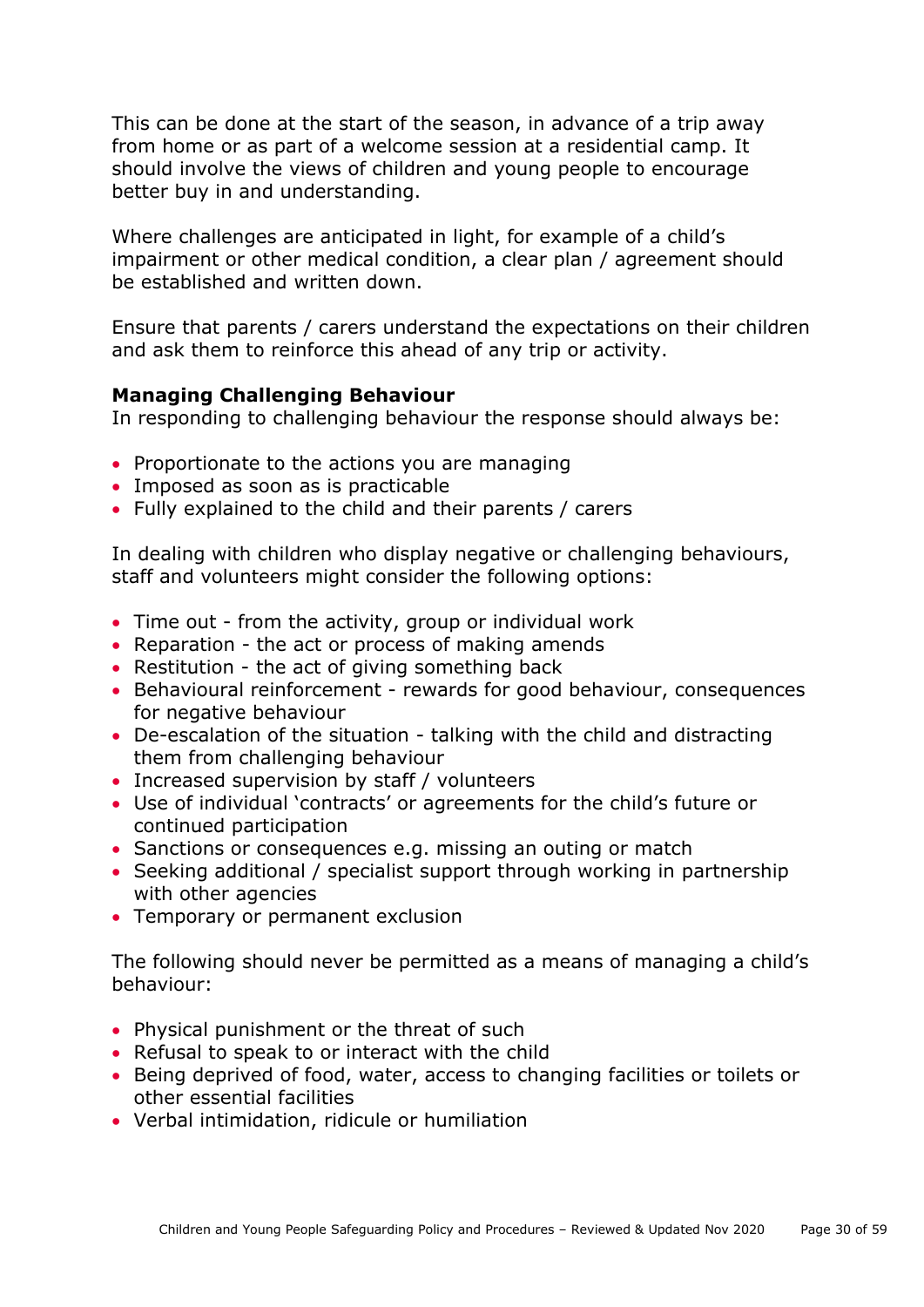This can be done at the start of the season, in advance of a trip away from home or as part of a welcome session at a residential camp. It should involve the views of children and young people to encourage better buy in and understanding.

Where challenges are anticipated in light, for example of a child's impairment or other medical condition, a clear plan / agreement should be established and written down.

Ensure that parents / carers understand the expectations on their children and ask them to reinforce this ahead of any trip or activity.

**Managing Challenging Behaviour**
In responding to challenging behaviour the response should always be:

- Proportionate to the actions you are managing
- Imposed as soon as is practicable
- Fully explained to the child and their parents / carers

In dealing with children who display negative or challenging behaviours, staff and volunteers might consider the following options:

- Time out - from the activity, group or individual work
- Reparation - the act or process of making amends
- Restitution - the act of giving something back
- Behavioural reinforcement - rewards for good behaviour, consequences for negative behaviour
- De-escalation of the situation - talking with the child and distracting them from challenging behaviour
- Increased supervision by staff / volunteers
- Use of individual 'contracts' or agreements for the child's future or continued participation
- Sanctions or consequences e.g. missing an outing or match
- Seeking additional / specialist support through working in partnership with other agencies
- Temporary or permanent exclusion

The following should never be permitted as a means of managing a child's behaviour:

- Physical punishment or the threat of such
- Refusal to speak to or interact with the child
- Being deprived of food, water, access to changing facilities or toilets or other essential facilities
- Verbal intimidation, ridicule or humiliation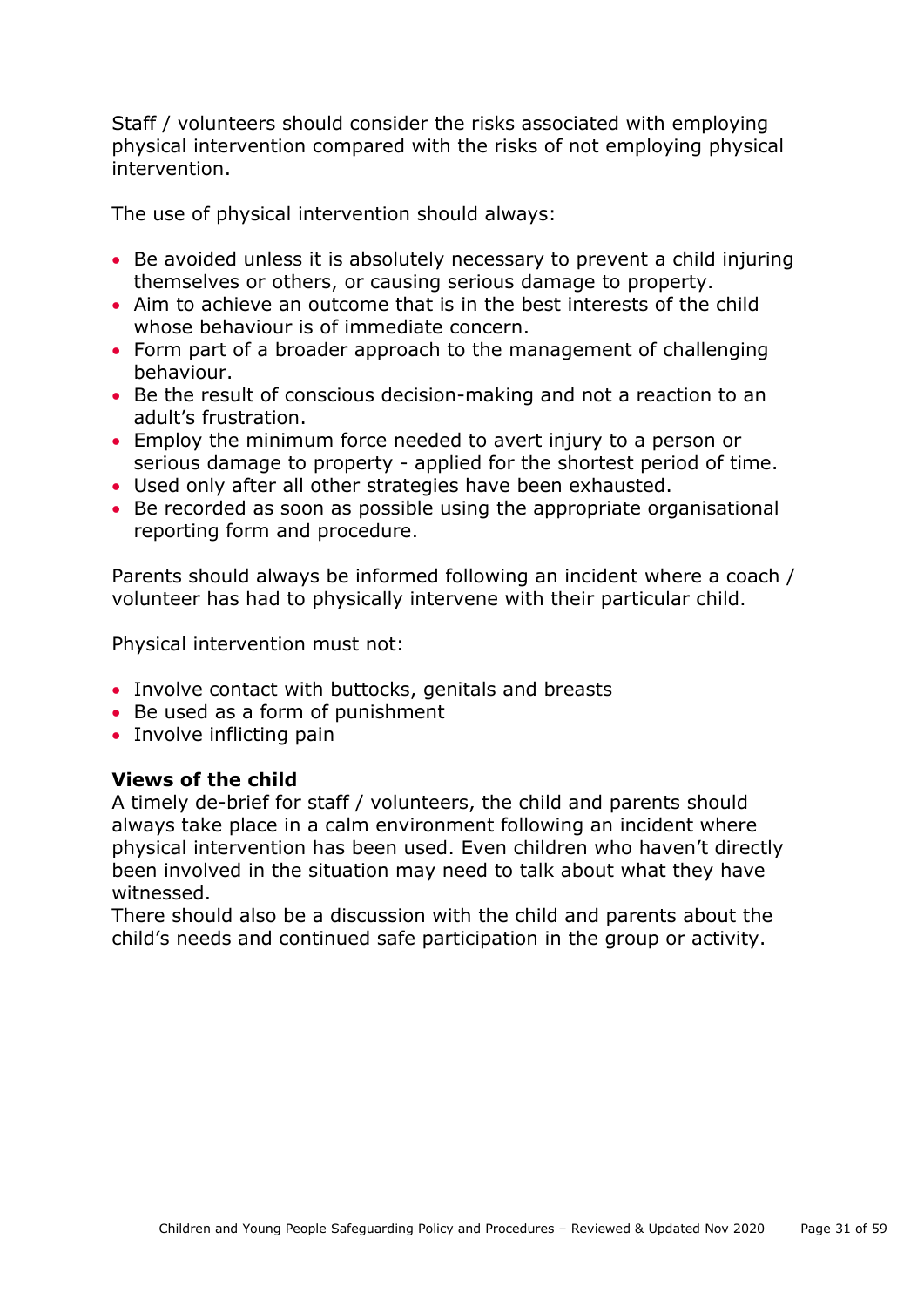Staff / volunteers should consider the risks associated with employing physical intervention compared with the risks of not employing physical intervention.

The use of physical intervention should always:

- Be avoided unless it is absolutely necessary to prevent a child injuring themselves or others, or causing serious damage to property.
- Aim to achieve an outcome that is in the best interests of the child whose behaviour is of immediate concern.
- Form part of a broader approach to the management of challenging behaviour.
- Be the result of conscious decision-making and not a reaction to an adult's frustration.
- Employ the minimum force needed to avert injury to a person or serious damage to property - applied for the shortest period of time.
- Used only after all other strategies have been exhausted.
- Be recorded as soon as possible using the appropriate organisational reporting form and procedure.

Parents should always be informed following an incident where a coach / volunteer has had to physically intervene with their particular child.

Physical intervention must not:

- Involve contact with buttocks, genitals and breasts
- Be used as a form of punishment
- Involve inflicting pain

**Views of the child**

A timely de-brief for staff / volunteers, the child and parents should always take place in a calm environment following an incident where physical intervention has been used. Even children who haven't directly been involved in the situation may need to talk about what they have witnessed.

There should also be a discussion with the child and parents about the child's needs and continued safe participation in the group or activity.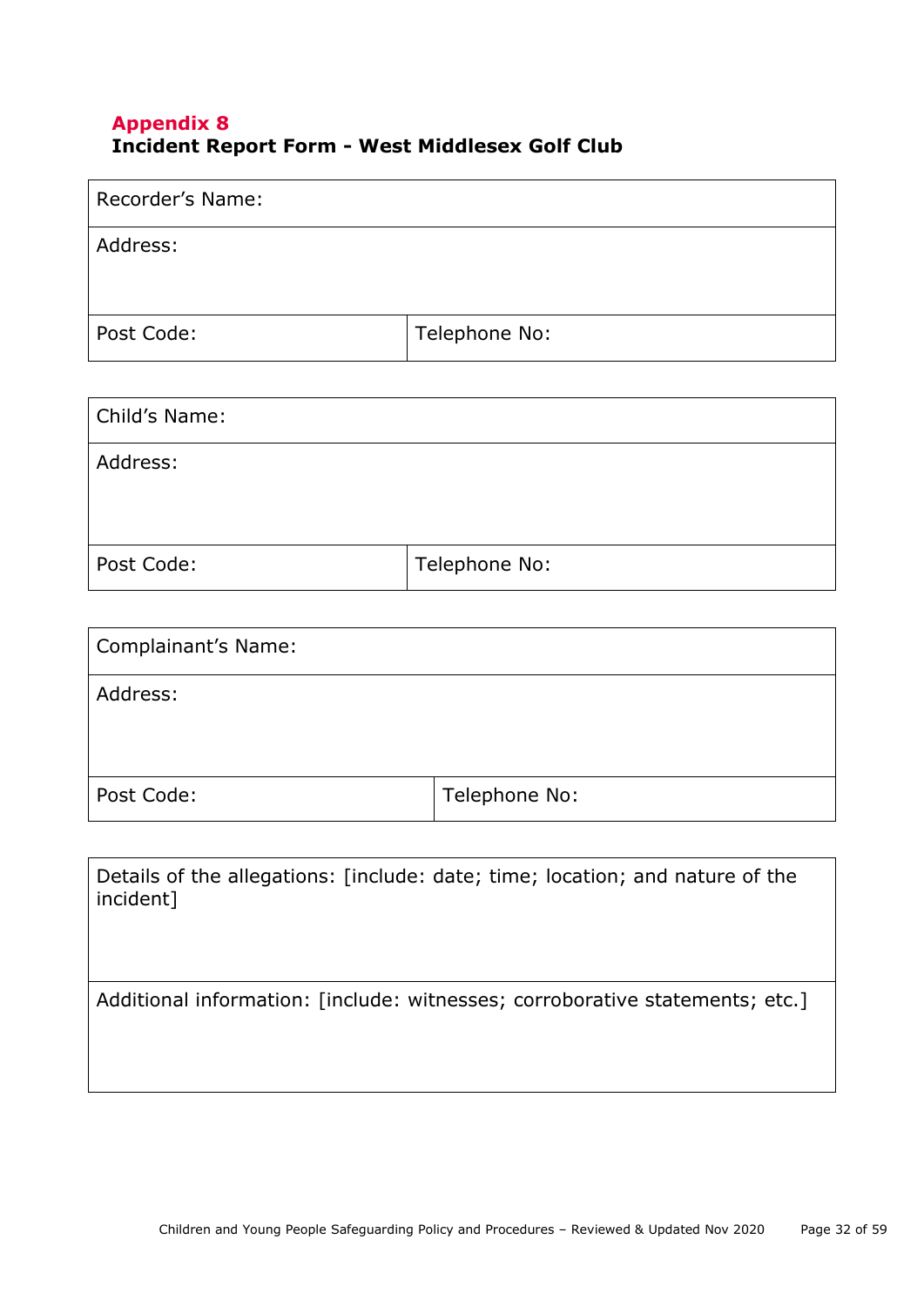## Appendix 8

## Incident Report Form - West Middlesex Golf Club

| Recorder's Name: | |
|---|---|
| Address: | |
| Post Code: | Telephone No: |

| Child's Name: | |
|---|---|
| Address: | |
| Post Code: | Telephone No: |

| Complainant's Name: | |
|---|---|
| Address: | |
| Post Code: | Telephone No: |

| Details of the allegations: [include: date; time; location; and nature of the incident] |
|---|
| Additional information: [include: witnesses; corroborative statements; etc.] |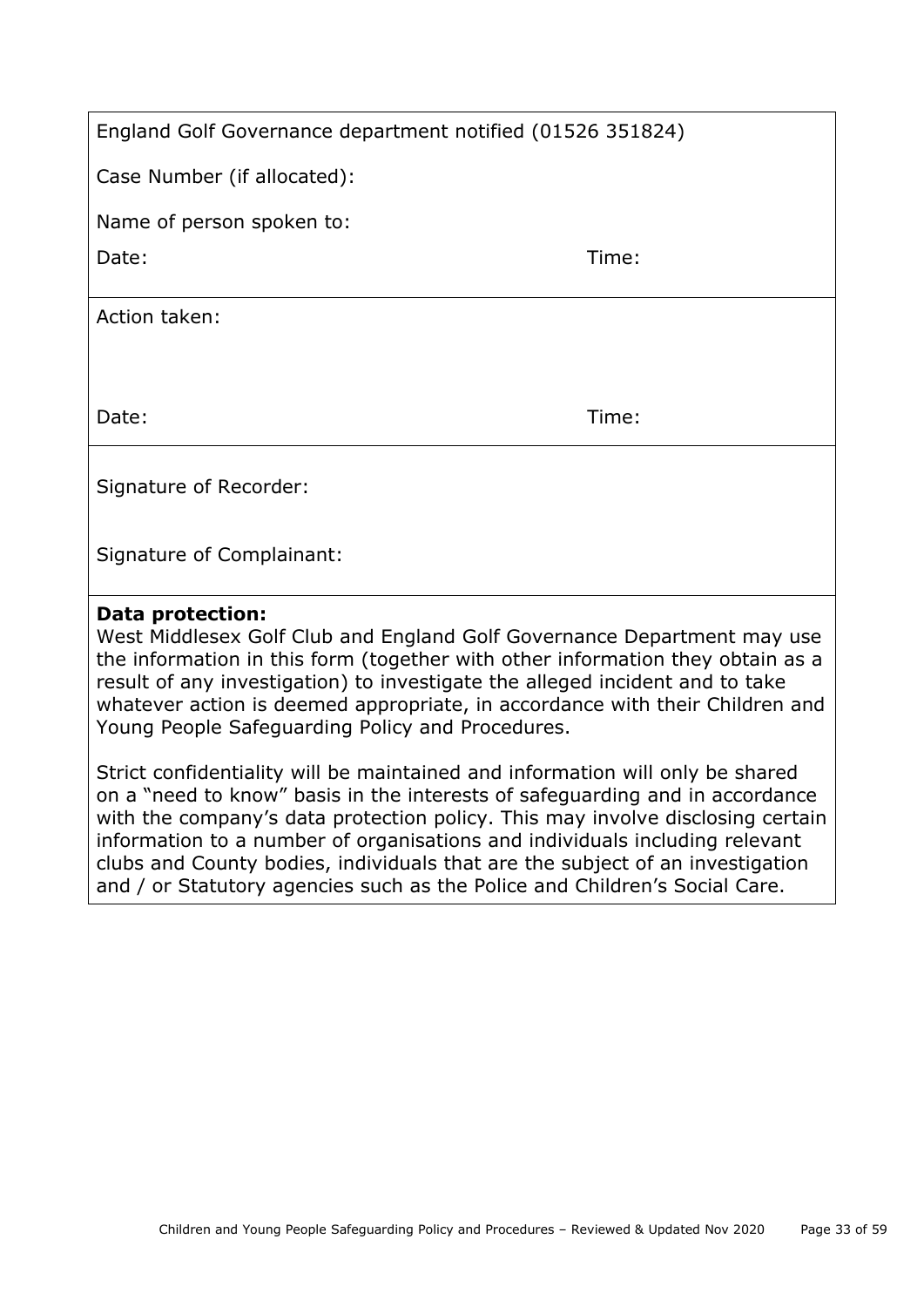England Golf Governance department notified (01526 351824)

Case Number (if allocated):

Name of person spoken to:

Date: Time:

Action taken:

Date: Time:

Signature of Recorder:

Signature of Complainant:

**Data protection:**
West Middlesex Golf Club and England Golf Governance Department may use the information in this form (together with other information they obtain as a result of any investigation) to investigate the alleged incident and to take whatever action is deemed appropriate, in accordance with their Children and Young People Safeguarding Policy and Procedures.

Strict confidentiality will be maintained and information will only be shared on a "need to know" basis in the interests of safeguarding and in accordance with the company's data protection policy. This may involve disclosing certain information to a number of organisations and individuals including relevant clubs and County bodies, individuals that are the subject of an investigation and / or Statutory agencies such as the Police and Children's Social Care.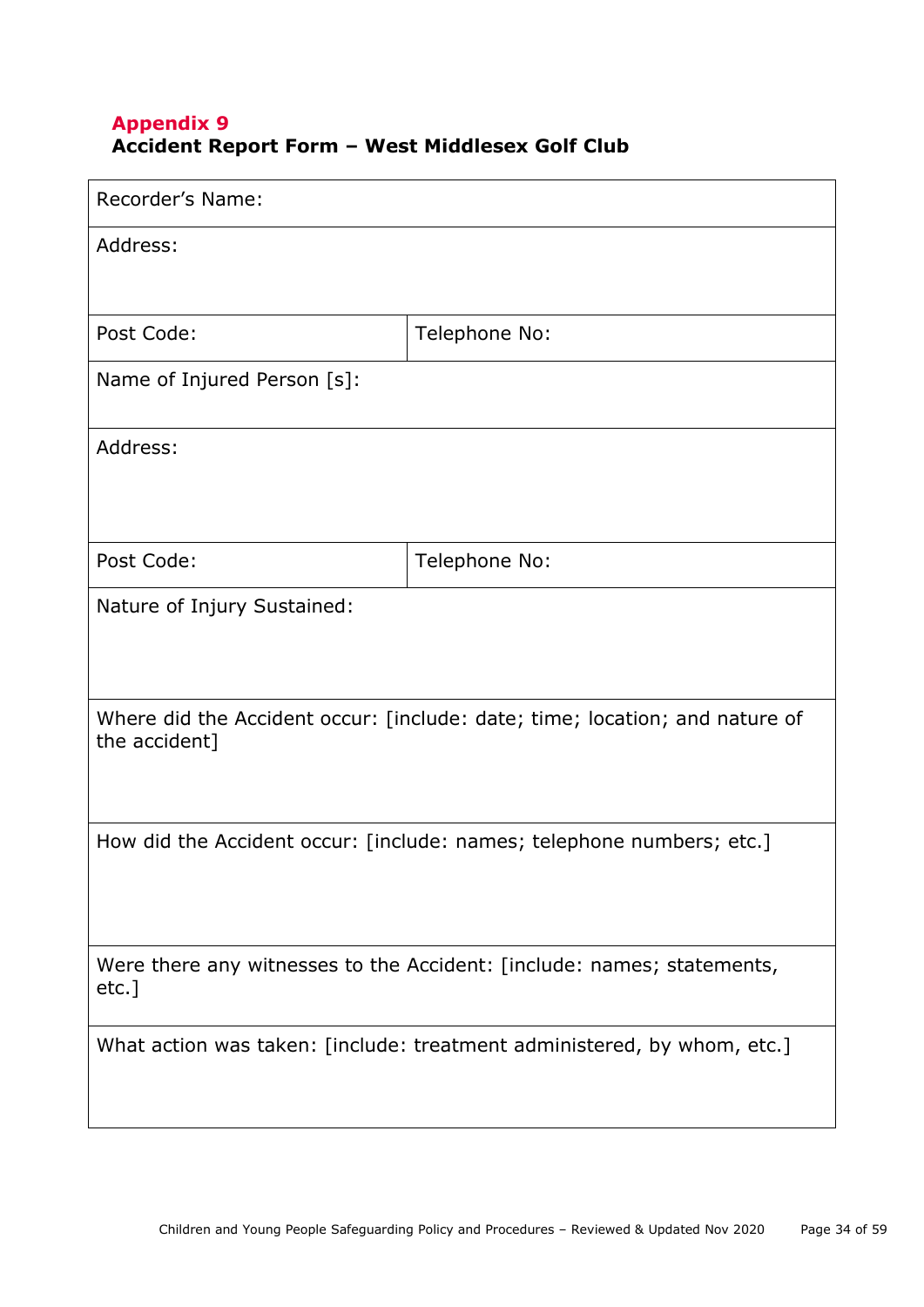## Appendix 9

**Accident Report Form – West Middlesex Golf Club**

| Recorder's Name: | |
|---|---|
| Address: | |
| Post Code: | Telephone No: |
| Name of Injured Person [s]: | |
| Address: | |
| Post Code: | Telephone No: |
| Nature of Injury Sustained: | |
| Where did the Accident occur: [include: date; time; location; and nature of the accident] | |
| How did the Accident occur: [include: names; telephone numbers; etc.] | |
| Were there any witnesses to the Accident: [include: names; statements, etc.] | |
| What action was taken: [include: treatment administered, by whom, etc.] | |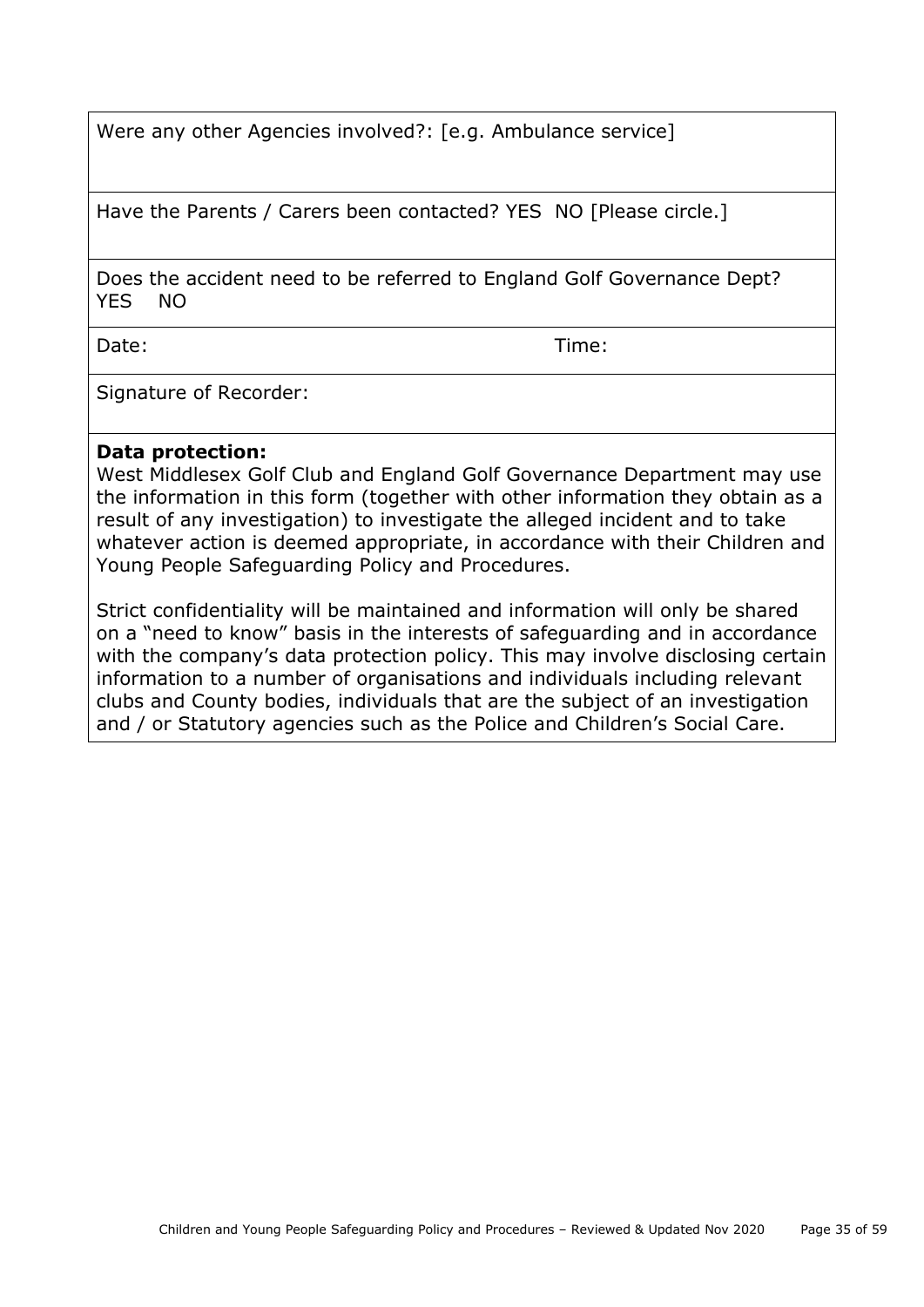Were any other Agencies involved?: [e.g. Ambulance service]

Have the Parents / Carers been contacted? YES  NO [Please circle.]

Does the accident need to be referred to England Golf Governance Dept?
YES    NO

Date:                                                  Time:

Signature of Recorder:

**Data protection:**
West Middlesex Golf Club and England Golf Governance Department may use the information in this form (together with other information they obtain as a result of any investigation) to investigate the alleged incident and to take whatever action is deemed appropriate, in accordance with their Children and Young People Safeguarding Policy and Procedures.

Strict confidentiality will be maintained and information will only be shared on a "need to know" basis in the interests of safeguarding and in accordance with the company's data protection policy. This may involve disclosing certain information to a number of organisations and individuals including relevant clubs and County bodies, individuals that are the subject of an investigation and / or Statutory agencies such as the Police and Children's Social Care.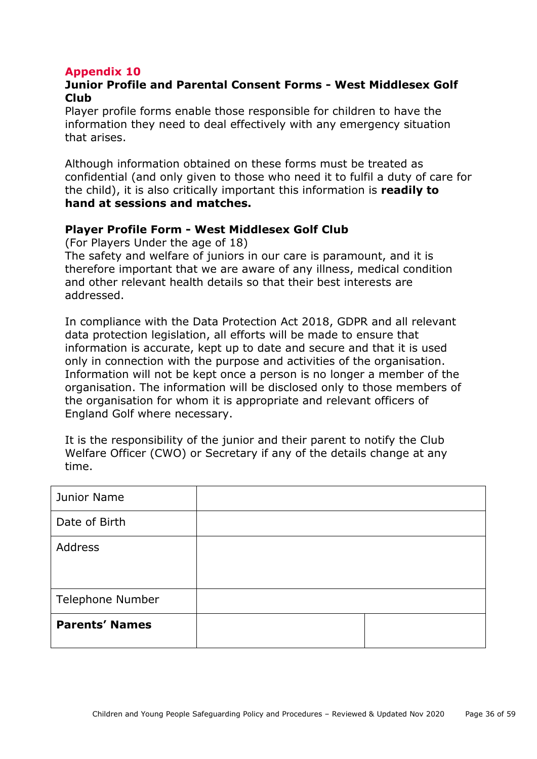## Appendix 10

### Junior Profile and Parental Consent Forms - West Middlesex Golf Club

Player profile forms enable those responsible for children to have the information they need to deal effectively with any emergency situation that arises.

Although information obtained on these forms must be treated as confidential (and only given to those who need it to fulfil a duty of care for the child), it is also critically important this information is **readily to hand at sessions and matches.**

### Player Profile Form - West Middlesex Golf Club

(For Players Under the age of 18)

The safety and welfare of juniors in our care is paramount, and it is therefore important that we are aware of any illness, medical condition and other relevant health details so that their best interests are addressed.

In compliance with the Data Protection Act 2018, GDPR and all relevant data protection legislation, all efforts will be made to ensure that information is accurate, kept up to date and secure and that it is used only in connection with the purpose and activities of the organisation. Information will not be kept once a person is no longer a member of the organisation. The information will be disclosed only to those members of the organisation for whom it is appropriate and relevant officers of England Golf where necessary.

It is the responsibility of the junior and their parent to notify the Club Welfare Officer (CWO) or Secretary if any of the details change at any time.

| | | |
|---|---|---|
| Junior Name | | |
| Date of Birth | | |
| Address | | |
| Telephone Number | | |
| **Parents' Names** | | |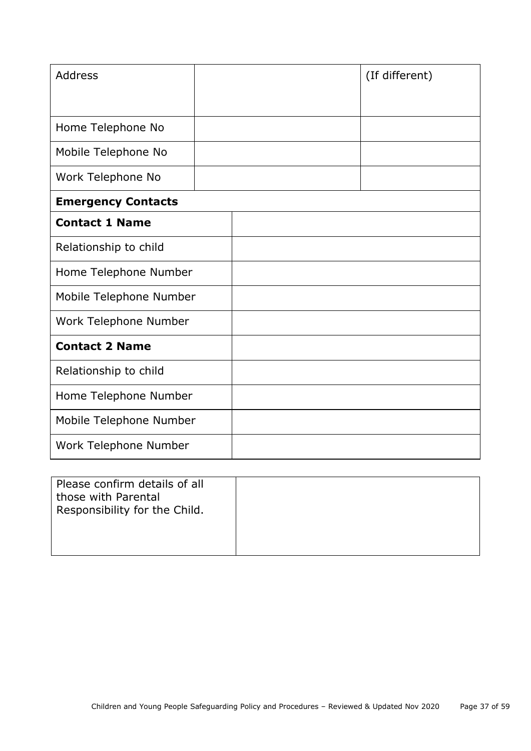| Address | | (If different) |
|---|---|---|
| Home Telephone No | | |
| Mobile Telephone No | | |
| Work Telephone No | | |

| **Emergency Contacts** | |
|---|---|
| **Contact 1 Name** | |
| Relationship to child | |
| Home Telephone Number | |
| Mobile Telephone Number | |
| Work Telephone Number | |
| **Contact 2 Name** | |
| Relationship to child | |
| Home Telephone Number | |
| Mobile Telephone Number | |
| Work Telephone Number | |

| Please confirm details of all those with Parental Responsibility for the Child. | |
|---|---|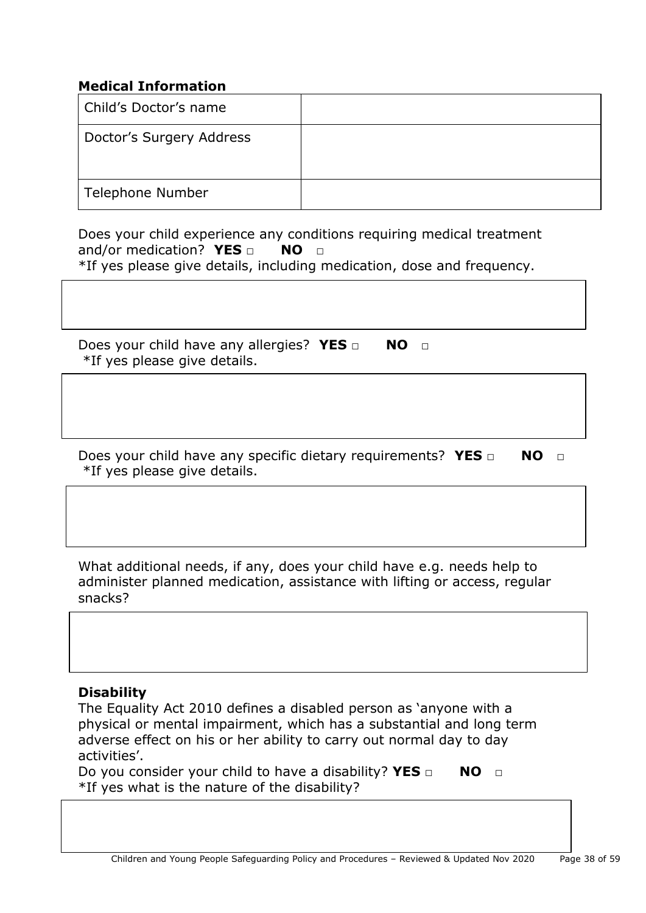## Medical Information

| Child's Doctor's name | |
|---|---|
| Doctor's Surgery Address | |
| Telephone Number | |

Does your child experience any conditions requiring medical treatment and/or medication? **YES** □ **NO** □
*If yes please give details, including medication, dose and frequency.

Does your child have any allergies? **YES** □ **NO** □
*If yes please give details.

Does your child have any specific dietary requirements? **YES** □ **NO** □
*If yes please give details.

What additional needs, if any, does your child have e.g. needs help to administer planned medication, assistance with lifting or access, regular snacks?

## Disability

The Equality Act 2010 defines a disabled person as 'anyone with a physical or mental impairment, which has a substantial and long term adverse effect on his or her ability to carry out normal day to day activities'.

Do you consider your child to have a disability? **YES** □ **NO** □
*If yes what is the nature of the disability?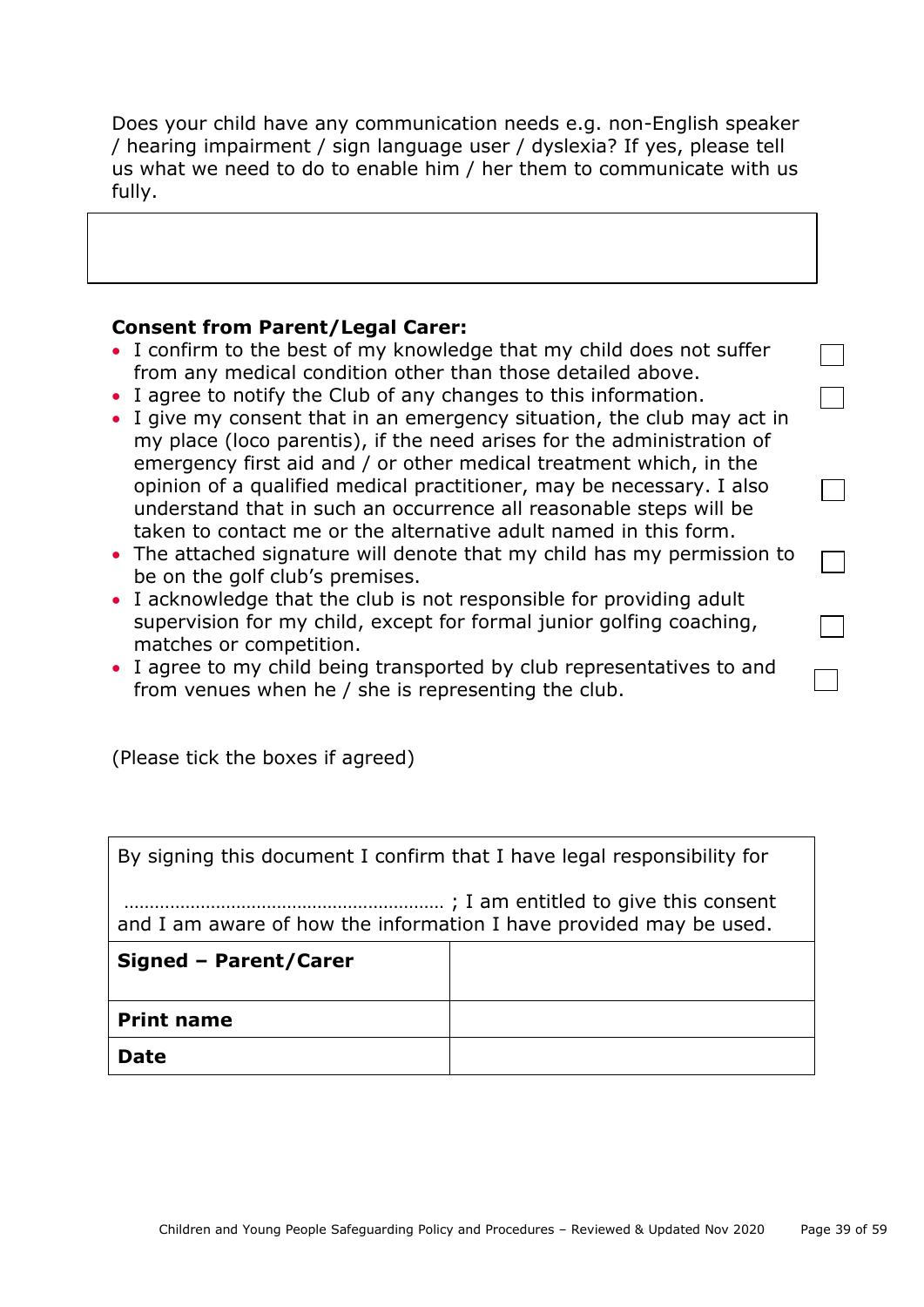Does your child have any communication needs e.g. non-English speaker / hearing impairment / sign language user / dyslexia? If yes, please tell us what we need to do to enable him / her them to communicate with us fully.

| |
|---|
| |

**Consent from Parent/Legal Carer:**

- I confirm to the best of my knowledge that my child does not suffer from any medical condition other than those detailed above. ☐
- I agree to notify the Club of any changes to this information. ☐
- I give my consent that in an emergency situation, the club may act in my place (loco parentis), if the need arises for the administration of emergency first aid and / or other medical treatment which, in the opinion of a qualified medical practitioner, may be necessary. I also understand that in such an occurrence all reasonable steps will be taken to contact me or the alternative adult named in this form. ☐
- The attached signature will denote that my child has my permission to be on the golf club's premises. ☐
- I acknowledge that the club is not responsible for providing adult supervision for my child, except for formal junior golfing coaching, matches or competition. ☐
- I agree to my child being transported by club representatives to and from venues when he / she is representing the club. ☐

(Please tick the boxes if agreed)

| By signing this document I confirm that I have legal responsibility for ……………………………………………………… ; I am entitled to give this consent and I am aware of how the information I have provided may be used. | |
|---|---|
| **Signed – Parent/Carer** | |
| **Print name** | |
| **Date** | |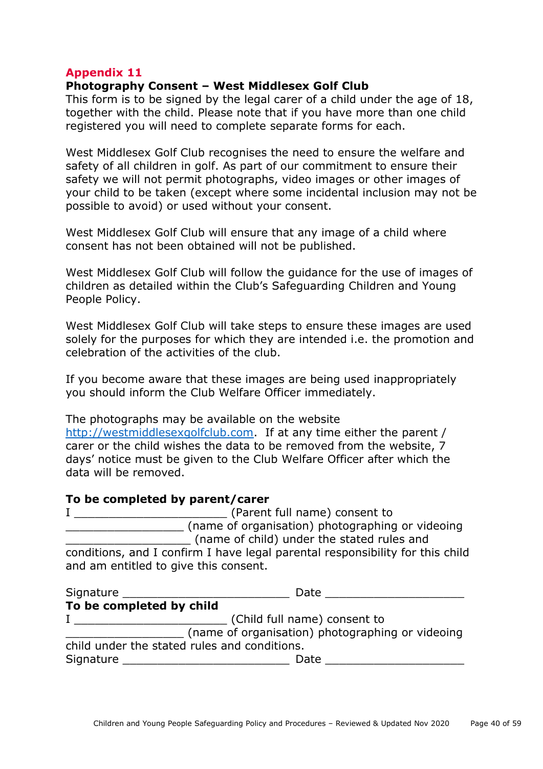## Appendix 11

**Photography Consent – West Middlesex Golf Club**

This form is to be signed by the legal carer of a child under the age of 18, together with the child. Please note that if you have more than one child registered you will need to complete separate forms for each.

West Middlesex Golf Club recognises the need to ensure the welfare and safety of all children in golf. As part of our commitment to ensure their safety we will not permit photographs, video images or other images of your child to be taken (except where some incidental inclusion may not be possible to avoid) or used without your consent.

West Middlesex Golf Club will ensure that any image of a child where consent has not been obtained will not be published.

West Middlesex Golf Club will follow the guidance for the use of images of children as detailed within the Club's Safeguarding Children and Young People Policy.

West Middlesex Golf Club will take steps to ensure these images are used solely for the purposes for which they are intended i.e. the promotion and celebration of the activities of the club.

If you become aware that these images are being used inappropriately you should inform the Club Welfare Officer immediately.

The photographs may be available on the website http://westmiddlesexgolfclub.com. If at any time either the parent / carer or the child wishes the data to be removed from the website, 7 days' notice must be given to the Club Welfare Officer after which the data will be removed.

**To be completed by parent/carer**

I _______________________ (Parent full name) consent to _________________ (name of organisation) photographing or videoing __________________ (name of child) under the stated rules and conditions, and I confirm I have legal parental responsibility for this child and am entitled to give this consent.

Signature _________________________ Date _____________________

**To be completed by child**

I _______________________ (Child full name) consent to _________________ (name of organisation) photographing or videoing child under the stated rules and conditions.

Signature _________________________ Date _____________________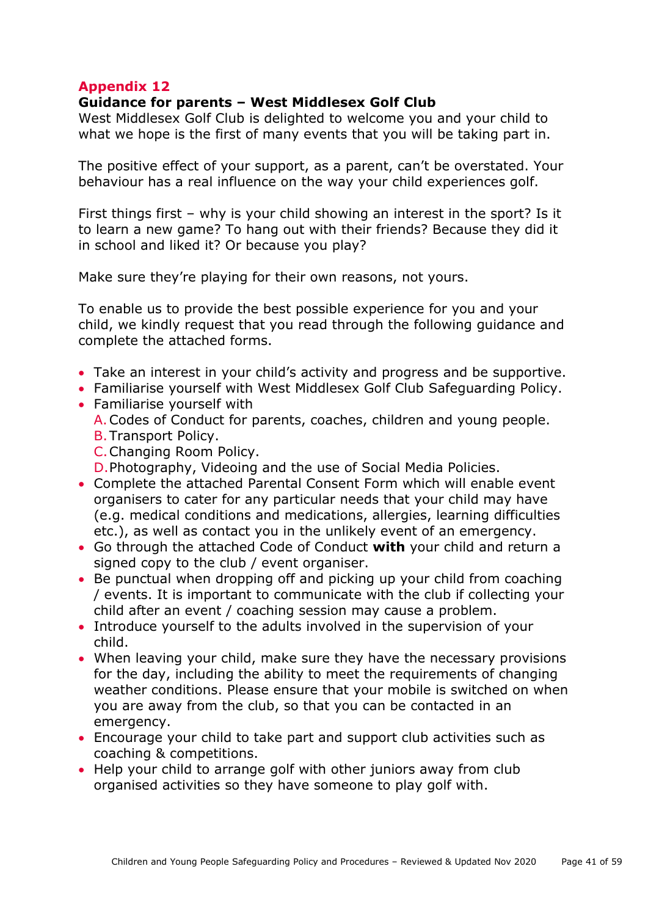## Appendix 12

**Guidance for parents – West Middlesex Golf Club**

West Middlesex Golf Club is delighted to welcome you and your child to what we hope is the first of many events that you will be taking part in.

The positive effect of your support, as a parent, can't be overstated. Your behaviour has a real influence on the way your child experiences golf.

First things first – why is your child showing an interest in the sport? Is it to learn a new game? To hang out with their friends? Because they did it in school and liked it? Or because you play?

Make sure they're playing for their own reasons, not yours.

To enable us to provide the best possible experience for you and your child, we kindly request that you read through the following guidance and complete the attached forms.

- Take an interest in your child's activity and progress and be supportive.
- Familiarise yourself with West Middlesex Golf Club Safeguarding Policy.
- Familiarise yourself with
  - A. Codes of Conduct for parents, coaches, children and young people.
  - B. Transport Policy.
  - C. Changing Room Policy.
  - D. Photography, Videoing and the use of Social Media Policies.
- Complete the attached Parental Consent Form which will enable event organisers to cater for any particular needs that your child may have (e.g. medical conditions and medications, allergies, learning difficulties etc.), as well as contact you in the unlikely event of an emergency.
- Go through the attached Code of Conduct **with** your child and return a signed copy to the club / event organiser.
- Be punctual when dropping off and picking up your child from coaching / events. It is important to communicate with the club if collecting your child after an event / coaching session may cause a problem.
- Introduce yourself to the adults involved in the supervision of your child.
- When leaving your child, make sure they have the necessary provisions for the day, including the ability to meet the requirements of changing weather conditions. Please ensure that your mobile is switched on when you are away from the club, so that you can be contacted in an emergency.
- Encourage your child to take part and support club activities such as coaching & competitions.
- Help your child to arrange golf with other juniors away from club organised activities so they have someone to play golf with.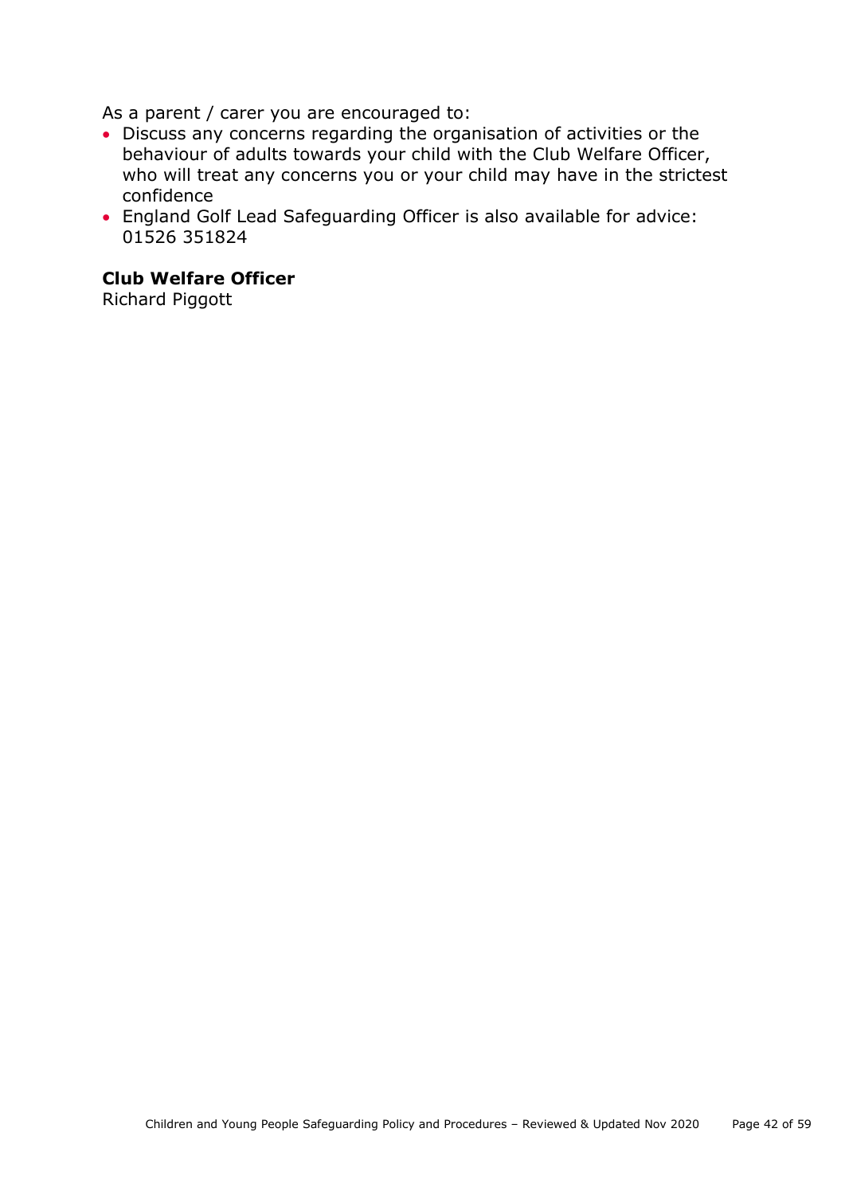As a parent / carer you are encouraged to:

- Discuss any concerns regarding the organisation of activities or the behaviour of adults towards your child with the Club Welfare Officer, who will treat any concerns you or your child may have in the strictest confidence
- England Golf Lead Safeguarding Officer is also available for advice: 01526 351824

**Club Welfare Officer**
Richard Piggott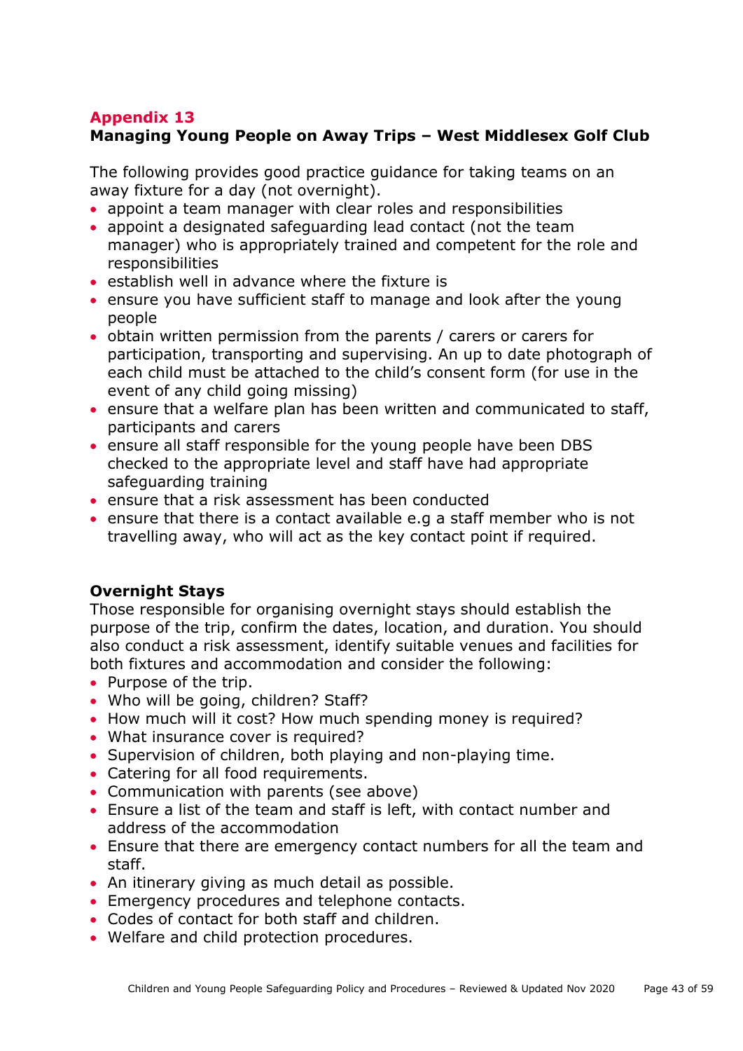## Appendix 13

### Managing Young People on Away Trips – West Middlesex Golf Club

The following provides good practice guidance for taking teams on an away fixture for a day (not overnight).

- appoint a team manager with clear roles and responsibilities
- appoint a designated safeguarding lead contact (not the team manager) who is appropriately trained and competent for the role and responsibilities
- establish well in advance where the fixture is
- ensure you have sufficient staff to manage and look after the young people
- obtain written permission from the parents / carers or carers for participation, transporting and supervising. An up to date photograph of each child must be attached to the child's consent form (for use in the event of any child going missing)
- ensure that a welfare plan has been written and communicated to staff, participants and carers
- ensure all staff responsible for the young people have been DBS checked to the appropriate level and staff have had appropriate safeguarding training
- ensure that a risk assessment has been conducted
- ensure that there is a contact available e.g a staff member who is not travelling away, who will act as the key contact point if required.

### Overnight Stays

Those responsible for organising overnight stays should establish the purpose of the trip, confirm the dates, location, and duration. You should also conduct a risk assessment, identify suitable venues and facilities for both fixtures and accommodation and consider the following:

- Purpose of the trip.
- Who will be going, children? Staff?
- How much will it cost? How much spending money is required?
- What insurance cover is required?
- Supervision of children, both playing and non-playing time.
- Catering for all food requirements.
- Communication with parents (see above)
- Ensure a list of the team and staff is left, with contact number and address of the accommodation
- Ensure that there are emergency contact numbers for all the team and staff.
- An itinerary giving as much detail as possible.
- Emergency procedures and telephone contacts.
- Codes of contact for both staff and children.
- Welfare and child protection procedures.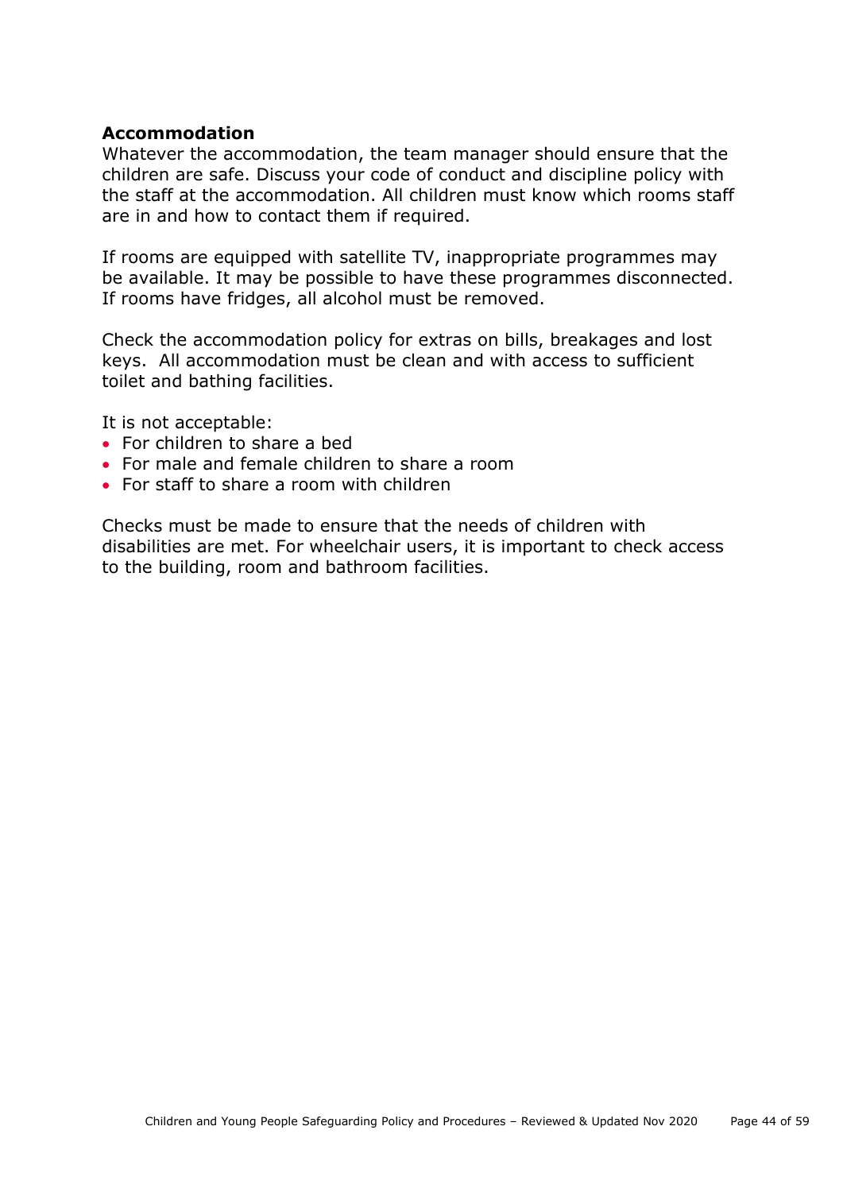**Accommodation**

Whatever the accommodation, the team manager should ensure that the children are safe. Discuss your code of conduct and discipline policy with the staff at the accommodation. All children must know which rooms staff are in and how to contact them if required.

If rooms are equipped with satellite TV, inappropriate programmes may be available. It may be possible to have these programmes disconnected. If rooms have fridges, all alcohol must be removed.

Check the accommodation policy for extras on bills, breakages and lost keys. All accommodation must be clean and with access to sufficient toilet and bathing facilities.

It is not acceptable:

- For children to share a bed
- For male and female children to share a room
- For staff to share a room with children

Checks must be made to ensure that the needs of children with disabilities are met. For wheelchair users, it is important to check access to the building, room and bathroom facilities.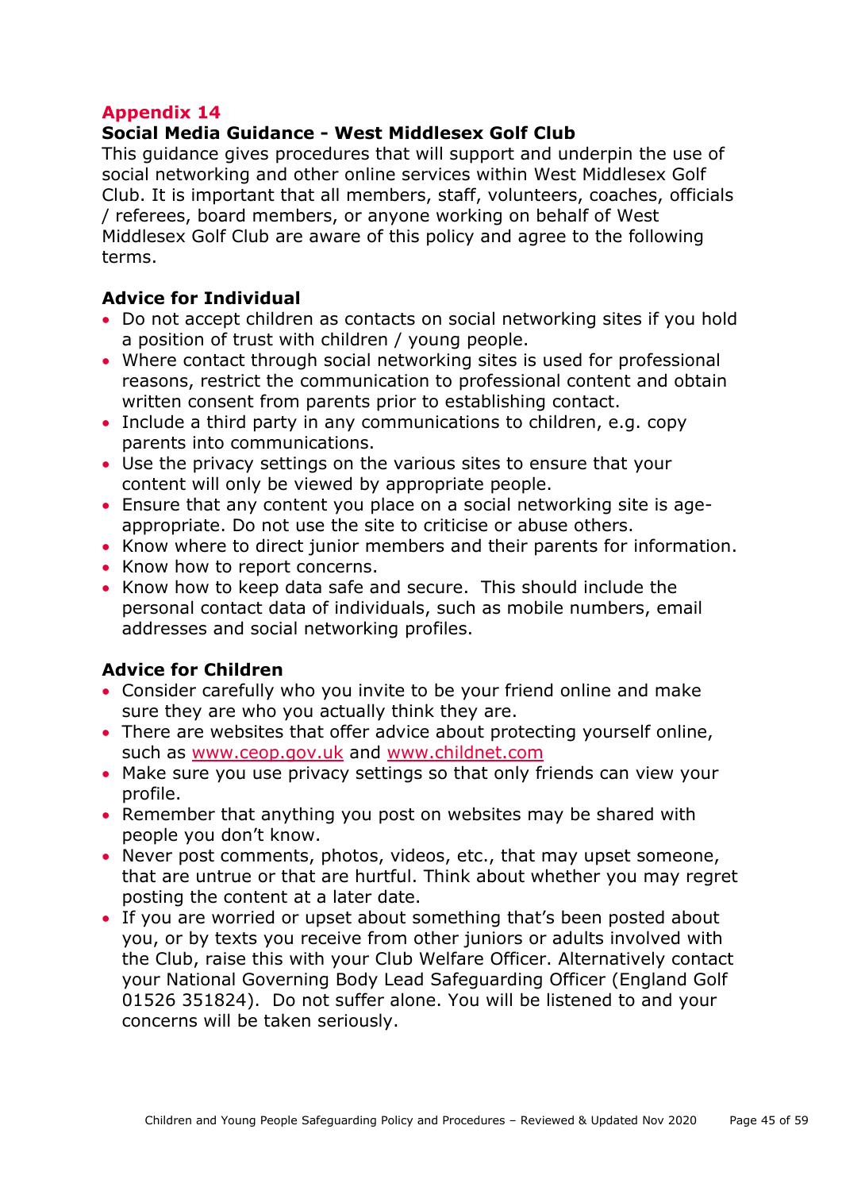## Appendix 14

**Social Media Guidance - West Middlesex Golf Club**

This guidance gives procedures that will support and underpin the use of social networking and other online services within West Middlesex Golf Club. It is important that all members, staff, volunteers, coaches, officials / referees, board members, or anyone working on behalf of West Middlesex Golf Club are aware of this policy and agree to the following terms.

### Advice for Individual

- Do not accept children as contacts on social networking sites if you hold a position of trust with children / young people.
- Where contact through social networking sites is used for professional reasons, restrict the communication to professional content and obtain written consent from parents prior to establishing contact.
- Include a third party in any communications to children, e.g. copy parents into communications.
- Use the privacy settings on the various sites to ensure that your content will only be viewed by appropriate people.
- Ensure that any content you place on a social networking site is age-appropriate. Do not use the site to criticise or abuse others.
- Know where to direct junior members and their parents for information.
- Know how to report concerns.
- Know how to keep data safe and secure. This should include the personal contact data of individuals, such as mobile numbers, email addresses and social networking profiles.

### Advice for Children

- Consider carefully who you invite to be your friend online and make sure they are who you actually think they are.
- There are websites that offer advice about protecting yourself online, such as www.ceop.gov.uk and www.childnet.com
- Make sure you use privacy settings so that only friends can view your profile.
- Remember that anything you post on websites may be shared with people you don't know.
- Never post comments, photos, videos, etc., that may upset someone, that are untrue or that are hurtful. Think about whether you may regret posting the content at a later date.
- If you are worried or upset about something that's been posted about you, or by texts you receive from other juniors or adults involved with the Club, raise this with your Club Welfare Officer. Alternatively contact your National Governing Body Lead Safeguarding Officer (England Golf 01526 351824). Do not suffer alone. You will be listened to and your concerns will be taken seriously.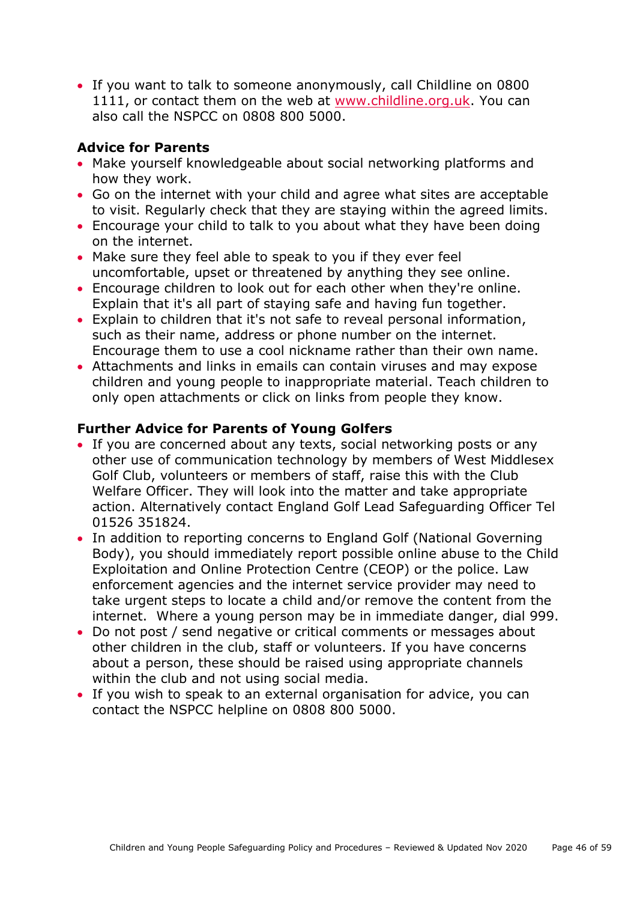- If you want to talk to someone anonymously, call Childline on 0800 1111, or contact them on the web at [www.childline.org.uk](http://www.childline.org.uk). You can also call the NSPCC on 0808 800 5000.

**Advice for Parents**

- Make yourself knowledgeable about social networking platforms and how they work.
- Go on the internet with your child and agree what sites are acceptable to visit. Regularly check that they are staying within the agreed limits.
- Encourage your child to talk to you about what they have been doing on the internet.
- Make sure they feel able to speak to you if they ever feel uncomfortable, upset or threatened by anything they see online.
- Encourage children to look out for each other when they're online. Explain that it's all part of staying safe and having fun together.
- Explain to children that it's not safe to reveal personal information, such as their name, address or phone number on the internet. Encourage them to use a cool nickname rather than their own name.
- Attachments and links in emails can contain viruses and may expose children and young people to inappropriate material. Teach children to only open attachments or click on links from people they know.

**Further Advice for Parents of Young Golfers**

- If you are concerned about any texts, social networking posts or any other use of communication technology by members of West Middlesex Golf Club, volunteers or members of staff, raise this with the Club Welfare Officer. They will look into the matter and take appropriate action. Alternatively contact England Golf Lead Safeguarding Officer Tel 01526 351824.
- In addition to reporting concerns to England Golf (National Governing Body), you should immediately report possible online abuse to the Child Exploitation and Online Protection Centre (CEOP) or the police. Law enforcement agencies and the internet service provider may need to take urgent steps to locate a child and/or remove the content from the internet. Where a young person may be in immediate danger, dial 999.
- Do not post / send negative or critical comments or messages about other children in the club, staff or volunteers. If you have concerns about a person, these should be raised using appropriate channels within the club and not using social media.
- If you wish to speak to an external organisation for advice, you can contact the NSPCC helpline on 0808 800 5000.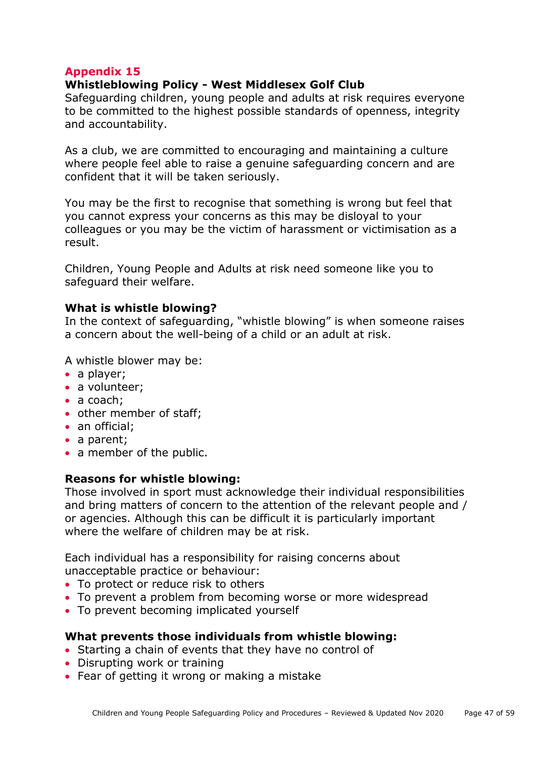## Appendix 15

### Whistleblowing Policy - West Middlesex Golf Club

Safeguarding children, young people and adults at risk requires everyone to be committed to the highest possible standards of openness, integrity and accountability.

As a club, we are committed to encouraging and maintaining a culture where people feel able to raise a genuine safeguarding concern and are confident that it will be taken seriously.

You may be the first to recognise that something is wrong but feel that you cannot express your concerns as this may be disloyal to your colleagues or you may be the victim of harassment or victimisation as a result.

Children, Young People and Adults at risk need someone like you to safeguard their welfare.

**What is whistle blowing?**

In the context of safeguarding, "whistle blowing" is when someone raises a concern about the well-being of a child or an adult at risk.

A whistle blower may be:

- a player;
- a volunteer;
- a coach;
- other member of staff;
- an official;
- a parent;
- a member of the public.

**Reasons for whistle blowing:**

Those involved in sport must acknowledge their individual responsibilities and bring matters of concern to the attention of the relevant people and / or agencies. Although this can be difficult it is particularly important where the welfare of children may be at risk.

Each individual has a responsibility for raising concerns about unacceptable practice or behaviour:

- To protect or reduce risk to others
- To prevent a problem from becoming worse or more widespread
- To prevent becoming implicated yourself

**What prevents those individuals from whistle blowing:**

- Starting a chain of events that they have no control of
- Disrupting work or training
- Fear of getting it wrong or making a mistake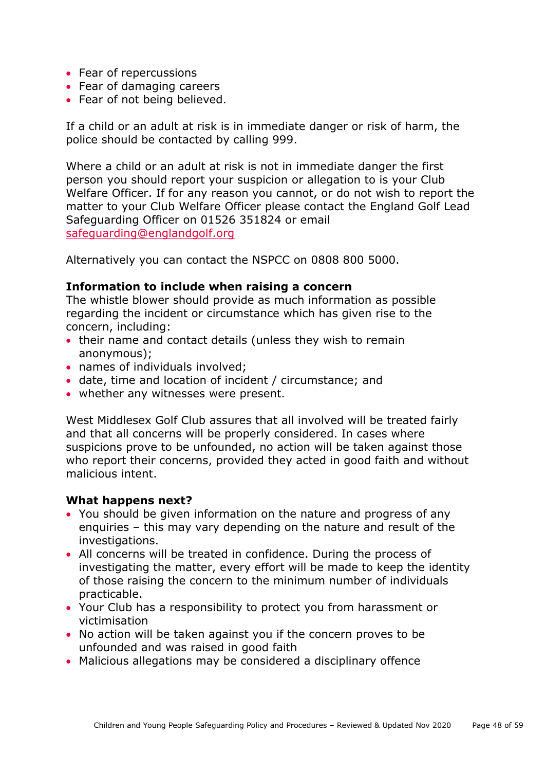- Fear of repercussions
- Fear of damaging careers
- Fear of not being believed.

If a child or an adult at risk is in immediate danger or risk of harm, the police should be contacted by calling 999.

Where a child or an adult at risk is not in immediate danger the first person you should report your suspicion or allegation to is your Club Welfare Officer. If for any reason you cannot, or do not wish to report the matter to your Club Welfare Officer please contact the England Golf Lead Safeguarding Officer on 01526 351824 or email safeguarding@englandgolf.org

Alternatively you can contact the NSPCC on 0808 800 5000.

**Information to include when raising a concern**
The whistle blower should provide as much information as possible regarding the incident or circumstance which has given rise to the concern, including:

- their name and contact details (unless they wish to remain anonymous);
- names of individuals involved;
- date, time and location of incident / circumstance; and
- whether any witnesses were present.

West Middlesex Golf Club assures that all involved will be treated fairly and that all concerns will be properly considered. In cases where suspicions prove to be unfounded, no action will be taken against those who report their concerns, provided they acted in good faith and without malicious intent.

**What happens next?**

- You should be given information on the nature and progress of any enquiries – this may vary depending on the nature and result of the investigations.
- All concerns will be treated in confidence. During the process of investigating the matter, every effort will be made to keep the identity of those raising the concern to the minimum number of individuals practicable.
- Your Club has a responsibility to protect you from harassment or victimisation
- No action will be taken against you if the concern proves to be unfounded and was raised in good faith
- Malicious allegations may be considered a disciplinary offence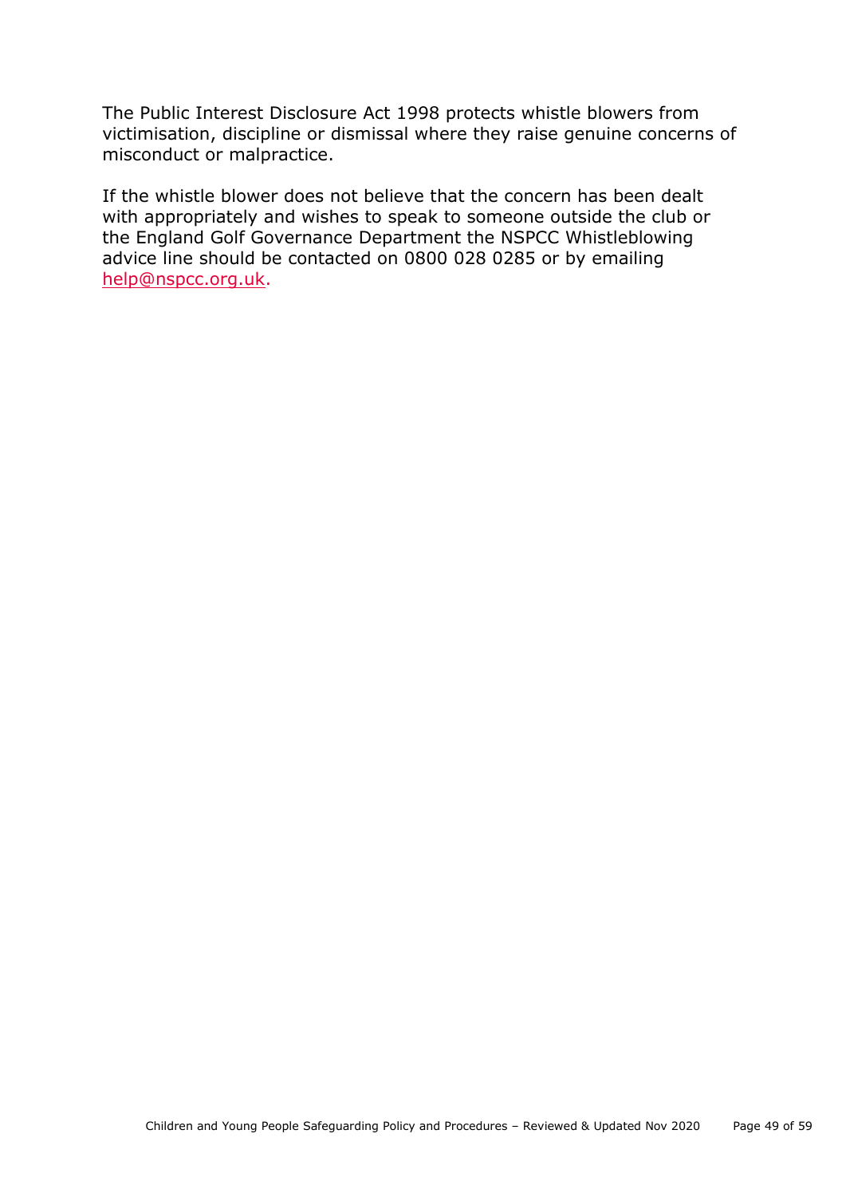The Public Interest Disclosure Act 1998 protects whistle blowers from victimisation, discipline or dismissal where they raise genuine concerns of misconduct or malpractice.

If the whistle blower does not believe that the concern has been dealt with appropriately and wishes to speak to someone outside the club or the England Golf Governance Department the NSPCC Whistleblowing advice line should be contacted on 0800 028 0285 or by emailing help@nspcc.org.uk.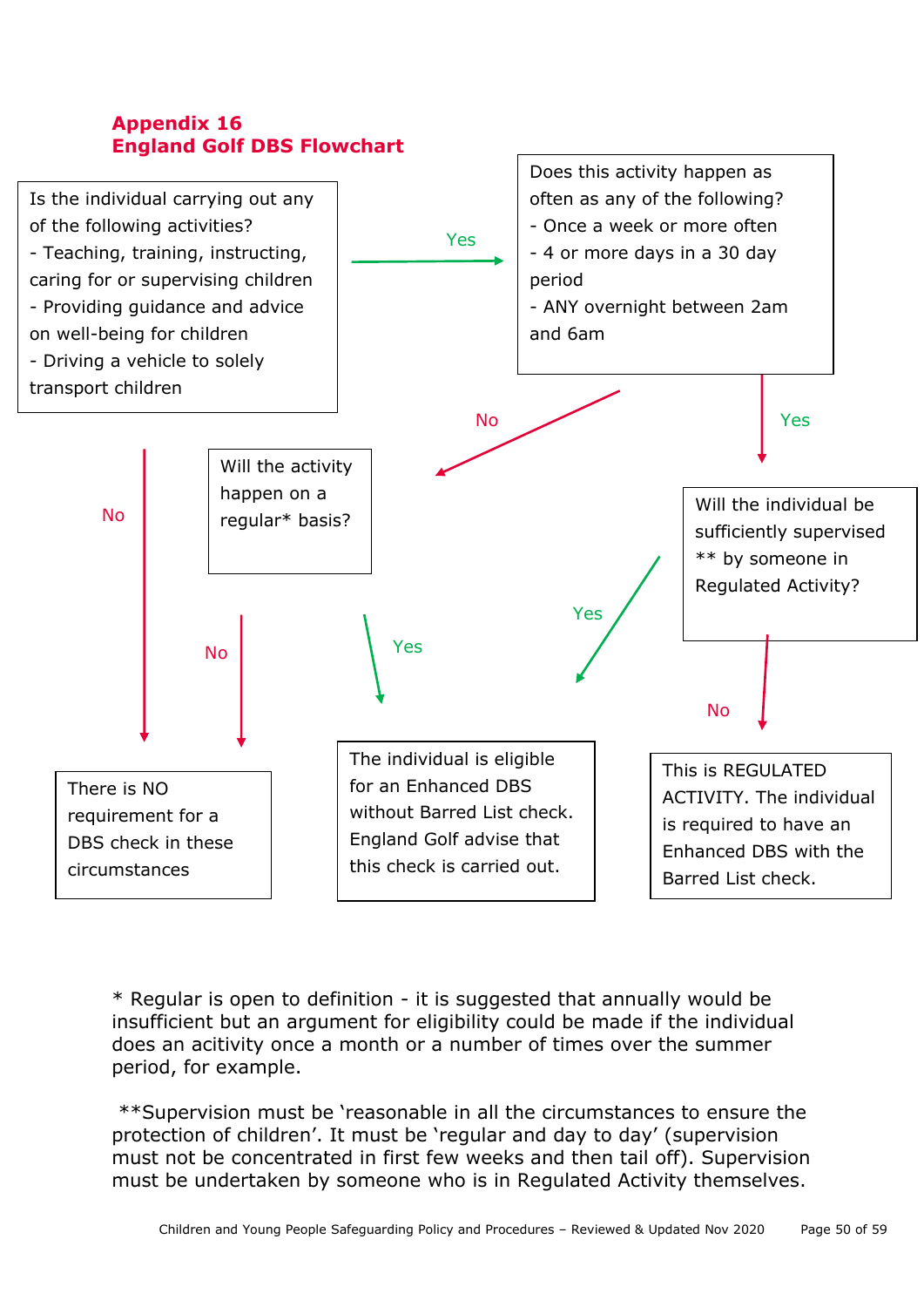## Appendix 16
## England Golf DBS Flowchart

Is the individual carrying out any of the following activities?
- Teaching, training, instructing, caring for or supervising children
- Providing guidance and advice on well-being for children
- Driving a vehicle to solely transport children

Yes →

Does this activity happen as often as any of the following?
- Once a week or more often
- 4 or more days in a 30 day period
- ANY overnight between 2am and 6am

No ↓

Yes ↓

No ↙

Will the activity happen on a regular* basis?

Will the individual be sufficiently supervised ** by someone in Regulated Activity?

No ↓

Yes ↓

Yes ↙

No ↓

There is NO requirement for a DBS check in these circumstances

The individual is eligible for an Enhanced DBS without Barred List check. England Golf advise that this check is carried out.

This is REGULATED ACTIVITY. The individual is required to have an Enhanced DBS with the Barred List check.

\* Regular is open to definition - it is suggested that annually would be insufficient but an argument for eligibility could be made if the individual does an acitivity once a month or a number of times over the summer period, for example.

\*\*Supervision must be 'reasonable in all the circumstances to ensure the protection of children'. It must be 'regular and day to day' (supervision must not be concentrated in first few weeks and then tail off). Supervision must be undertaken by someone who is in Regulated Activity themselves.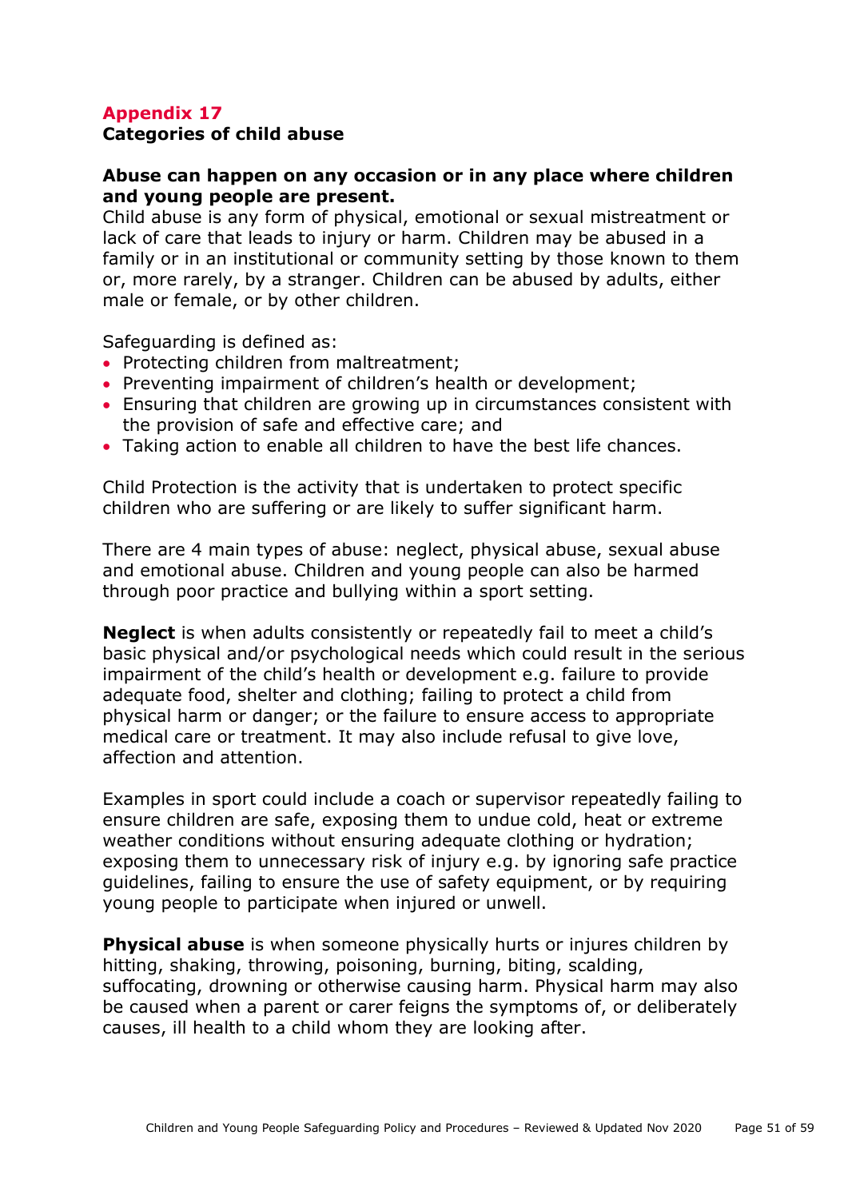## Appendix 17

### Categories of child abuse

**Abuse can happen on any occasion or in any place where children and young people are present.**

Child abuse is any form of physical, emotional or sexual mistreatment or lack of care that leads to injury or harm. Children may be abused in a family or in an institutional or community setting by those known to them or, more rarely, by a stranger. Children can be abused by adults, either male or female, or by other children.

Safeguarding is defined as:

- Protecting children from maltreatment;
- Preventing impairment of children's health or development;
- Ensuring that children are growing up in circumstances consistent with the provision of safe and effective care; and
- Taking action to enable all children to have the best life chances.

Child Protection is the activity that is undertaken to protect specific children who are suffering or are likely to suffer significant harm.

There are 4 main types of abuse: neglect, physical abuse, sexual abuse and emotional abuse. Children and young people can also be harmed through poor practice and bullying within a sport setting.

**Neglect** is when adults consistently or repeatedly fail to meet a child's basic physical and/or psychological needs which could result in the serious impairment of the child's health or development e.g. failure to provide adequate food, shelter and clothing; failing to protect a child from physical harm or danger; or the failure to ensure access to appropriate medical care or treatment. It may also include refusal to give love, affection and attention.

Examples in sport could include a coach or supervisor repeatedly failing to ensure children are safe, exposing them to undue cold, heat or extreme weather conditions without ensuring adequate clothing or hydration; exposing them to unnecessary risk of injury e.g. by ignoring safe practice guidelines, failing to ensure the use of safety equipment, or by requiring young people to participate when injured or unwell.

**Physical abuse** is when someone physically hurts or injures children by hitting, shaking, throwing, poisoning, burning, biting, scalding, suffocating, drowning or otherwise causing harm. Physical harm may also be caused when a parent or carer feigns the symptoms of, or deliberately causes, ill health to a child whom they are looking after.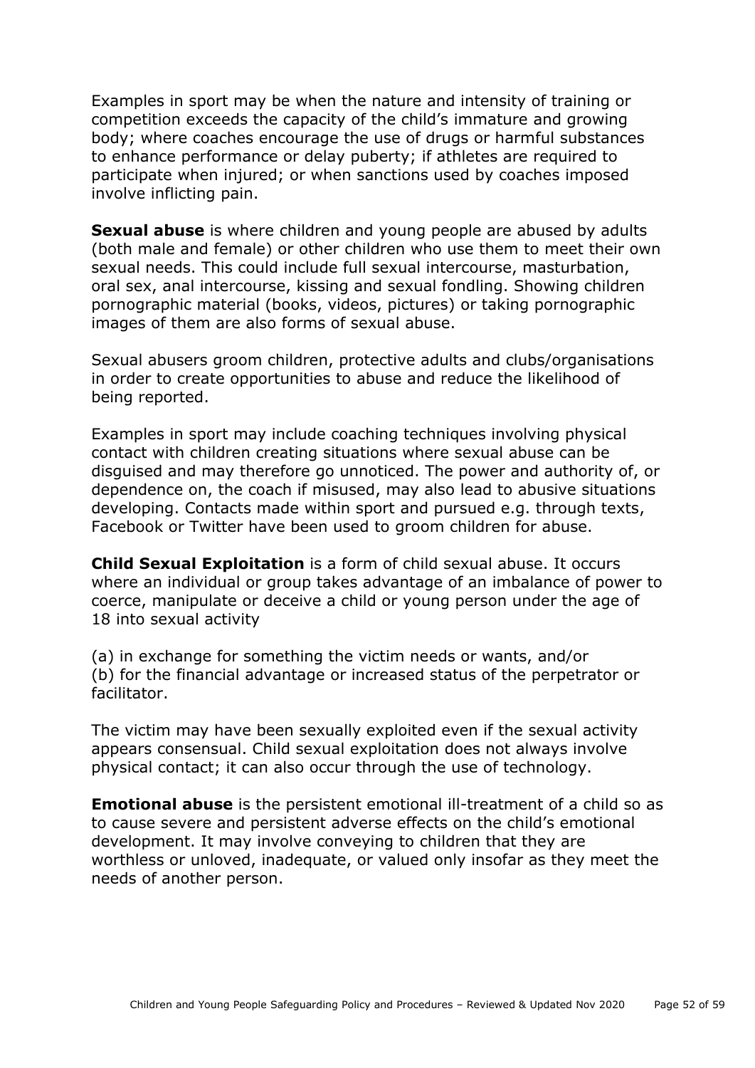Examples in sport may be when the nature and intensity of training or competition exceeds the capacity of the child's immature and growing body; where coaches encourage the use of drugs or harmful substances to enhance performance or delay puberty; if athletes are required to participate when injured; or when sanctions used by coaches imposed involve inflicting pain.

**Sexual abuse** is where children and young people are abused by adults (both male and female) or other children who use them to meet their own sexual needs. This could include full sexual intercourse, masturbation, oral sex, anal intercourse, kissing and sexual fondling. Showing children pornographic material (books, videos, pictures) or taking pornographic images of them are also forms of sexual abuse.

Sexual abusers groom children, protective adults and clubs/organisations in order to create opportunities to abuse and reduce the likelihood of being reported.

Examples in sport may include coaching techniques involving physical contact with children creating situations where sexual abuse can be disguised and may therefore go unnoticed. The power and authority of, or dependence on, the coach if misused, may also lead to abusive situations developing. Contacts made within sport and pursued e.g. through texts, Facebook or Twitter have been used to groom children for abuse.

**Child Sexual Exploitation** is a form of child sexual abuse. It occurs where an individual or group takes advantage of an imbalance of power to coerce, manipulate or deceive a child or young person under the age of 18 into sexual activity

(a) in exchange for something the victim needs or wants, and/or
(b) for the financial advantage or increased status of the perpetrator or facilitator.

The victim may have been sexually exploited even if the sexual activity appears consensual. Child sexual exploitation does not always involve physical contact; it can also occur through the use of technology.

**Emotional abuse** is the persistent emotional ill-treatment of a child so as to cause severe and persistent adverse effects on the child's emotional development. It may involve conveying to children that they are worthless or unloved, inadequate, or valued only insofar as they meet the needs of another person.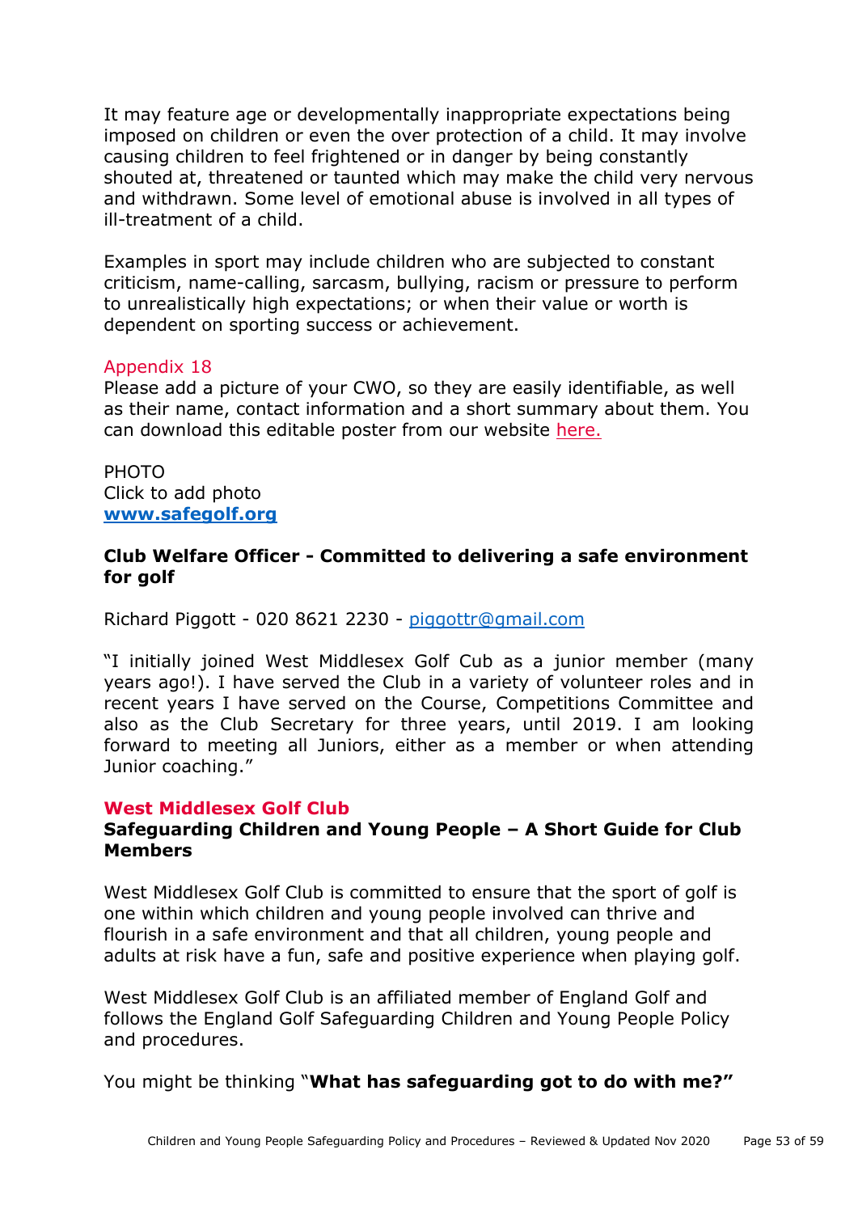It may feature age or developmentally inappropriate expectations being imposed on children or even the over protection of a child. It may involve causing children to feel frightened or in danger by being constantly shouted at, threatened or taunted which may make the child very nervous and withdrawn. Some level of emotional abuse is involved in all types of ill-treatment of a child.

Examples in sport may include children who are subjected to constant criticism, name-calling, sarcasm, bullying, racism or pressure to perform to unrealistically high expectations; or when their value or worth is dependent on sporting success or achievement.

## Appendix 18

Please add a picture of your CWO, so they are easily identifiable, as well as their name, contact information and a short summary about them. You can download this editable poster from our website here.

PHOTO
Click to add photo
**www.safegolf.org**

**Club Welfare Officer - Committed to delivering a safe environment for golf**

Richard Piggott - 020 8621 2230 - piggottr@gmail.com

"I initially joined West Middlesex Golf Cub as a junior member (many years ago!). I have served the Club in a variety of volunteer roles and in recent years I have served on the Course, Competitions Committee and also as the Club Secretary for three years, until 2019. I am looking forward to meeting all Juniors, either as a member or when attending Junior coaching."

## West Middlesex Golf Club

### Safeguarding Children and Young People – A Short Guide for Club Members

West Middlesex Golf Club is committed to ensure that the sport of golf is one within which children and young people involved can thrive and flourish in a safe environment and that all children, young people and adults at risk have a fun, safe and positive experience when playing golf.

West Middlesex Golf Club is an affiliated member of England Golf and follows the England Golf Safeguarding Children and Young People Policy and procedures.

You might be thinking "**What has safeguarding got to do with me?"**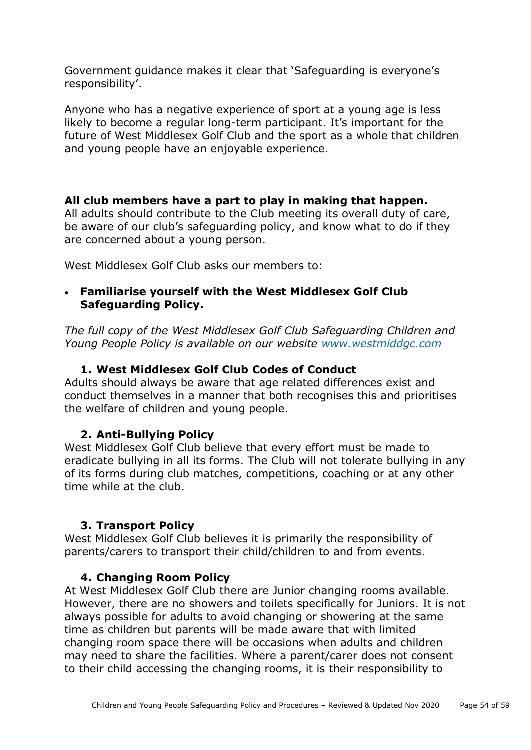Government guidance makes it clear that 'Safeguarding is everyone's responsibility'.

Anyone who has a negative experience of sport at a young age is less likely to become a regular long-term participant. It's important for the future of West Middlesex Golf Club and the sport as a whole that children and young people have an enjoyable experience.

**All club members have a part to play in making that happen.**
All adults should contribute to the Club meeting its overall duty of care, be aware of our club's safeguarding policy, and know what to do if they are concerned about a young person.

West Middlesex Golf Club asks our members to:

- **Familiarise yourself with the West Middlesex Golf Club Safeguarding Policy.**

*The full copy of the West Middlesex Golf Club Safeguarding Children and Young People Policy is available on our website [www.westmiddgc.com](www.westmiddgc.com)*

**1. West Middlesex Golf Club Codes of Conduct**

Adults should always be aware that age related differences exist and conduct themselves in a manner that both recognises this and prioritises the welfare of children and young people.

**2. Anti-Bullying Policy**

West Middlesex Golf Club believe that every effort must be made to eradicate bullying in all its forms. The Club will not tolerate bullying in any of its forms during club matches, competitions, coaching or at any other time while at the club.

**3. Transport Policy**

West Middlesex Golf Club believes it is primarily the responsibility of parents/carers to transport their child/children to and from events.

**4. Changing Room Policy**

At West Middlesex Golf Club there are Junior changing rooms available. However, there are no showers and toilets specifically for Juniors. It is not always possible for adults to avoid changing or showering at the same time as children but parents will be made aware that with limited changing room space there will be occasions when adults and children may need to share the facilities. Where a parent/carer does not consent to their child accessing the changing rooms, it is their responsibility to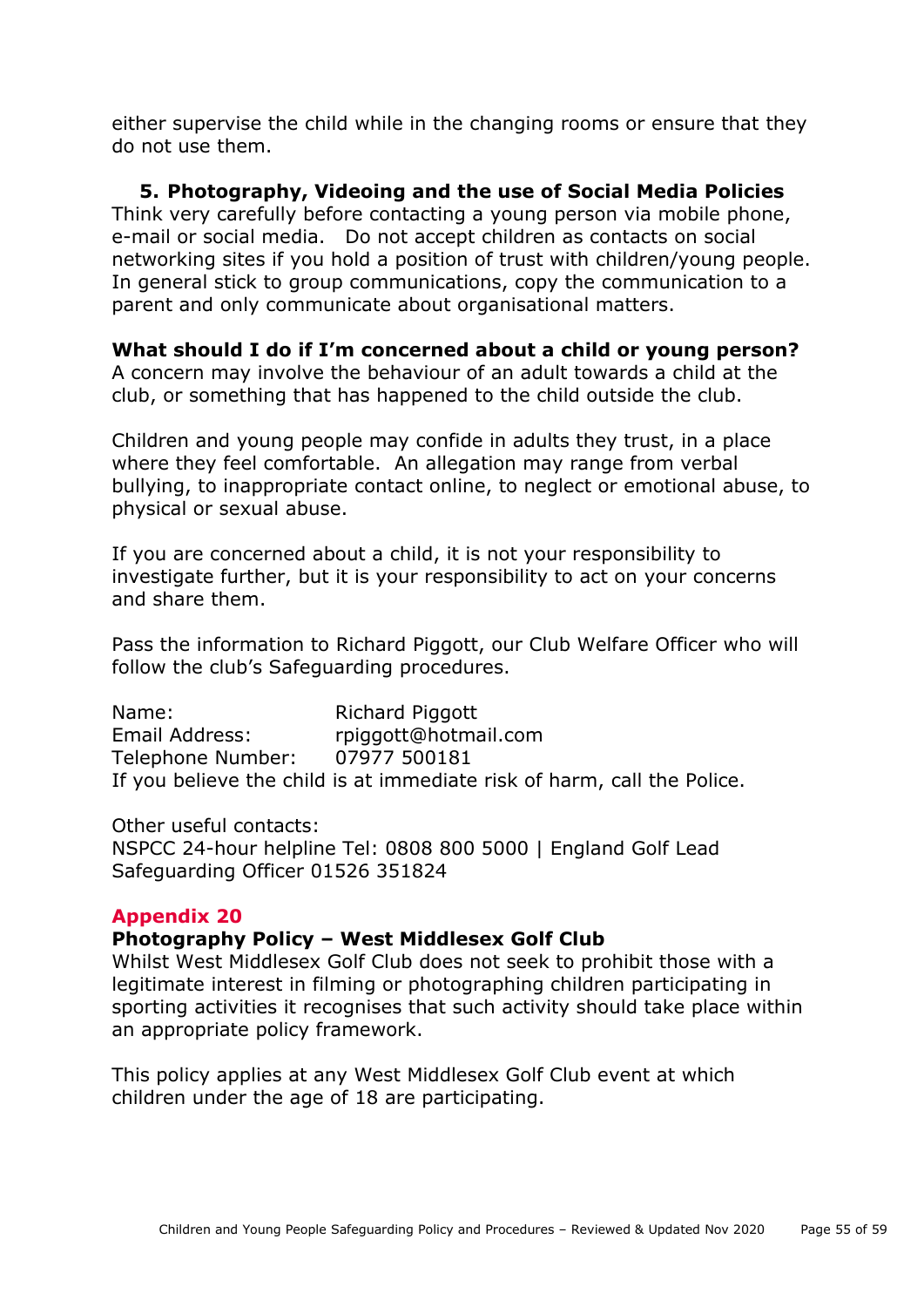either supervise the child while in the changing rooms or ensure that they do not use them.

### 5. Photography, Videoing and the use of Social Media Policies

Think very carefully before contacting a young person via mobile phone, e-mail or social media. Do not accept children as contacts on social networking sites if you hold a position of trust with children/young people. In general stick to group communications, copy the communication to a parent and only communicate about organisational matters.

**What should I do if I'm concerned about a child or young person?**

A concern may involve the behaviour of an adult towards a child at the club, or something that has happened to the child outside the club.

Children and young people may confide in adults they trust, in a place where they feel comfortable. An allegation may range from verbal bullying, to inappropriate contact online, to neglect or emotional abuse, to physical or sexual abuse.

If you are concerned about a child, it is not your responsibility to investigate further, but it is your responsibility to act on your concerns and share them.

Pass the information to Richard Piggott, our Club Welfare Officer who will follow the club's Safeguarding procedures.

Name: Richard Piggott
Email Address: rpiggott@hotmail.com
Telephone Number: 07977 500181
If you believe the child is at immediate risk of harm, call the Police.

Other useful contacts:
NSPCC 24-hour helpline Tel: 0808 800 5000 | England Golf Lead Safeguarding Officer 01526 351824

## Appendix 20

**Photography Policy – West Middlesex Golf Club**

Whilst West Middlesex Golf Club does not seek to prohibit those with a legitimate interest in filming or photographing children participating in sporting activities it recognises that such activity should take place within an appropriate policy framework.

This policy applies at any West Middlesex Golf Club event at which children under the age of 18 are participating.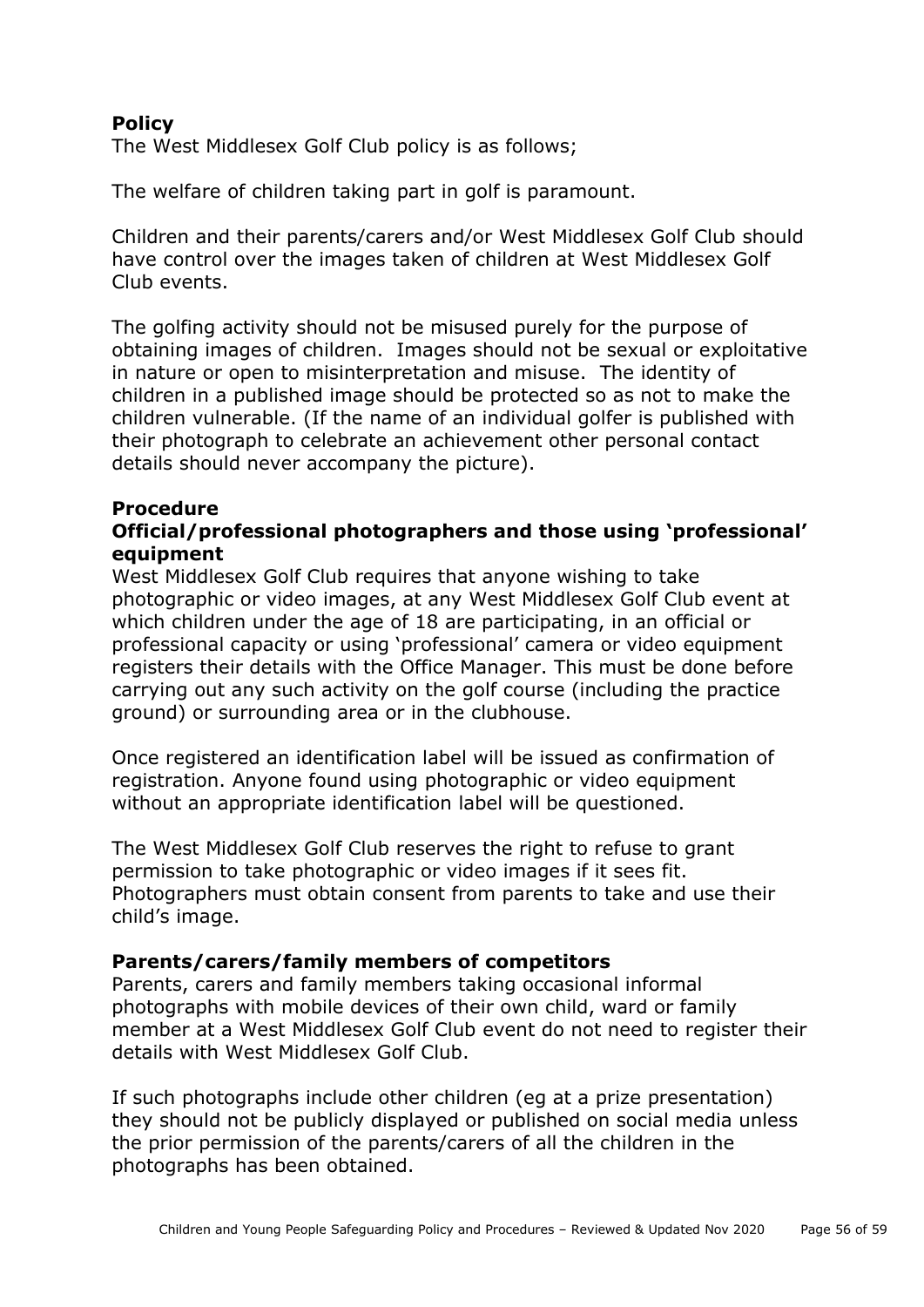**Policy**

The West Middlesex Golf Club policy is as follows;

The welfare of children taking part in golf is paramount.

Children and their parents/carers and/or West Middlesex Golf Club should have control over the images taken of children at West Middlesex Golf Club events.

The golfing activity should not be misused purely for the purpose of obtaining images of children. Images should not be sexual or exploitative in nature or open to misinterpretation and misuse. The identity of children in a published image should be protected so as not to make the children vulnerable. (If the name of an individual golfer is published with their photograph to celebrate an achievement other personal contact details should never accompany the picture).

**Procedure**

**Official/professional photographers and those using 'professional' equipment**

West Middlesex Golf Club requires that anyone wishing to take photographic or video images, at any West Middlesex Golf Club event at which children under the age of 18 are participating, in an official or professional capacity or using 'professional' camera or video equipment registers their details with the Office Manager. This must be done before carrying out any such activity on the golf course (including the practice ground) or surrounding area or in the clubhouse.

Once registered an identification label will be issued as confirmation of registration. Anyone found using photographic or video equipment without an appropriate identification label will be questioned.

The West Middlesex Golf Club reserves the right to refuse to grant permission to take photographic or video images if it sees fit. Photographers must obtain consent from parents to take and use their child's image.

**Parents/carers/family members of competitors**

Parents, carers and family members taking occasional informal photographs with mobile devices of their own child, ward or family member at a West Middlesex Golf Club event do not need to register their details with West Middlesex Golf Club.

If such photographs include other children (eg at a prize presentation) they should not be publicly displayed or published on social media unless the prior permission of the parents/carers of all the children in the photographs has been obtained.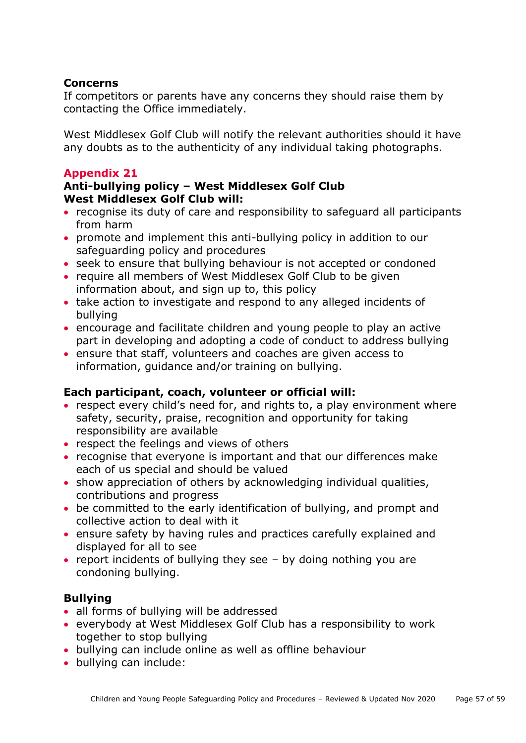**Concerns**

If competitors or parents have any concerns they should raise them by contacting the Office immediately.

West Middlesex Golf Club will notify the relevant authorities should it have any doubts as to the authenticity of any individual taking photographs.

## Appendix 21

**Anti-bullying policy – West Middlesex Golf Club**

**West Middlesex Golf Club will:**

- recognise its duty of care and responsibility to safeguard all participants from harm
- promote and implement this anti-bullying policy in addition to our safeguarding policy and procedures
- seek to ensure that bullying behaviour is not accepted or condoned
- require all members of West Middlesex Golf Club to be given information about, and sign up to, this policy
- take action to investigate and respond to any alleged incidents of bullying
- encourage and facilitate children and young people to play an active part in developing and adopting a code of conduct to address bullying
- ensure that staff, volunteers and coaches are given access to information, guidance and/or training on bullying.

**Each participant, coach, volunteer or official will:**

- respect every child's need for, and rights to, a play environment where safety, security, praise, recognition and opportunity for taking responsibility are available
- respect the feelings and views of others
- recognise that everyone is important and that our differences make each of us special and should be valued
- show appreciation of others by acknowledging individual qualities, contributions and progress
- be committed to the early identification of bullying, and prompt and collective action to deal with it
- ensure safety by having rules and practices carefully explained and displayed for all to see
- report incidents of bullying they see – by doing nothing you are condoning bullying.

**Bullying**

- all forms of bullying will be addressed
- everybody at West Middlesex Golf Club has a responsibility to work together to stop bullying
- bullying can include online as well as offline behaviour
- bullying can include: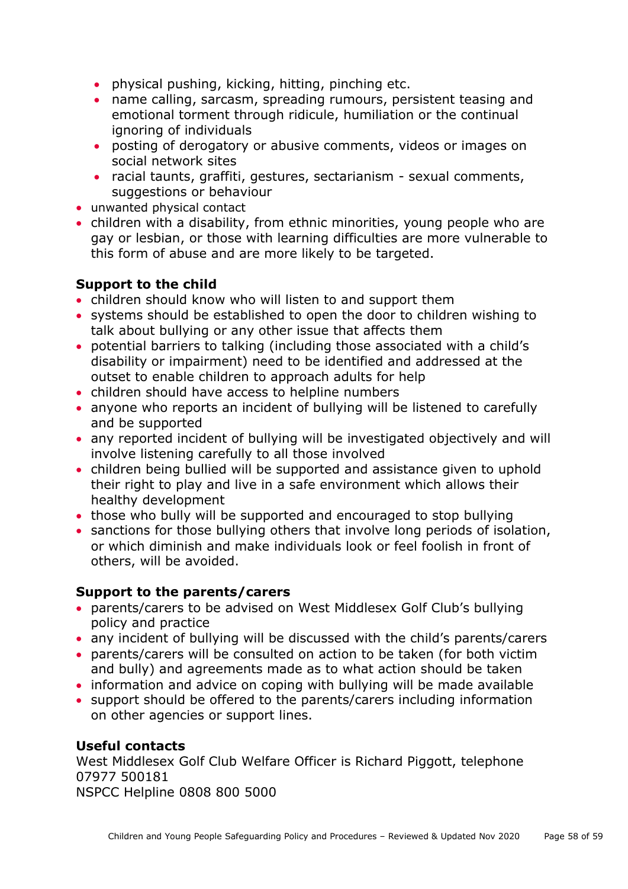- physical pushing, kicking, hitting, pinching etc.
  - name calling, sarcasm, spreading rumours, persistent teasing and emotional torment through ridicule, humiliation or the continual ignoring of individuals
  - posting of derogatory or abusive comments, videos or images on social network sites
  - racial taunts, graffiti, gestures, sectarianism - sexual comments, suggestions or behaviour
- unwanted physical contact
- children with a disability, from ethnic minorities, young people who are gay or lesbian, or those with learning difficulties are more vulnerable to this form of abuse and are more likely to be targeted.

**Support to the child**

- children should know who will listen to and support them
- systems should be established to open the door to children wishing to talk about bullying or any other issue that affects them
- potential barriers to talking (including those associated with a child's disability or impairment) need to be identified and addressed at the outset to enable children to approach adults for help
- children should have access to helpline numbers
- anyone who reports an incident of bullying will be listened to carefully and be supported
- any reported incident of bullying will be investigated objectively and will involve listening carefully to all those involved
- children being bullied will be supported and assistance given to uphold their right to play and live in a safe environment which allows their healthy development
- those who bully will be supported and encouraged to stop bullying
- sanctions for those bullying others that involve long periods of isolation, or which diminish and make individuals look or feel foolish in front of others, will be avoided.

**Support to the parents/carers**

- parents/carers to be advised on West Middlesex Golf Club's bullying policy and practice
- any incident of bullying will be discussed with the child's parents/carers
- parents/carers will be consulted on action to be taken (for both victim and bully) and agreements made as to what action should be taken
- information and advice on coping with bullying will be made available
- support should be offered to the parents/carers including information on other agencies or support lines.

**Useful contacts**

West Middlesex Golf Club Welfare Officer is Richard Piggott, telephone 07977 500181

NSPCC Helpline 0808 800 5000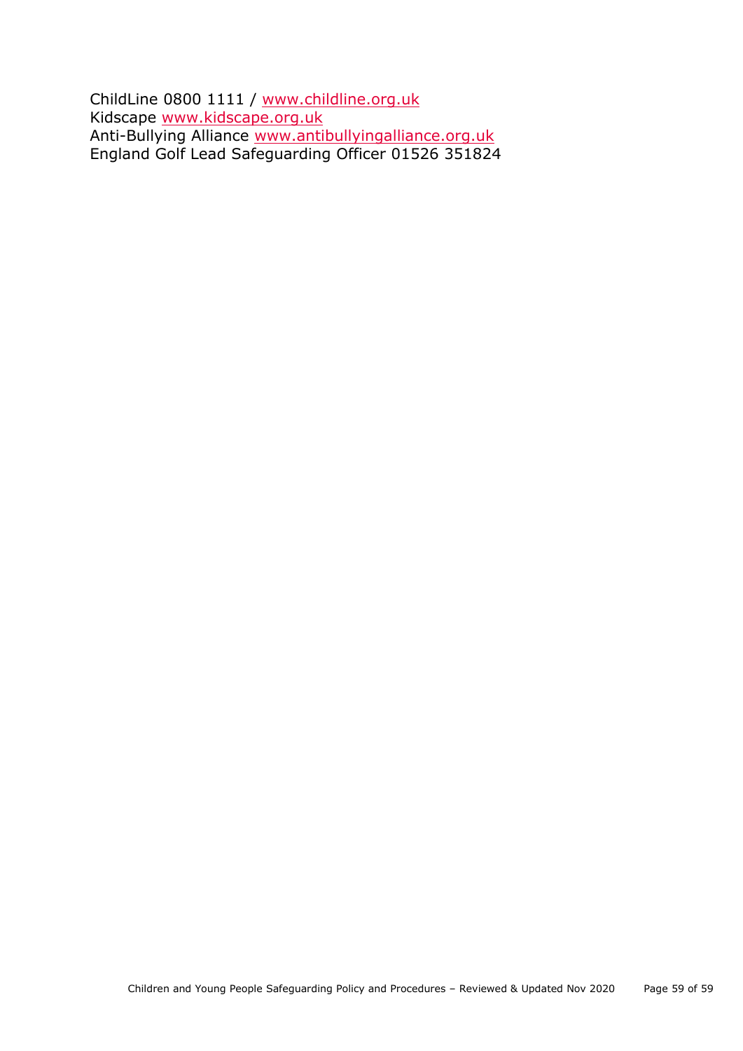ChildLine 0800 1111 / www.childline.org.uk
Kidscape www.kidscape.org.uk
Anti-Bullying Alliance www.antibullyingalliance.org.uk
England Golf Lead Safeguarding Officer 01526 351824